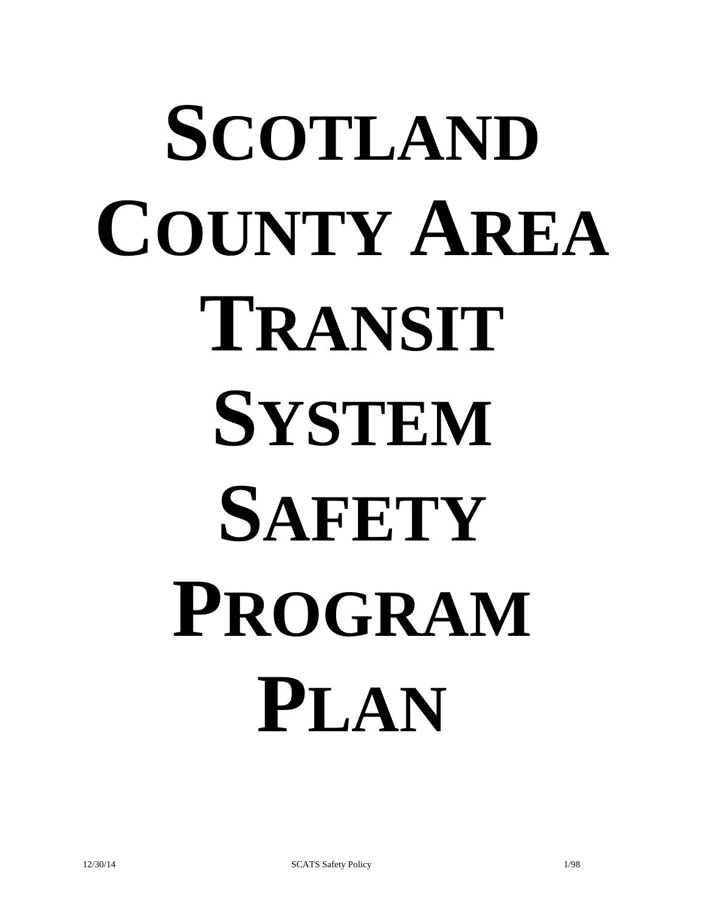# Scotland County Area Transit System Safety Program Plan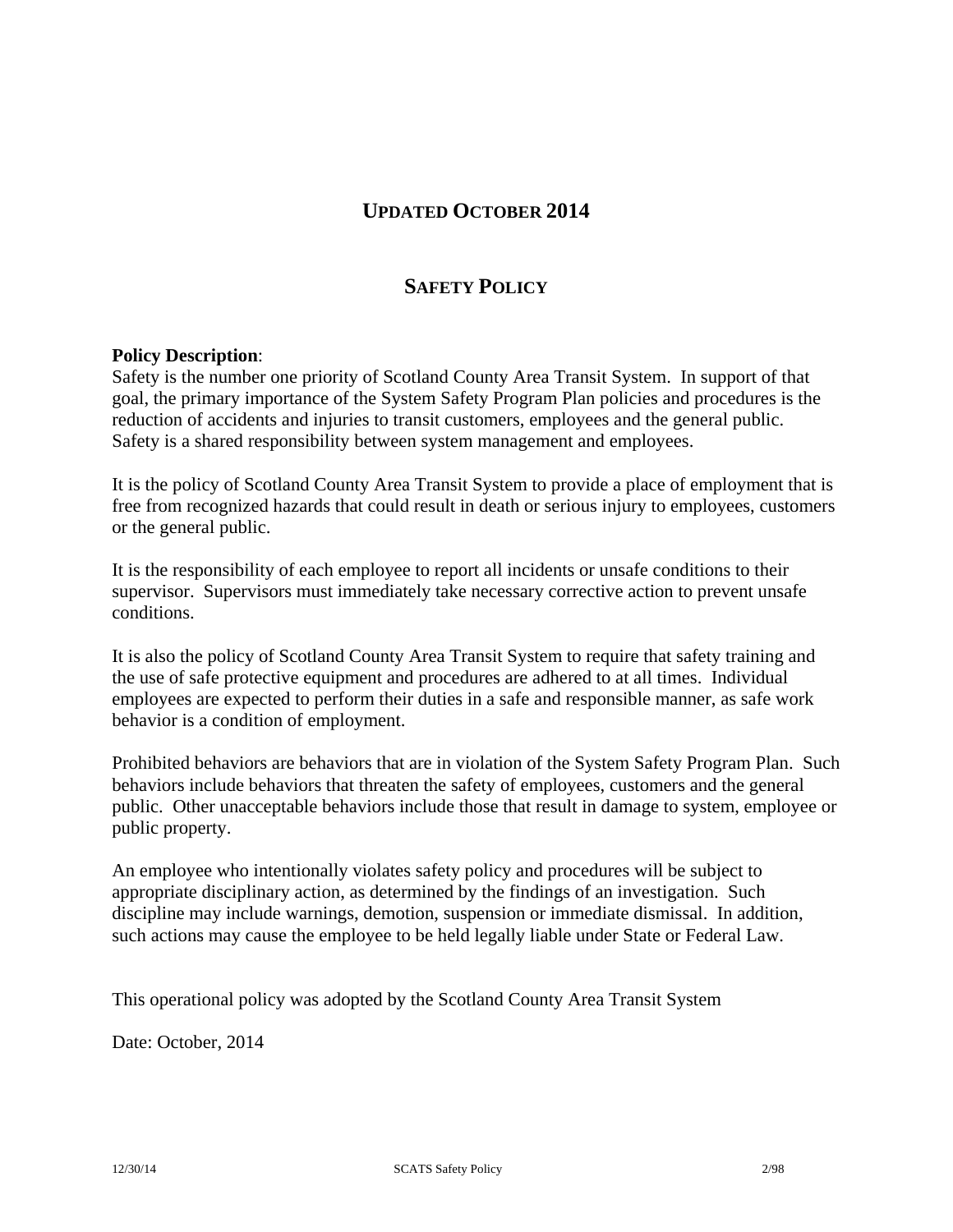## UPDATED OCTOBER 2014

## SAFETY POLICY

**Policy Description**:
Safety is the number one priority of Scotland County Area Transit System. In support of that goal, the primary importance of the System Safety Program Plan policies and procedures is the reduction of accidents and injuries to transit customers, employees and the general public. Safety is a shared responsibility between system management and employees.

It is the policy of Scotland County Area Transit System to provide a place of employment that is free from recognized hazards that could result in death or serious injury to employees, customers or the general public.

It is the responsibility of each employee to report all incidents or unsafe conditions to their supervisor. Supervisors must immediately take necessary corrective action to prevent unsafe conditions.

It is also the policy of Scotland County Area Transit System to require that safety training and the use of safe protective equipment and procedures are adhered to at all times. Individual employees are expected to perform their duties in a safe and responsible manner, as safe work behavior is a condition of employment.

Prohibited behaviors are behaviors that are in violation of the System Safety Program Plan. Such behaviors include behaviors that threaten the safety of employees, customers and the general public. Other unacceptable behaviors include those that result in damage to system, employee or public property.

An employee who intentionally violates safety policy and procedures will be subject to appropriate disciplinary action, as determined by the findings of an investigation. Such discipline may include warnings, demotion, suspension or immediate dismissal. In addition, such actions may cause the employee to be held legally liable under State or Federal Law.

This operational policy was adopted by the Scotland County Area Transit System

Date: October, 2014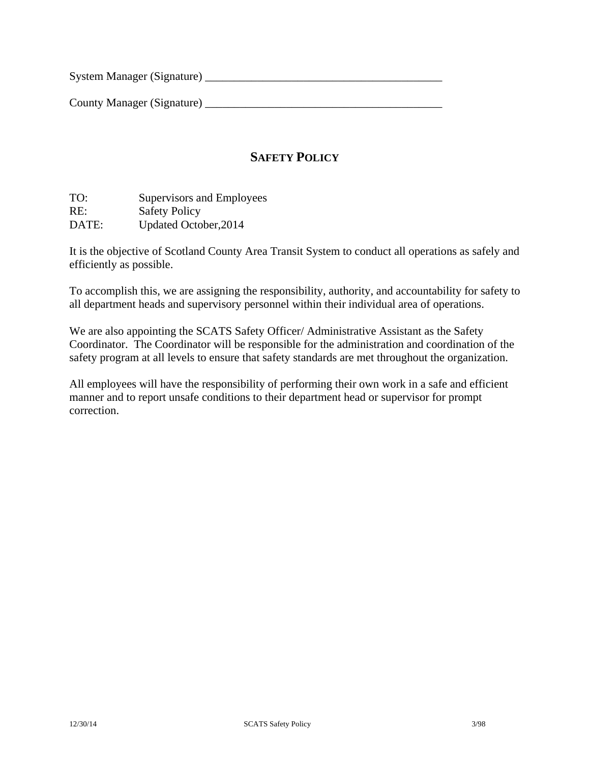System Manager (Signature) __________________________________________

County Manager (Signature) __________________________________________

## SAFETY POLICY

TO: Supervisors and Employees
RE: Safety Policy
DATE: Updated October,2014

It is the objective of Scotland County Area Transit System to conduct all operations as safely and efficiently as possible.

To accomplish this, we are assigning the responsibility, authority, and accountability for safety to all department heads and supervisory personnel within their individual area of operations.

We are also appointing the SCATS Safety Officer/ Administrative Assistant as the Safety Coordinator. The Coordinator will be responsible for the administration and coordination of the safety program at all levels to ensure that safety standards are met throughout the organization.

All employees will have the responsibility of performing their own work in a safe and efficient manner and to report unsafe conditions to their department head or supervisor for prompt correction.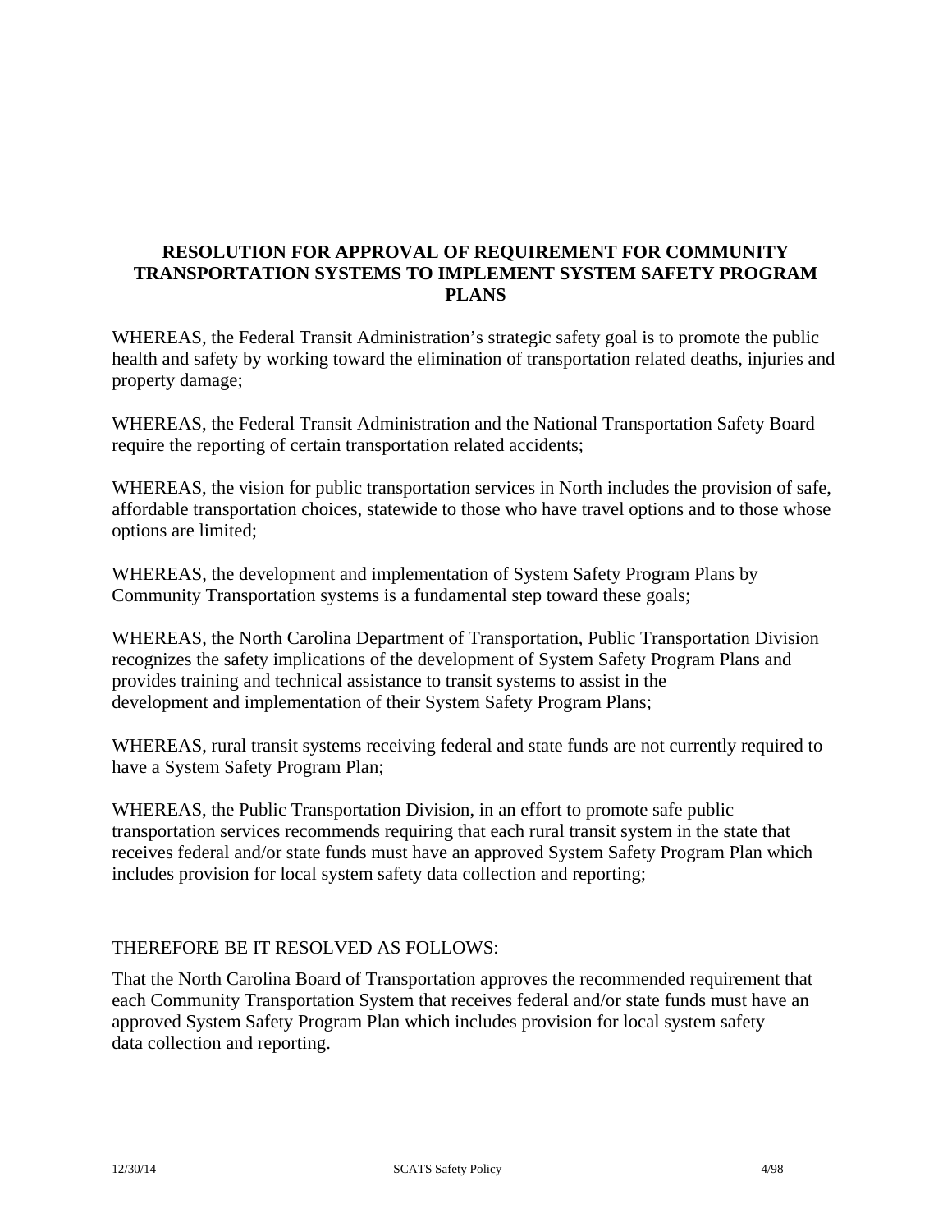## RESOLUTION FOR APPROVAL OF REQUIREMENT FOR COMMUNITY TRANSPORTATION SYSTEMS TO IMPLEMENT SYSTEM SAFETY PROGRAM PLANS

WHEREAS, the Federal Transit Administration's strategic safety goal is to promote the public health and safety by working toward the elimination of transportation related deaths, injuries and property damage;

WHEREAS, the Federal Transit Administration and the National Transportation Safety Board require the reporting of certain transportation related accidents;

WHEREAS, the vision for public transportation services in North includes the provision of safe, affordable transportation choices, statewide to those who have travel options and to those whose options are limited;

WHEREAS, the development and implementation of System Safety Program Plans by Community Transportation systems is a fundamental step toward these goals;

WHEREAS, the North Carolina Department of Transportation, Public Transportation Division recognizes the safety implications of the development of System Safety Program Plans and provides training and technical assistance to transit systems to assist in the development and implementation of their System Safety Program Plans;

WHEREAS, rural transit systems receiving federal and state funds are not currently required to have a System Safety Program Plan;

WHEREAS, the Public Transportation Division, in an effort to promote safe public transportation services recommends requiring that each rural transit system in the state that receives federal and/or state funds must have an approved System Safety Program Plan which includes provision for local system safety data collection and reporting;

THEREFORE BE IT RESOLVED AS FOLLOWS:

That the North Carolina Board of Transportation approves the recommended requirement that each Community Transportation System that receives federal and/or state funds must have an approved System Safety Program Plan which includes provision for local system safety data collection and reporting.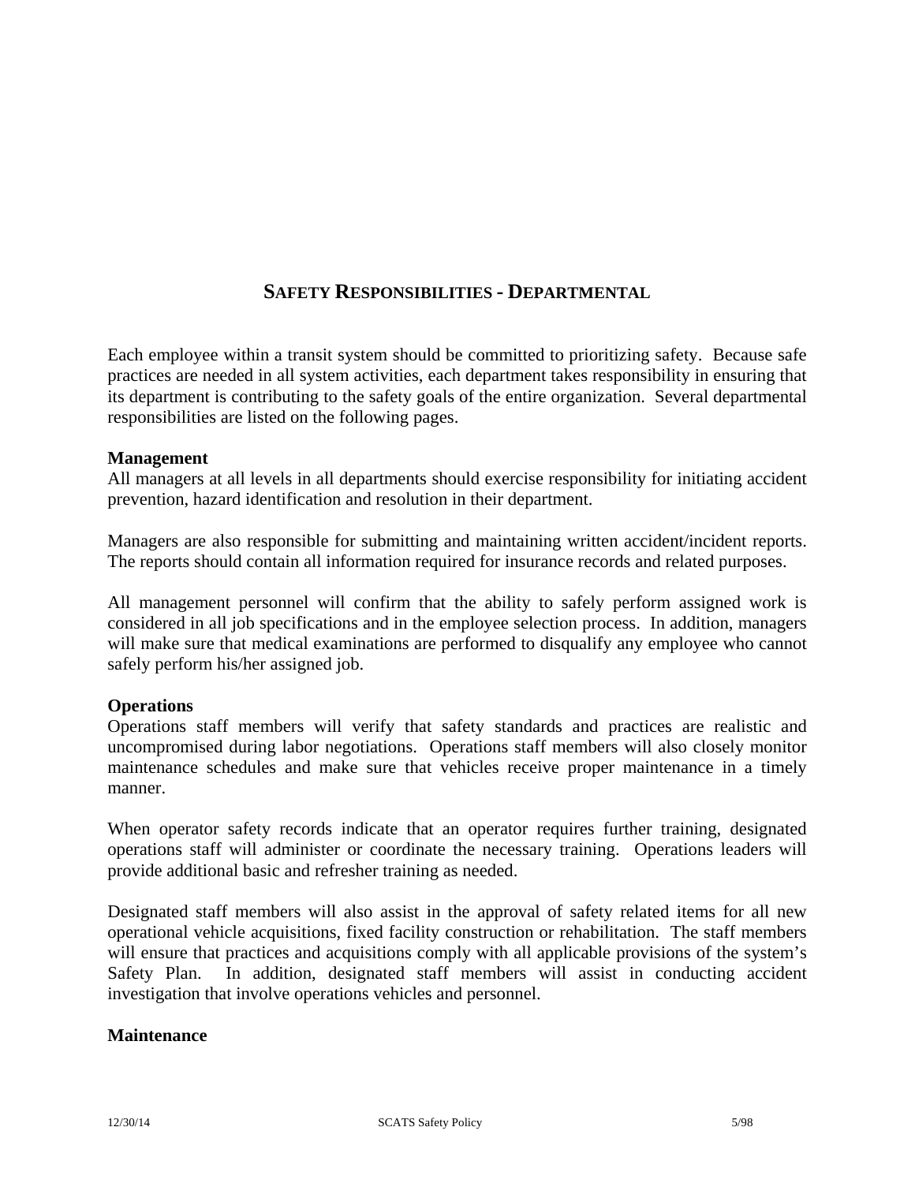## SAFETY RESPONSIBILITIES - DEPARTMENTAL

Each employee within a transit system should be committed to prioritizing safety. Because safe practices are needed in all system activities, each department takes responsibility in ensuring that its department is contributing to the safety goals of the entire organization. Several departmental responsibilities are listed on the following pages.

**Management**

All managers at all levels in all departments should exercise responsibility for initiating accident prevention, hazard identification and resolution in their department.

Managers are also responsible for submitting and maintaining written accident/incident reports. The reports should contain all information required for insurance records and related purposes.

All management personnel will confirm that the ability to safely perform assigned work is considered in all job specifications and in the employee selection process. In addition, managers will make sure that medical examinations are performed to disqualify any employee who cannot safely perform his/her assigned job.

**Operations**

Operations staff members will verify that safety standards and practices are realistic and uncompromised during labor negotiations. Operations staff members will also closely monitor maintenance schedules and make sure that vehicles receive proper maintenance in a timely manner.

When operator safety records indicate that an operator requires further training, designated operations staff will administer or coordinate the necessary training. Operations leaders will provide additional basic and refresher training as needed.

Designated staff members will also assist in the approval of safety related items for all new operational vehicle acquisitions, fixed facility construction or rehabilitation. The staff members will ensure that practices and acquisitions comply with all applicable provisions of the system's Safety Plan. In addition, designated staff members will assist in conducting accident investigation that involve operations vehicles and personnel.

**Maintenance**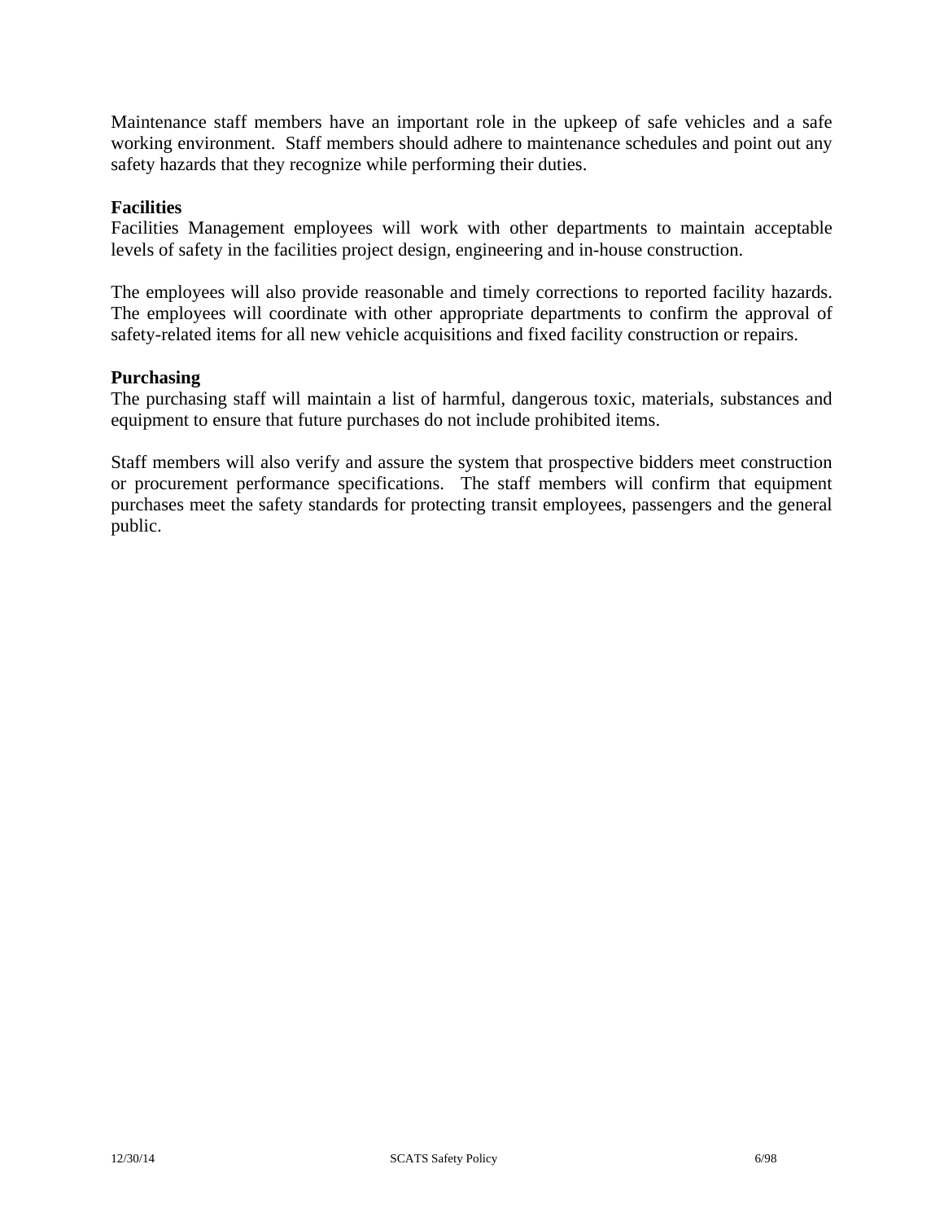Maintenance staff members have an important role in the upkeep of safe vehicles and a safe working environment. Staff members should adhere to maintenance schedules and point out any safety hazards that they recognize while performing their duties.

**Facilities**

Facilities Management employees will work with other departments to maintain acceptable levels of safety in the facilities project design, engineering and in-house construction.

The employees will also provide reasonable and timely corrections to reported facility hazards. The employees will coordinate with other appropriate departments to confirm the approval of safety-related items for all new vehicle acquisitions and fixed facility construction or repairs.

**Purchasing**

The purchasing staff will maintain a list of harmful, dangerous toxic, materials, substances and equipment to ensure that future purchases do not include prohibited items.

Staff members will also verify and assure the system that prospective bidders meet construction or procurement performance specifications. The staff members will confirm that equipment purchases meet the safety standards for protecting transit employees, passengers and the general public.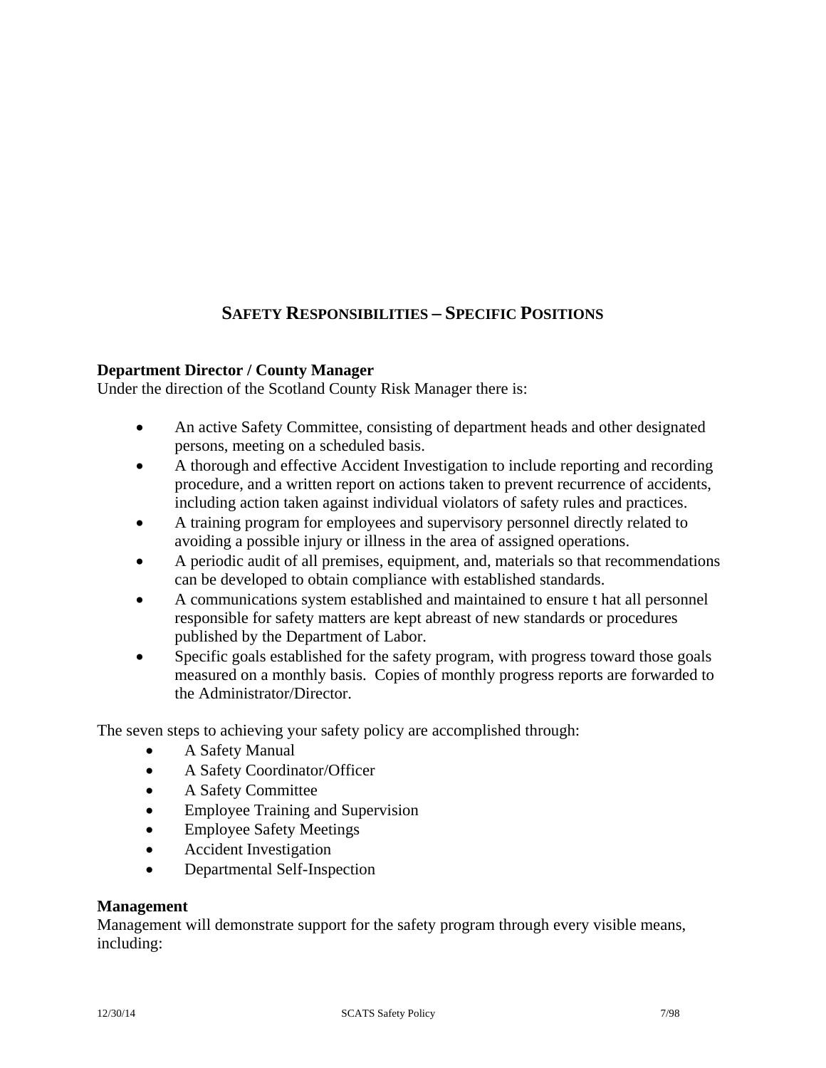## SAFETY RESPONSIBILITIES – SPECIFIC POSITIONS

**Department Director / County Manager**
Under the direction of the Scotland County Risk Manager there is:

- An active Safety Committee, consisting of department heads and other designated persons, meeting on a scheduled basis.
- A thorough and effective Accident Investigation to include reporting and recording procedure, and a written report on actions taken to prevent recurrence of accidents, including action taken against individual violators of safety rules and practices.
- A training program for employees and supervisory personnel directly related to avoiding a possible injury or illness in the area of assigned operations.
- A periodic audit of all premises, equipment, and, materials so that recommendations can be developed to obtain compliance with established standards.
- A communications system established and maintained to ensure t hat all personnel responsible for safety matters are kept abreast of new standards or procedures published by the Department of Labor.
- Specific goals established for the safety program, with progress toward those goals measured on a monthly basis. Copies of monthly progress reports are forwarded to the Administrator/Director.

The seven steps to achieving your safety policy are accomplished through:

- A Safety Manual
- A Safety Coordinator/Officer
- A Safety Committee
- Employee Training and Supervision
- Employee Safety Meetings
- Accident Investigation
- Departmental Self-Inspection

**Management**
Management will demonstrate support for the safety program through every visible means, including: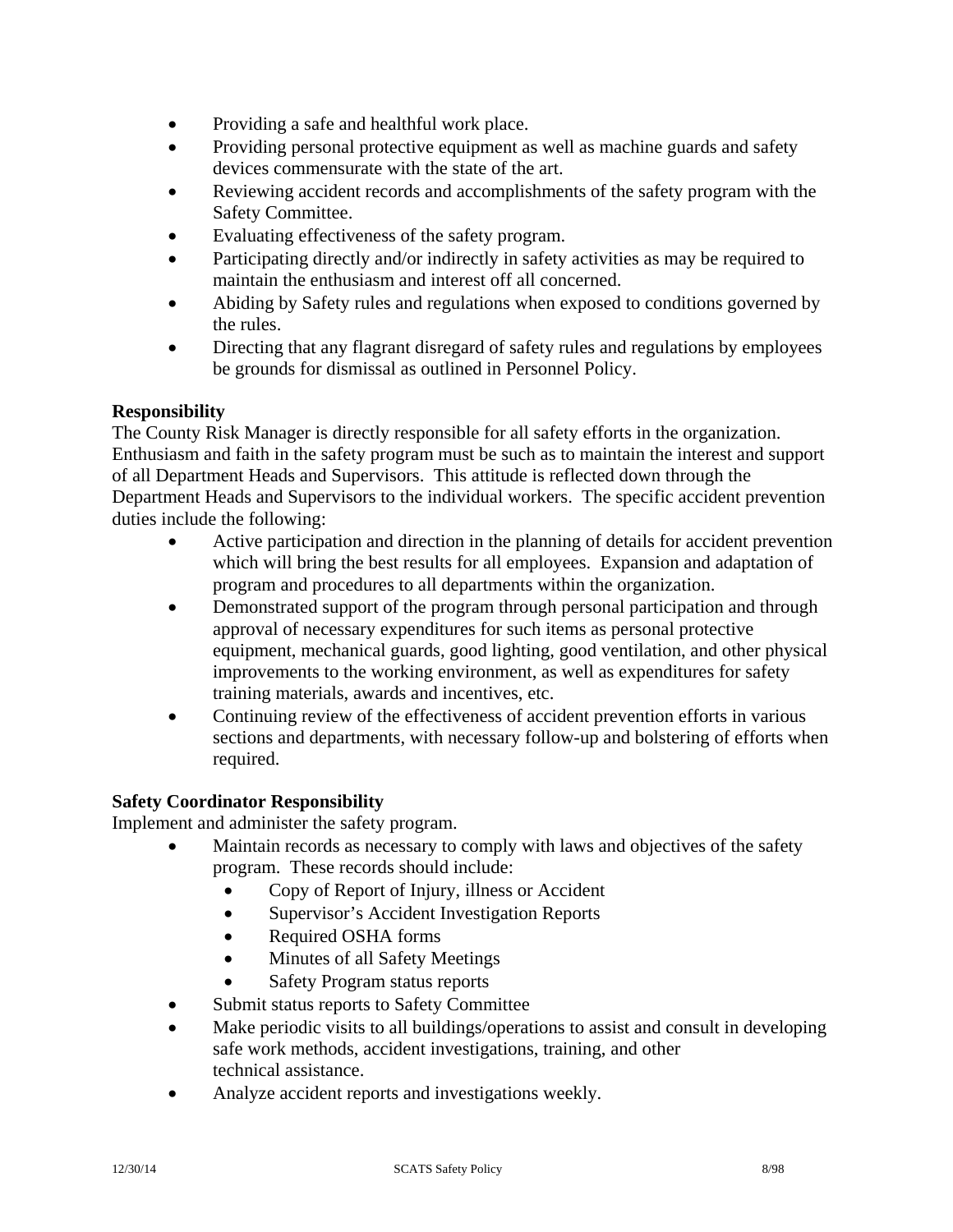- Providing a safe and healthful work place.
- Providing personal protective equipment as well as machine guards and safety devices commensurate with the state of the art.
- Reviewing accident records and accomplishments of the safety program with the Safety Committee.
- Evaluating effectiveness of the safety program.
- Participating directly and/or indirectly in safety activities as may be required to maintain the enthusiasm and interest off all concerned.
- Abiding by Safety rules and regulations when exposed to conditions governed by the rules.
- Directing that any flagrant disregard of safety rules and regulations by employees be grounds for dismissal as outlined in Personnel Policy.

**Responsibility**

The County Risk Manager is directly responsible for all safety efforts in the organization. Enthusiasm and faith in the safety program must be such as to maintain the interest and support of all Department Heads and Supervisors. This attitude is reflected down through the Department Heads and Supervisors to the individual workers. The specific accident prevention duties include the following:

- Active participation and direction in the planning of details for accident prevention which will bring the best results for all employees. Expansion and adaptation of program and procedures to all departments within the organization.
- Demonstrated support of the program through personal participation and through approval of necessary expenditures for such items as personal protective equipment, mechanical guards, good lighting, good ventilation, and other physical improvements to the working environment, as well as expenditures for safety training materials, awards and incentives, etc.
- Continuing review of the effectiveness of accident prevention efforts in various sections and departments, with necessary follow-up and bolstering of efforts when required.

**Safety Coordinator Responsibility**

Implement and administer the safety program.

- Maintain records as necessary to comply with laws and objectives of the safety program. These records should include:
  - Copy of Report of Injury, illness or Accident
  - Supervisor's Accident Investigation Reports
  - Required OSHA forms
  - Minutes of all Safety Meetings
  - Safety Program status reports
- Submit status reports to Safety Committee
- Make periodic visits to all buildings/operations to assist and consult in developing safe work methods, accident investigations, training, and other technical assistance.
- Analyze accident reports and investigations weekly.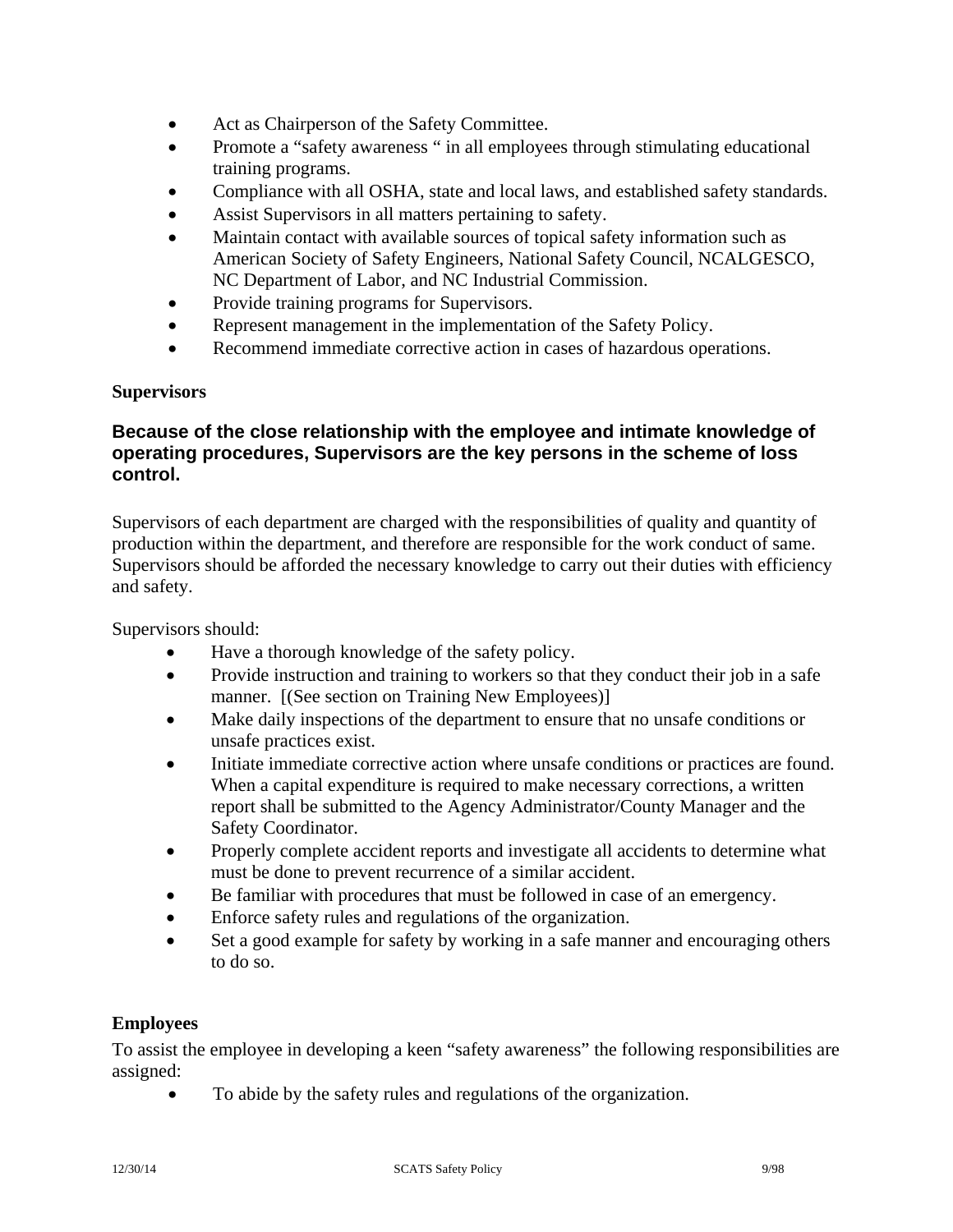- Act as Chairperson of the Safety Committee.
- Promote a "safety awareness " in all employees through stimulating educational training programs.
- Compliance with all OSHA, state and local laws, and established safety standards.
- Assist Supervisors in all matters pertaining to safety.
- Maintain contact with available sources of topical safety information such as American Society of Safety Engineers, National Safety Council, NCALGESCO, NC Department of Labor, and NC Industrial Commission.
- Provide training programs for Supervisors.
- Represent management in the implementation of the Safety Policy.
- Recommend immediate corrective action in cases of hazardous operations.

**Supervisors**

**Because of the close relationship with the employee and intimate knowledge of operating procedures, Supervisors are the key persons in the scheme of loss control.**

Supervisors of each department are charged with the responsibilities of quality and quantity of production within the department, and therefore are responsible for the work conduct of same. Supervisors should be afforded the necessary knowledge to carry out their duties with efficiency and safety.

Supervisors should:

- Have a thorough knowledge of the safety policy.
- Provide instruction and training to workers so that they conduct their job in a safe manner. [(See section on Training New Employees)]
- Make daily inspections of the department to ensure that no unsafe conditions or unsafe practices exist.
- Initiate immediate corrective action where unsafe conditions or practices are found. When a capital expenditure is required to make necessary corrections, a written report shall be submitted to the Agency Administrator/County Manager and the Safety Coordinator.
- Properly complete accident reports and investigate all accidents to determine what must be done to prevent recurrence of a similar accident.
- Be familiar with procedures that must be followed in case of an emergency.
- Enforce safety rules and regulations of the organization.
- Set a good example for safety by working in a safe manner and encouraging others to do so.

**Employees**

To assist the employee in developing a keen "safety awareness" the following responsibilities are assigned:

- To abide by the safety rules and regulations of the organization.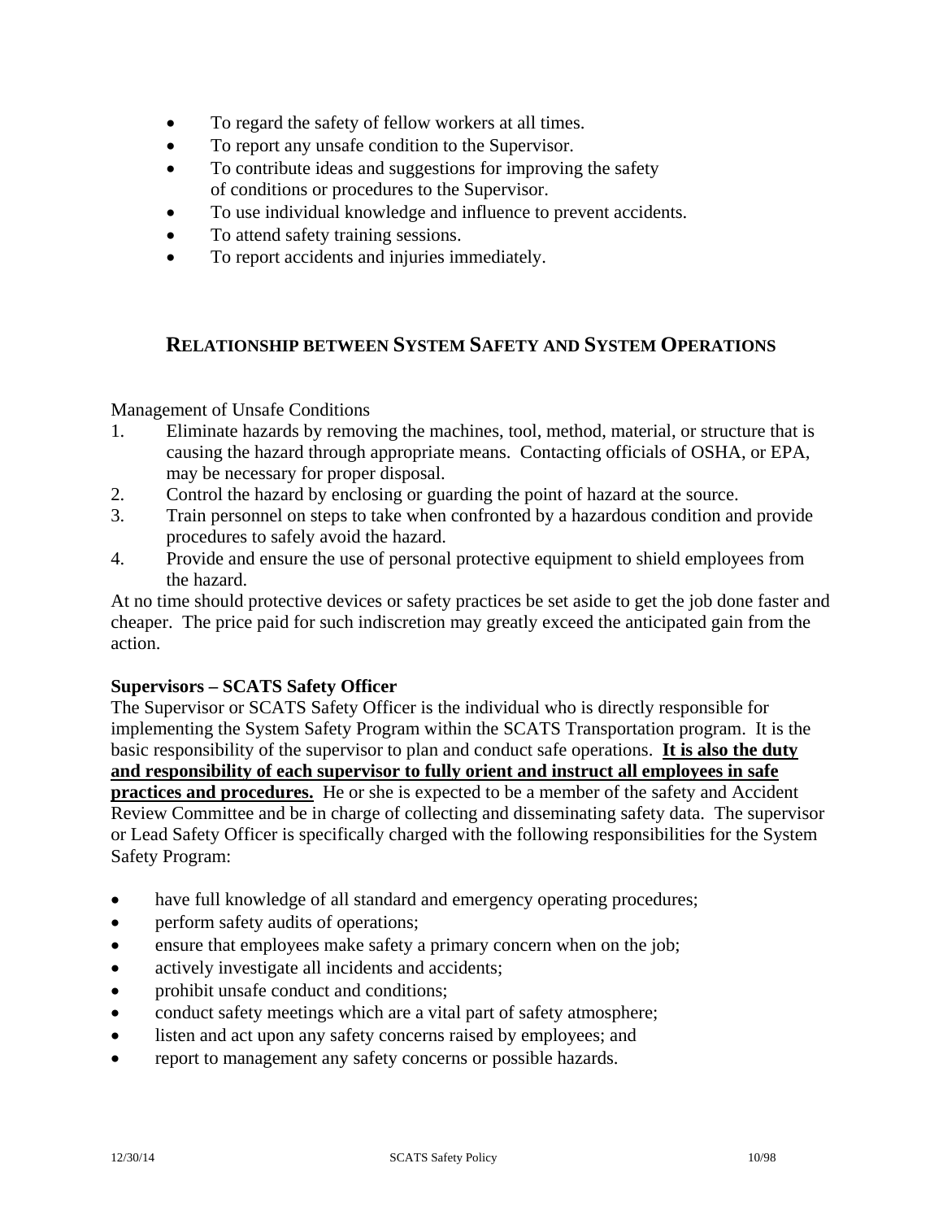- To regard the safety of fellow workers at all times.
- To report any unsafe condition to the Supervisor.
- To contribute ideas and suggestions for improving the safety of conditions or procedures to the Supervisor.
- To use individual knowledge and influence to prevent accidents.
- To attend safety training sessions.
- To report accidents and injuries immediately.

## RELATIONSHIP BETWEEN SYSTEM SAFETY AND SYSTEM OPERATIONS

Management of Unsafe Conditions

1. Eliminate hazards by removing the machines, tool, method, material, or structure that is causing the hazard through appropriate means. Contacting officials of OSHA, or EPA, may be necessary for proper disposal.
2. Control the hazard by enclosing or guarding the point of hazard at the source.
3. Train personnel on steps to take when confronted by a hazardous condition and provide procedures to safely avoid the hazard.
4. Provide and ensure the use of personal protective equipment to shield employees from the hazard.

At no time should protective devices or safety practices be set aside to get the job done faster and cheaper. The price paid for such indiscretion may greatly exceed the anticipated gain from the action.

**Supervisors – SCATS Safety Officer**

The Supervisor or SCATS Safety Officer is the individual who is directly responsible for implementing the System Safety Program within the SCATS Transportation program. It is the basic responsibility of the supervisor to plan and conduct safe operations. <u>**It is also the duty and responsibility of each supervisor to fully orient and instruct all employees in safe practices and procedures.**</u> He or she is expected to be a member of the safety and Accident Review Committee and be in charge of collecting and disseminating safety data. The supervisor or Lead Safety Officer is specifically charged with the following responsibilities for the System Safety Program:

- have full knowledge of all standard and emergency operating procedures;
- perform safety audits of operations;
- ensure that employees make safety a primary concern when on the job;
- actively investigate all incidents and accidents;
- prohibit unsafe conduct and conditions;
- conduct safety meetings which are a vital part of safety atmosphere;
- listen and act upon any safety concerns raised by employees; and
- report to management any safety concerns or possible hazards.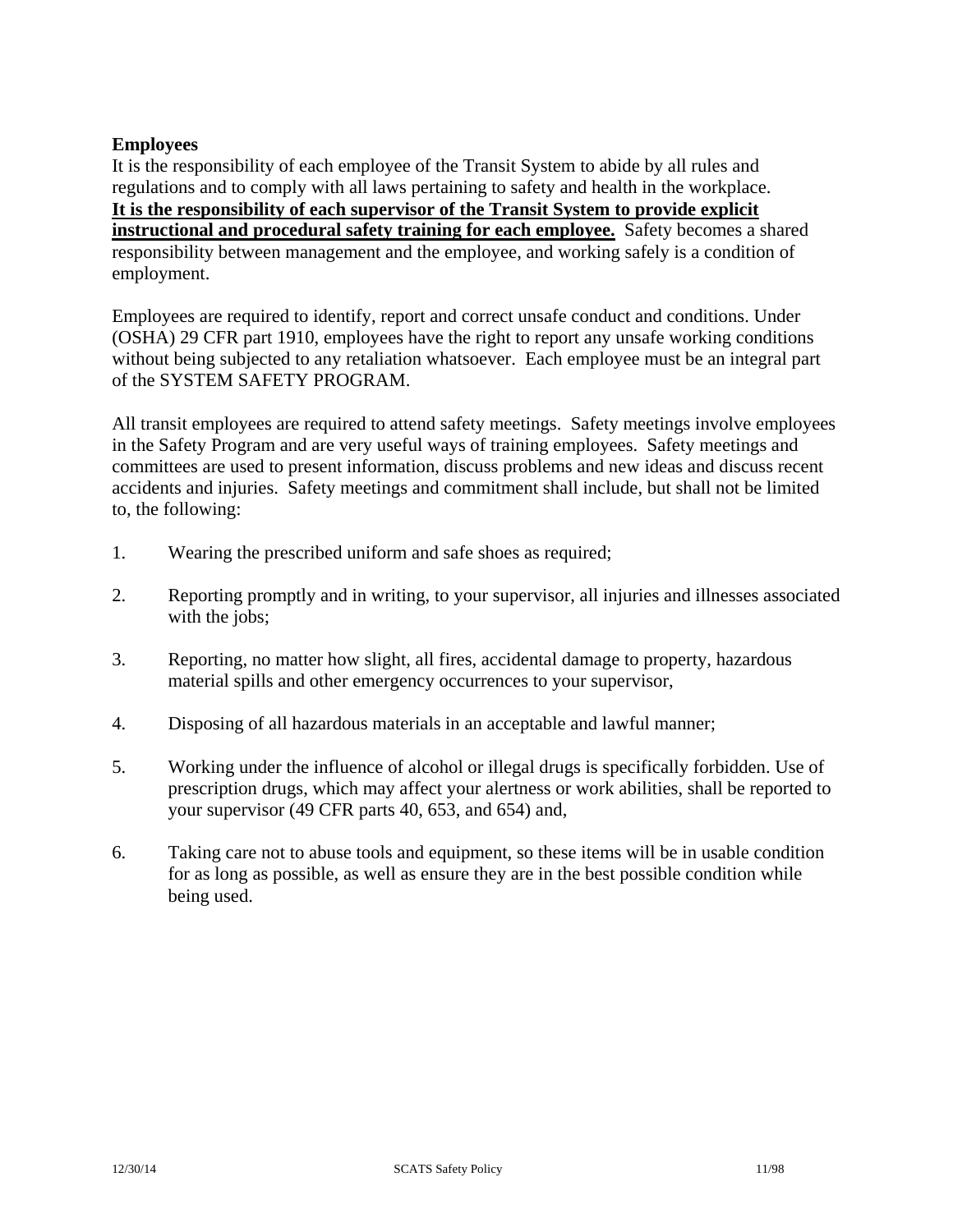**Employees**
It is the responsibility of each employee of the Transit System to abide by all rules and regulations and to comply with all laws pertaining to safety and health in the workplace. **It is the responsibility of each supervisor of the Transit System to provide explicit instructional and procedural safety training for each employee.** Safety becomes a shared responsibility between management and the employee, and working safely is a condition of employment.

Employees are required to identify, report and correct unsafe conduct and conditions. Under (OSHA) 29 CFR part 1910, employees have the right to report any unsafe working conditions without being subjected to any retaliation whatsoever. Each employee must be an integral part of the SYSTEM SAFETY PROGRAM.

All transit employees are required to attend safety meetings. Safety meetings involve employees in the Safety Program and are very useful ways of training employees. Safety meetings and committees are used to present information, discuss problems and new ideas and discuss recent accidents and injuries. Safety meetings and commitment shall include, but shall not be limited to, the following:

1. Wearing the prescribed uniform and safe shoes as required;
2. Reporting promptly and in writing, to your supervisor, all injuries and illnesses associated with the jobs;
3. Reporting, no matter how slight, all fires, accidental damage to property, hazardous material spills and other emergency occurrences to your supervisor,
4. Disposing of all hazardous materials in an acceptable and lawful manner;
5. Working under the influence of alcohol or illegal drugs is specifically forbidden. Use of prescription drugs, which may affect your alertness or work abilities, shall be reported to your supervisor (49 CFR parts 40, 653, and 654) and,
6. Taking care not to abuse tools and equipment, so these items will be in usable condition for as long as possible, as well as ensure they are in the best possible condition while being used.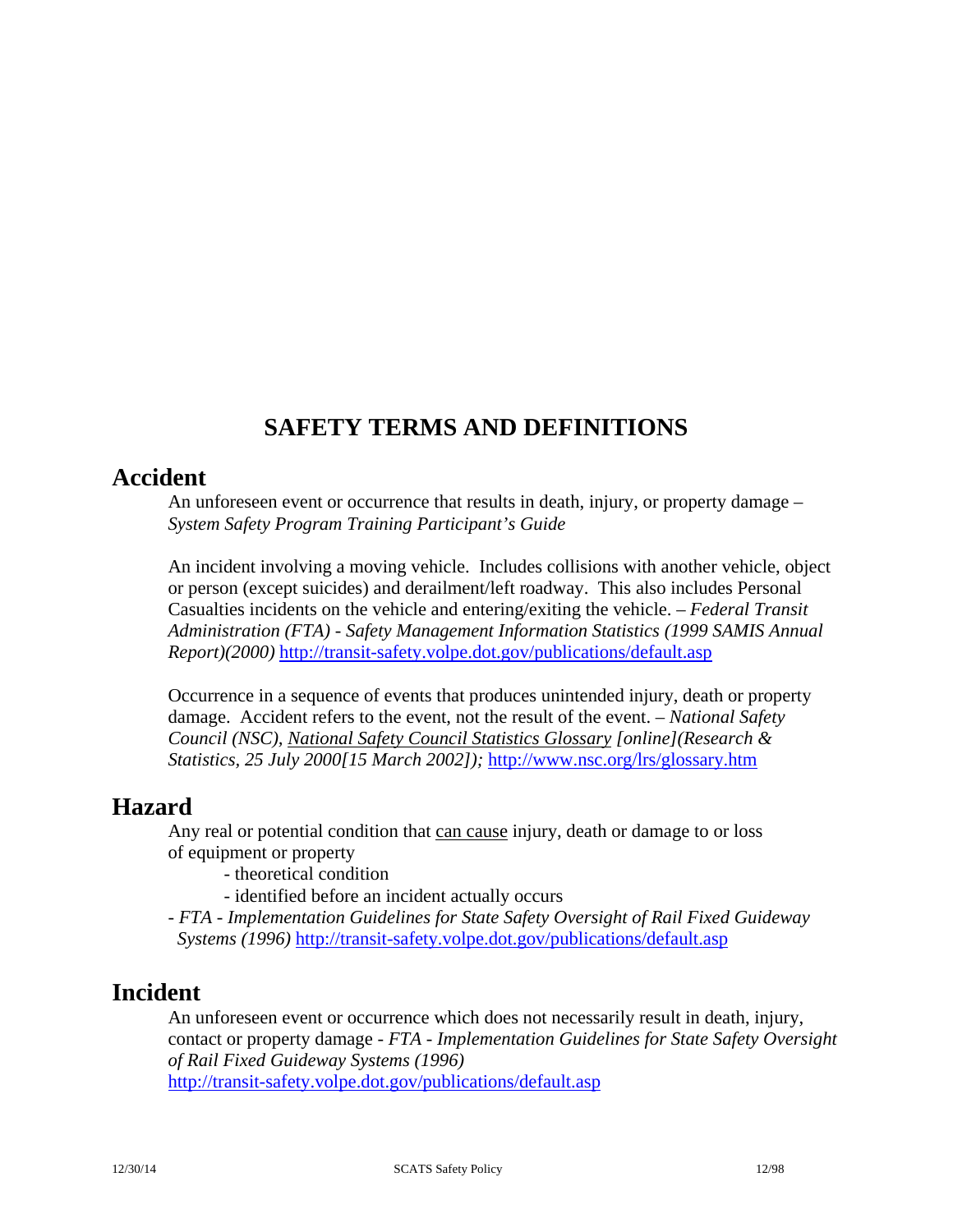# SAFETY TERMS AND DEFINITIONS

## Accident

An unforeseen event or occurrence that results in death, injury, or property damage – *System Safety Program Training Participant's Guide*

An incident involving a moving vehicle. Includes collisions with another vehicle, object or person (except suicides) and derailment/left roadway. This also includes Personal Casualties incidents on the vehicle and entering/exiting the vehicle. – *Federal Transit Administration (FTA) - Safety Management Information Statistics (1999 SAMIS Annual Report)(2000)* http://transit-safety.volpe.dot.gov/publications/default.asp

Occurrence in a sequence of events that produces unintended injury, death or property damage. Accident refers to the event, not the result of the event. – *National Safety Council (NSC), National Safety Council Statistics Glossary [online](Research & Statistics, 25 July 2000[15 March 2002]);* http://www.nsc.org/lrs/glossary.htm

## Hazard

Any real or potential condition that can cause injury, death or damage to or loss of equipment or property

- theoretical condition
- identified before an incident actually occurs

*- FTA - Implementation Guidelines for State Safety Oversight of Rail Fixed Guideway Systems (1996)* http://transit-safety.volpe.dot.gov/publications/default.asp

## Incident

An unforeseen event or occurrence which does not necessarily result in death, injury, contact or property damage - *FTA - Implementation Guidelines for State Safety Oversight of Rail Fixed Guideway Systems (1996)*
http://transit-safety.volpe.dot.gov/publications/default.asp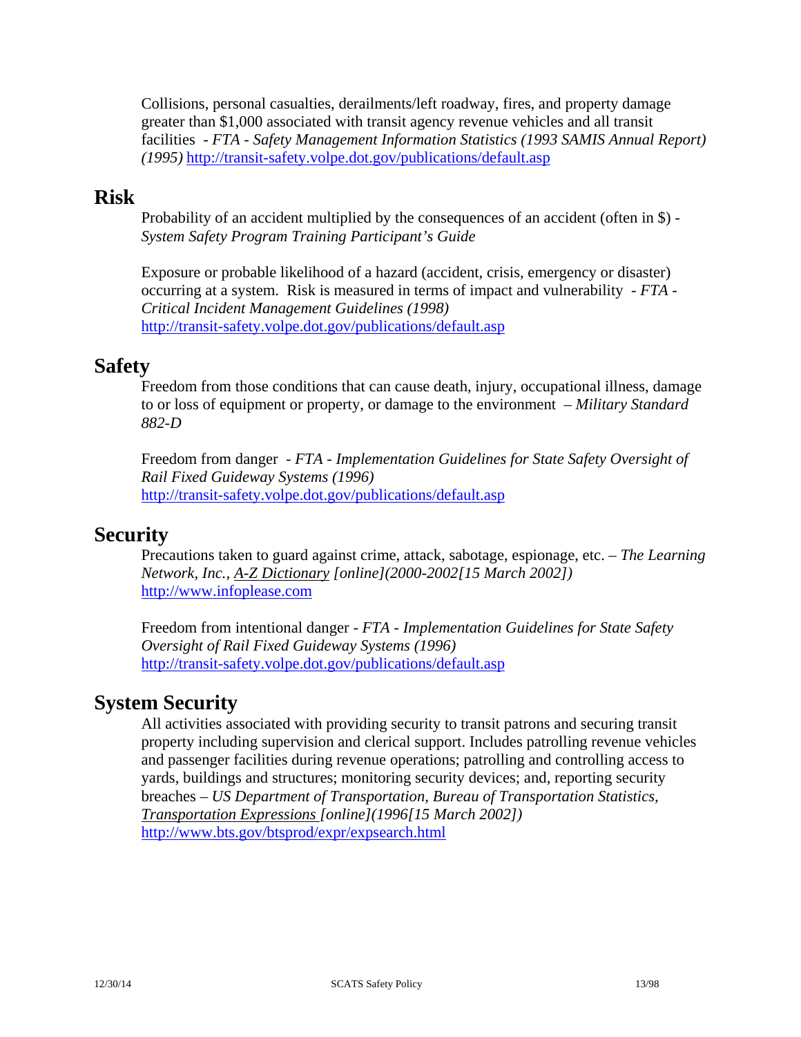Collisions, personal casualties, derailments/left roadway, fires, and property damage greater than $1,000 associated with transit agency revenue vehicles and all transit facilities - *FTA - Safety Management Information Statistics (1993 SAMIS Annual Report) (1995)* http://transit-safety.volpe.dot.gov/publications/default.asp

## Risk

Probability of an accident multiplied by the consequences of an accident (often in $) - *System Safety Program Training Participant's Guide*

Exposure or probable likelihood of a hazard (accident, crisis, emergency or disaster) occurring at a system. Risk is measured in terms of impact and vulnerability - *FTA - Critical Incident Management Guidelines (1998)* http://transit-safety.volpe.dot.gov/publications/default.asp

## Safety

Freedom from those conditions that can cause death, injury, occupational illness, damage to or loss of equipment or property, or damage to the environment – *Military Standard 882-D*

Freedom from danger - *FTA - Implementation Guidelines for State Safety Oversight of Rail Fixed Guideway Systems (1996)* http://transit-safety.volpe.dot.gov/publications/default.asp

## Security

Precautions taken to guard against crime, attack, sabotage, espionage, etc. – *The Learning Network, Inc., A-Z Dictionary [online](2000-2002[15 March 2002])* http://www.infoplease.com

Freedom from intentional danger - *FTA - Implementation Guidelines for State Safety Oversight of Rail Fixed Guideway Systems (1996)* http://transit-safety.volpe.dot.gov/publications/default.asp

## System Security

All activities associated with providing security to transit patrons and securing transit property including supervision and clerical support. Includes patrolling revenue vehicles and passenger facilities during revenue operations; patrolling and controlling access to yards, buildings and structures; monitoring security devices; and, reporting security breaches – *US Department of Transportation, Bureau of Transportation Statistics, Transportation Expressions [online](1996[15 March 2002])* http://www.bts.gov/btsprod/expr/expsearch.html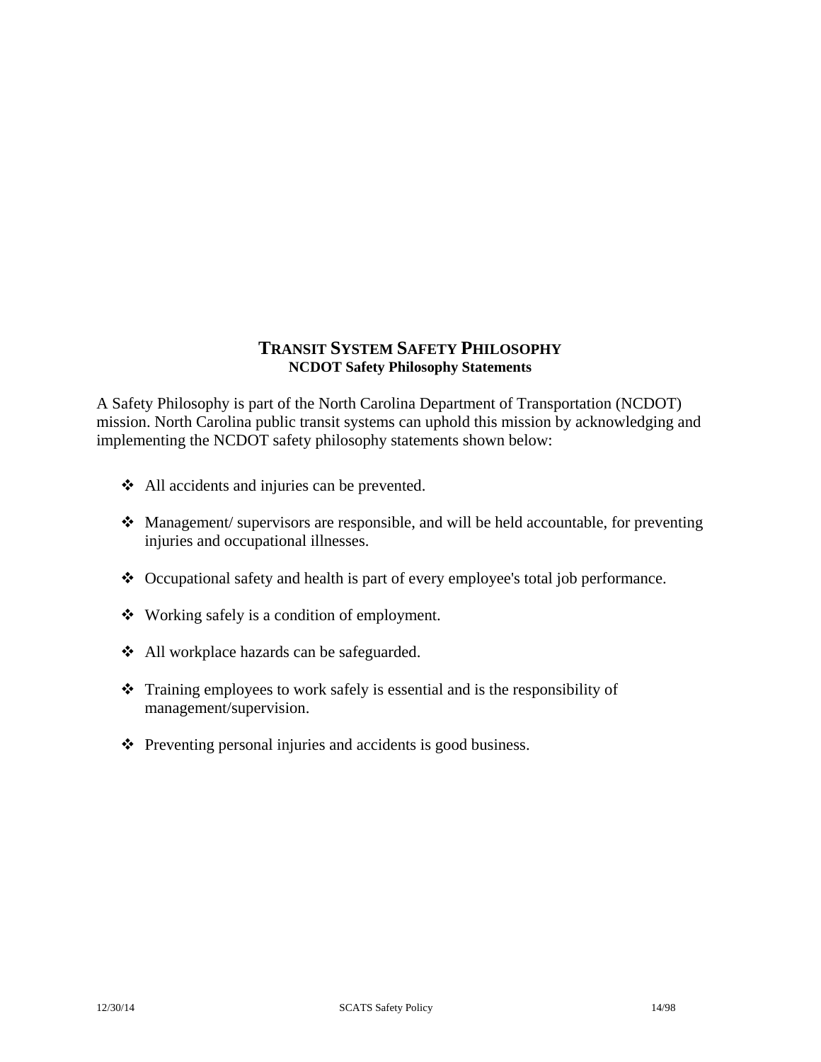## TRANSIT SYSTEM SAFETY PHILOSOPHY

**NCDOT Safety Philosophy Statements**

A Safety Philosophy is part of the North Carolina Department of Transportation (NCDOT) mission. North Carolina public transit systems can uphold this mission by acknowledging and implementing the NCDOT safety philosophy statements shown below:

- All accidents and injuries can be prevented.
- Management/ supervisors are responsible, and will be held accountable, for preventing injuries and occupational illnesses.
- Occupational safety and health is part of every employee's total job performance.
- Working safely is a condition of employment.
- All workplace hazards can be safeguarded.
- Training employees to work safely is essential and is the responsibility of management/supervision.
- Preventing personal injuries and accidents is good business.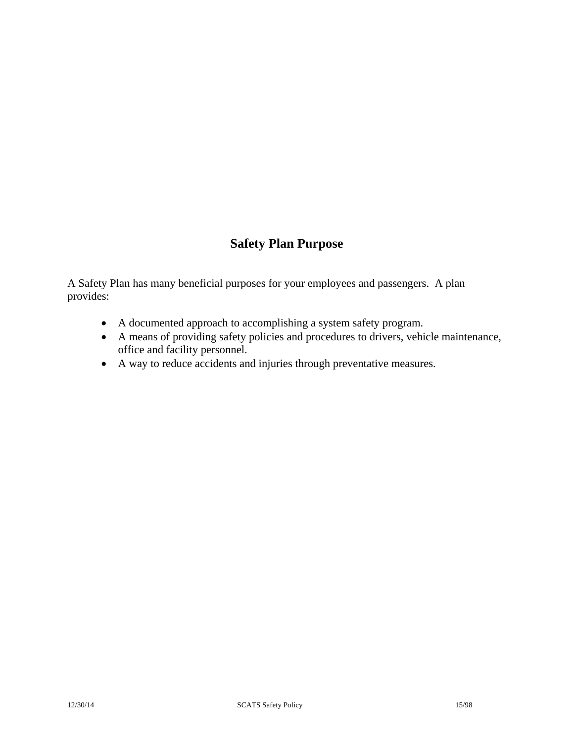## Safety Plan Purpose

A Safety Plan has many beneficial purposes for your employees and passengers. A plan provides:

- A documented approach to accomplishing a system safety program.
- A means of providing safety policies and procedures to drivers, vehicle maintenance, office and facility personnel.
- A way to reduce accidents and injuries through preventative measures.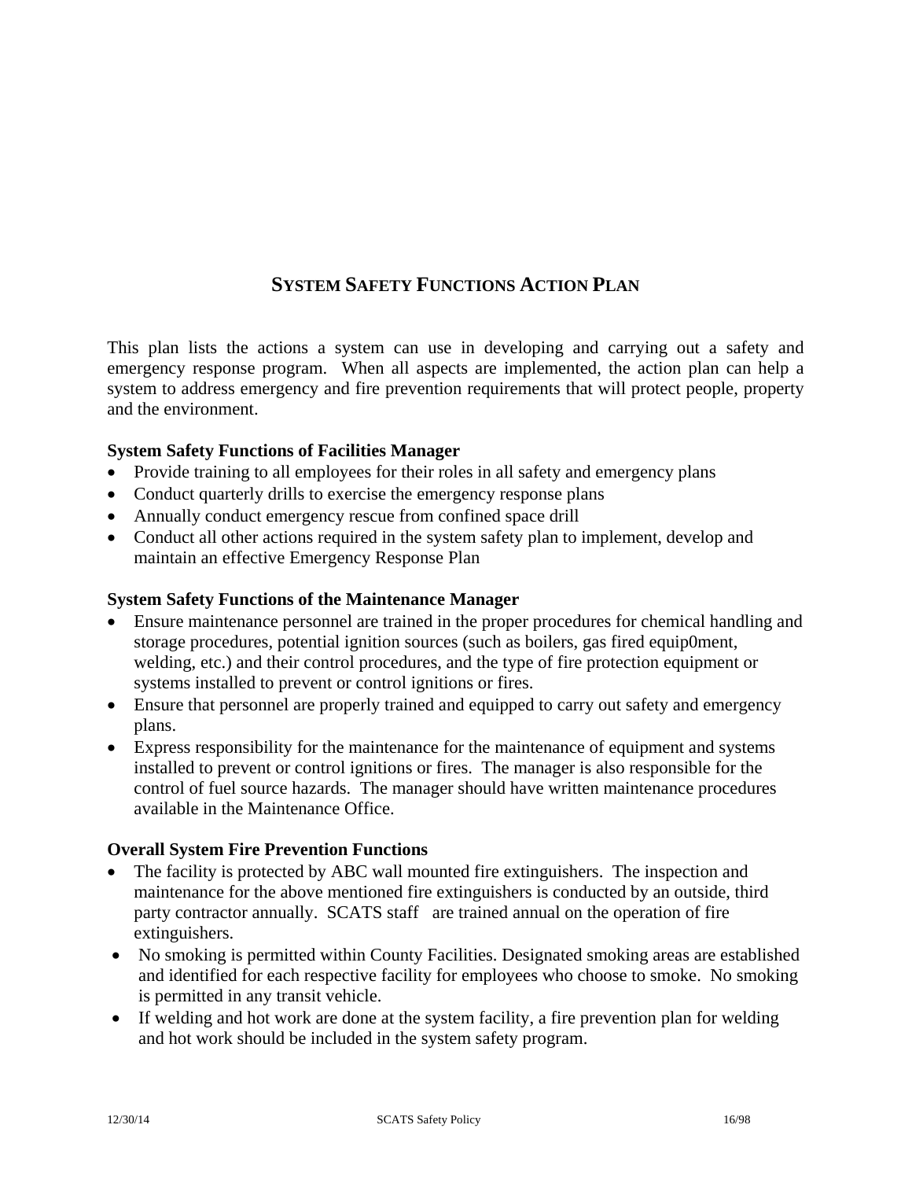# System Safety Functions Action Plan

This plan lists the actions a system can use in developing and carrying out a safety and emergency response program. When all aspects are implemented, the action plan can help a system to address emergency and fire prevention requirements that will protect people, property and the environment.

**System Safety Functions of Facilities Manager**

- Provide training to all employees for their roles in all safety and emergency plans
- Conduct quarterly drills to exercise the emergency response plans
- Annually conduct emergency rescue from confined space drill
- Conduct all other actions required in the system safety plan to implement, develop and maintain an effective Emergency Response Plan

**System Safety Functions of the Maintenance Manager**

- Ensure maintenance personnel are trained in the proper procedures for chemical handling and storage procedures, potential ignition sources (such as boilers, gas fired equip0ment, welding, etc.) and their control procedures, and the type of fire protection equipment or systems installed to prevent or control ignitions or fires.
- Ensure that personnel are properly trained and equipped to carry out safety and emergency plans.
- Express responsibility for the maintenance for the maintenance of equipment and systems installed to prevent or control ignitions or fires. The manager is also responsible for the control of fuel source hazards. The manager should have written maintenance procedures available in the Maintenance Office.

**Overall System Fire Prevention Functions**

- The facility is protected by ABC wall mounted fire extinguishers. The inspection and maintenance for the above mentioned fire extinguishers is conducted by an outside, third party contractor annually. SCATS staff are trained annual on the operation of fire extinguishers.
- No smoking is permitted within County Facilities. Designated smoking areas are established and identified for each respective facility for employees who choose to smoke. No smoking is permitted in any transit vehicle.
- If welding and hot work are done at the system facility, a fire prevention plan for welding and hot work should be included in the system safety program.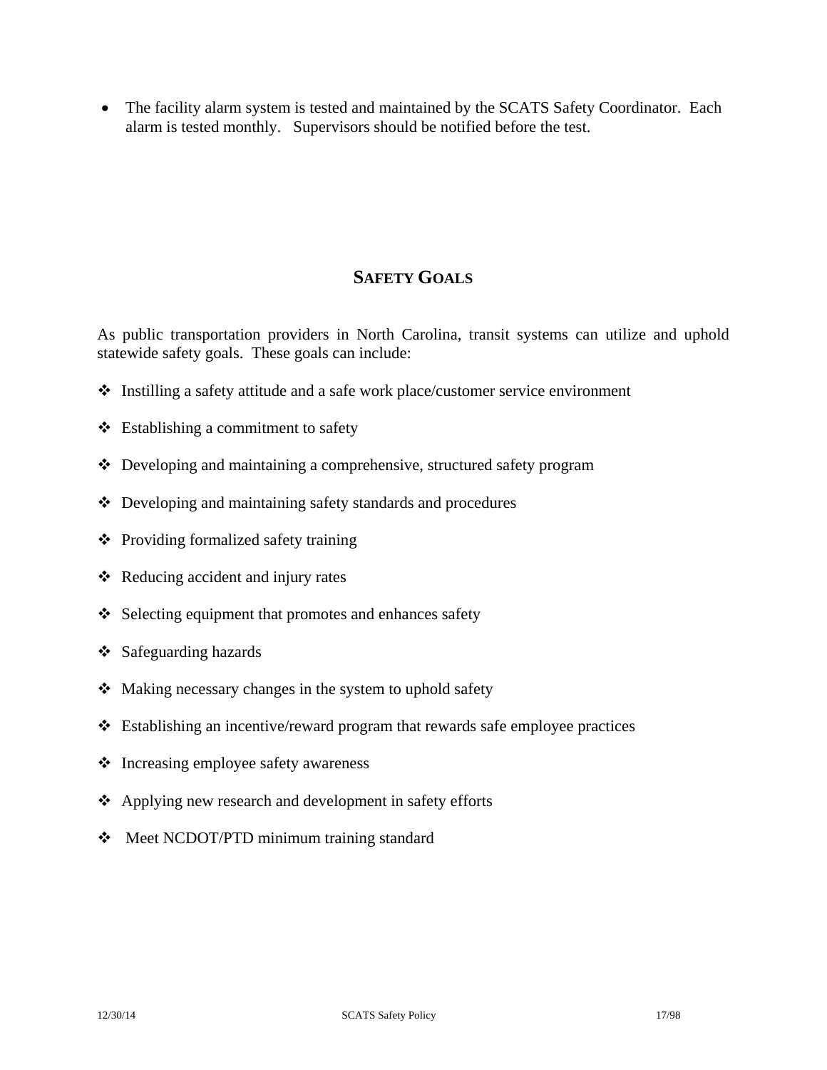- The facility alarm system is tested and maintained by the SCATS Safety Coordinator. Each alarm is tested monthly. Supervisors should be notified before the test.

## SAFETY GOALS

As public transportation providers in North Carolina, transit systems can utilize and uphold statewide safety goals. These goals can include:

- Instilling a safety attitude and a safe work place/customer service environment
- Establishing a commitment to safety
- Developing and maintaining a comprehensive, structured safety program
- Developing and maintaining safety standards and procedures
- Providing formalized safety training
- Reducing accident and injury rates
- Selecting equipment that promotes and enhances safety
- Safeguarding hazards
- Making necessary changes in the system to uphold safety
- Establishing an incentive/reward program that rewards safe employee practices
- Increasing employee safety awareness
- Applying new research and development in safety efforts
- Meet NCDOT/PTD minimum training standard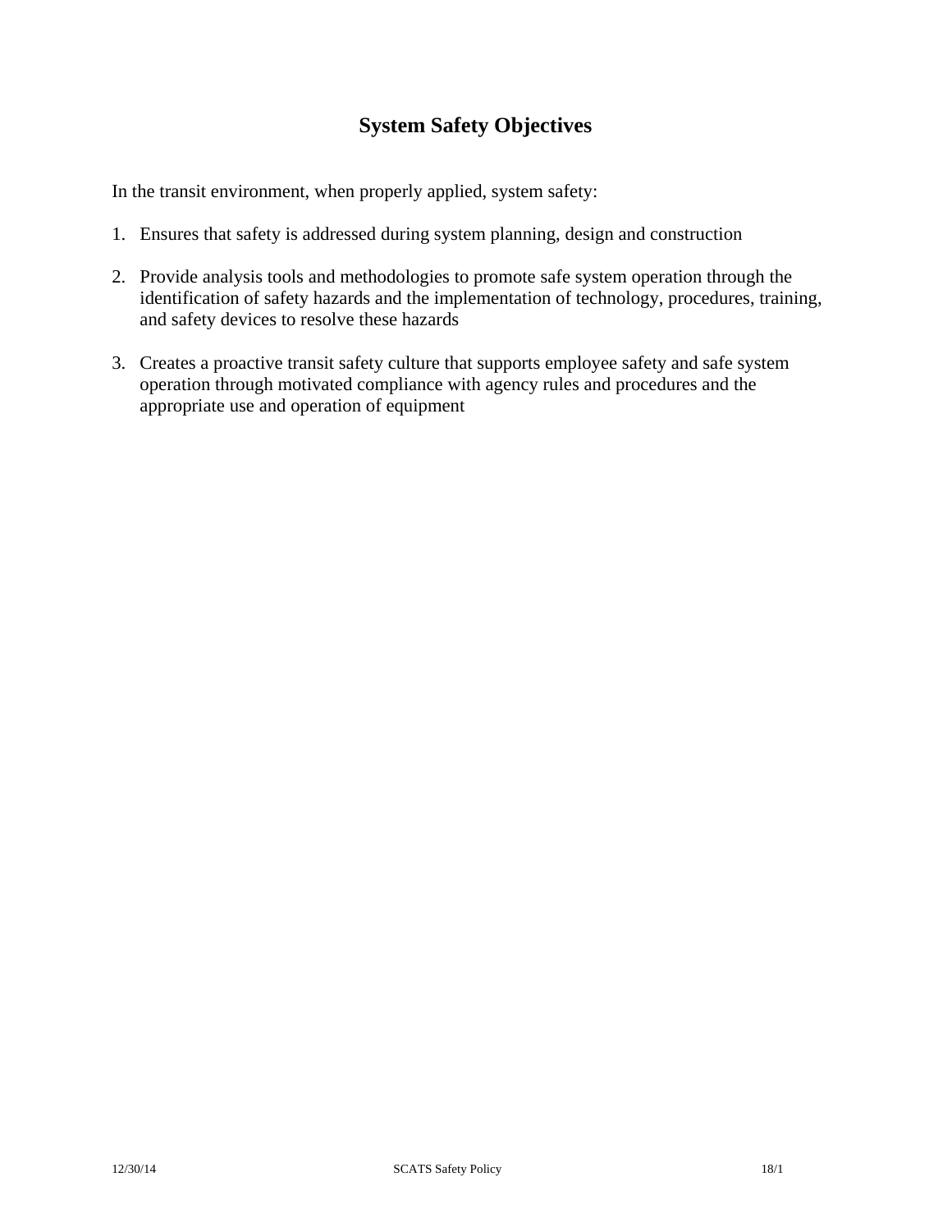# System Safety Objectives

In the transit environment, when properly applied, system safety:

1. Ensures that safety is addressed during system planning, design and construction

2. Provide analysis tools and methodologies to promote safe system operation through the identification of safety hazards and the implementation of technology, procedures, training, and safety devices to resolve these hazards

3. Creates a proactive transit safety culture that supports employee safety and safe system operation through motivated compliance with agency rules and procedures and the appropriate use and operation of equipment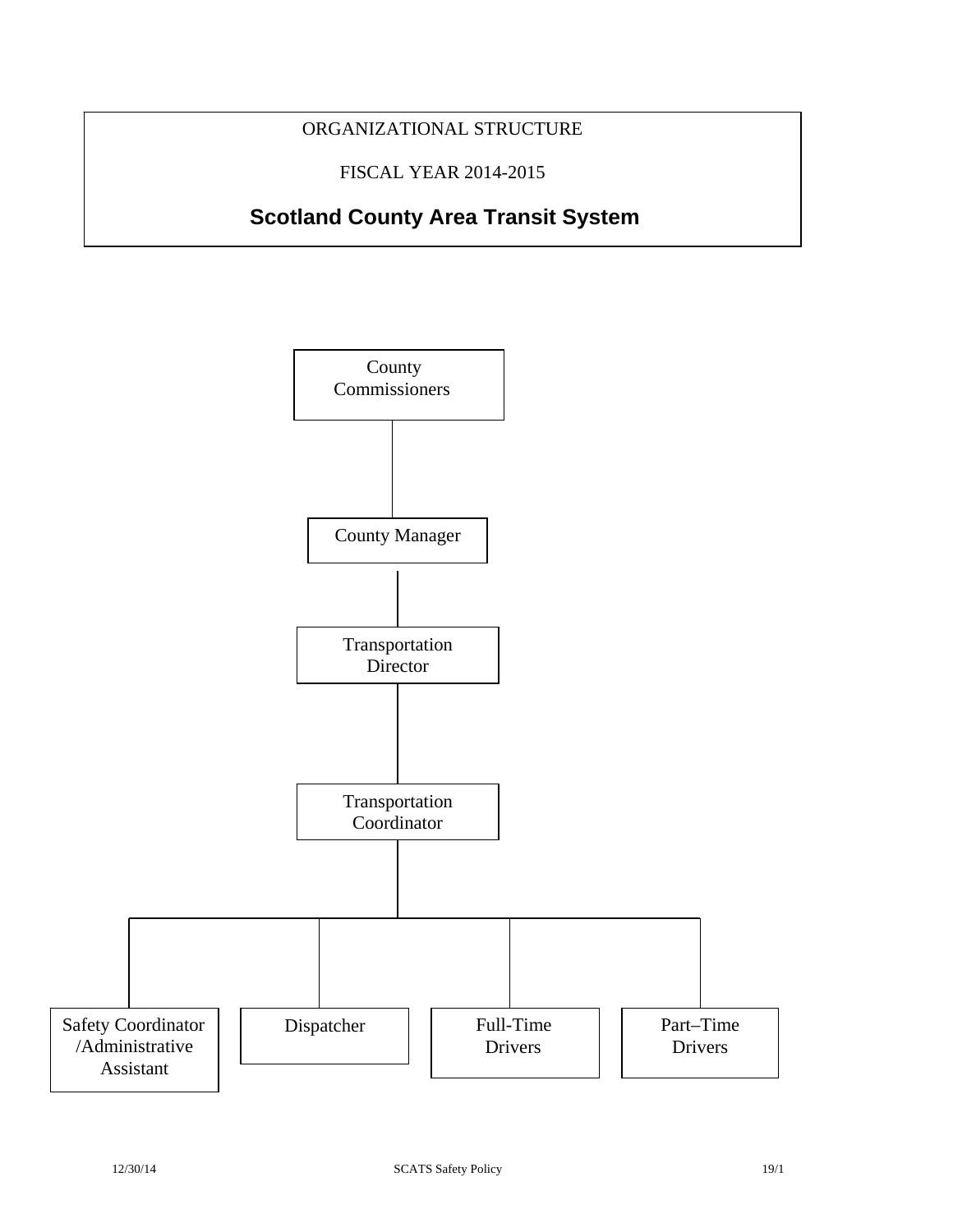ORGANIZATIONAL STRUCTURE

FISCAL YEAR 2014-2015

## Scotland County Area Transit System

- County Commissioners
  - County Manager
    - Transportation Director
      - Transportation Coordinator
        - Safety Coordinator /Administrative Assistant
        - Dispatcher
        - Full-Time Drivers
        - Part–Time Drivers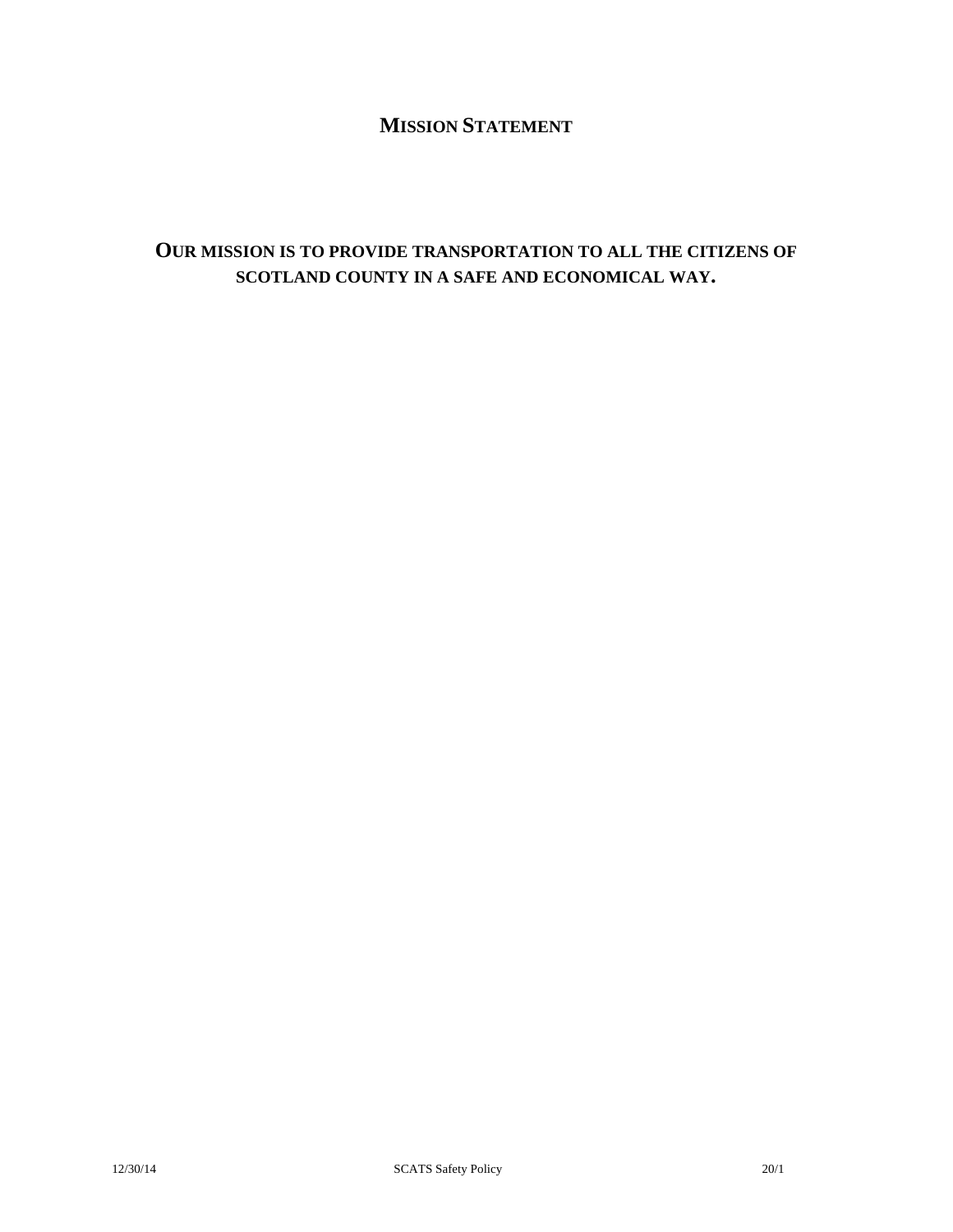# MISSION STATEMENT

**OUR MISSION IS TO PROVIDE TRANSPORTATION TO ALL THE CITIZENS OF SCOTLAND COUNTY IN A SAFE AND ECONOMICAL WAY.**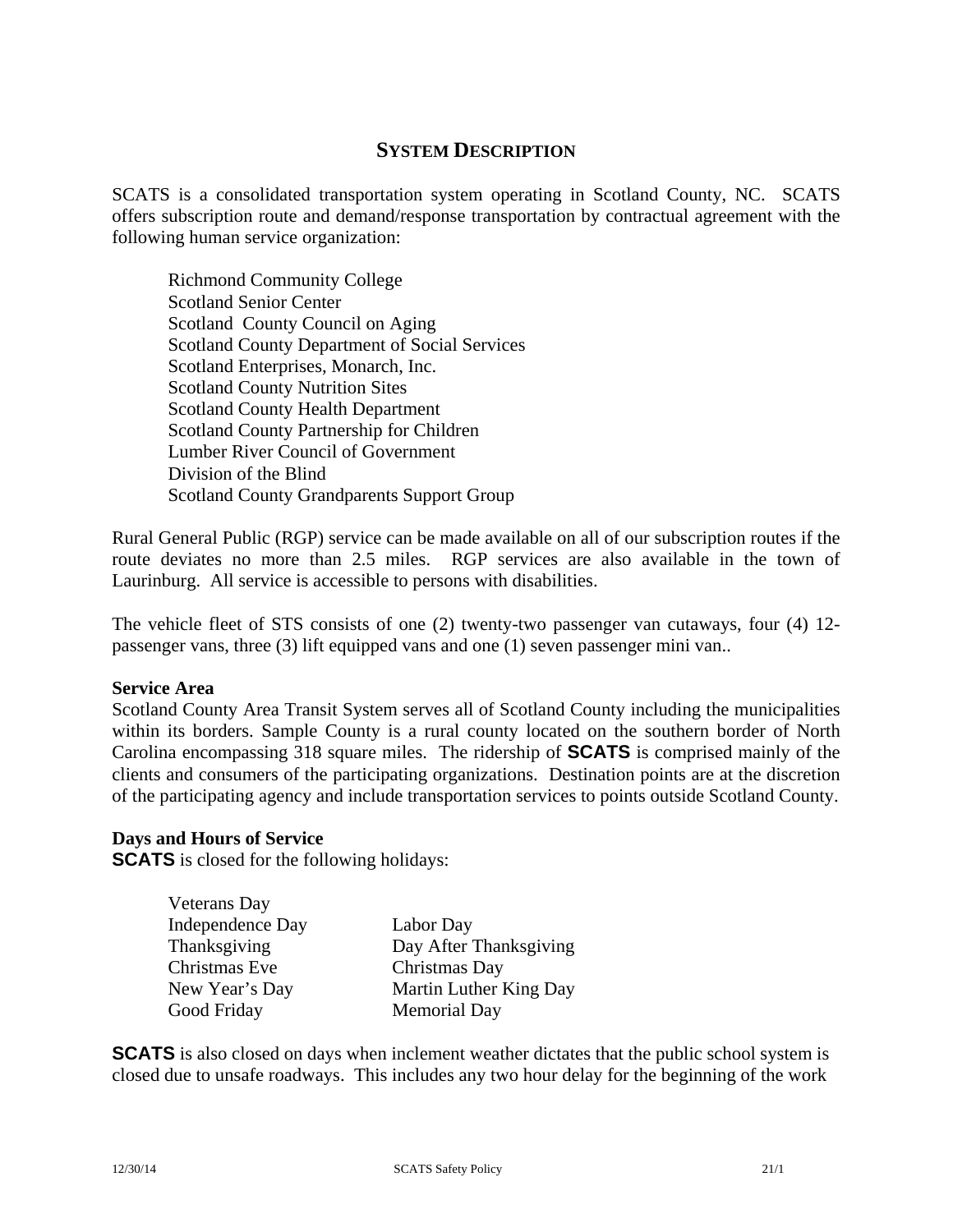## SYSTEM DESCRIPTION

SCATS is a consolidated transportation system operating in Scotland County, NC. SCATS offers subscription route and demand/response transportation by contractual agreement with the following human service organization:

Richmond Community College
Scotland Senior Center
Scotland County Council on Aging
Scotland County Department of Social Services
Scotland Enterprises, Monarch, Inc.
Scotland County Nutrition Sites
Scotland County Health Department
Scotland County Partnership for Children
Lumber River Council of Government
Division of the Blind
Scotland County Grandparents Support Group

Rural General Public (RGP) service can be made available on all of our subscription routes if the route deviates no more than 2.5 miles. RGP services are also available in the town of Laurinburg. All service is accessible to persons with disabilities.

The vehicle fleet of STS consists of one (2) twenty-two passenger van cutaways, four (4) 12-passenger vans, three (3) lift equipped vans and one (1) seven passenger mini van..

**Service Area**
Scotland County Area Transit System serves all of Scotland County including the municipalities within its borders. Sample County is a rural county located on the southern border of North Carolina encompassing 318 square miles. The ridership of **SCATS** is comprised mainly of the clients and consumers of the participating organizations. Destination points are at the discretion of the participating agency and include transportation services to points outside Scotland County.

**Days and Hours of Service**
**SCATS** is closed for the following holidays:

Veterans Day
Independence Day
Labor Day
Thanksgiving
Day After Thanksgiving
Christmas Eve
Christmas Day
New Year's Day
Martin Luther King Day
Good Friday
Memorial Day

**SCATS** is also closed on days when inclement weather dictates that the public school system is closed due to unsafe roadways. This includes any two hour delay for the beginning of the work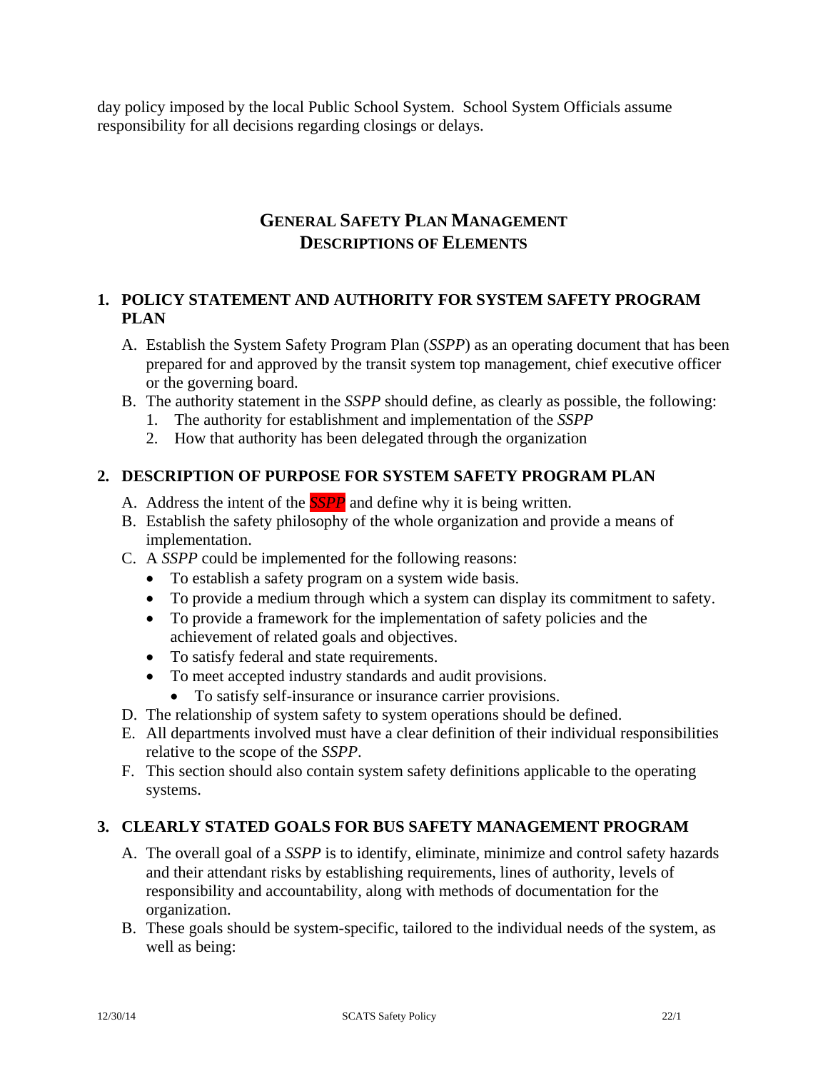day policy imposed by the local Public School System. School System Officials assume responsibility for all decisions regarding closings or delays.

## General Safety Plan Management
## Descriptions of Elements

### 1. POLICY STATEMENT AND AUTHORITY FOR SYSTEM SAFETY PROGRAM PLAN

A. Establish the System Safety Program Plan (*SSPP*) as an operating document that has been prepared for and approved by the transit system top management, chief executive officer or the governing board.

B. The authority statement in the *SSPP* should define, as clearly as possible, the following:
   1. The authority for establishment and implementation of the *SSPP*
   2. How that authority has been delegated through the organization

### 2. DESCRIPTION OF PURPOSE FOR SYSTEM SAFETY PROGRAM PLAN

A. Address the intent of the ***SSPP*** and define why it is being written.

B. Establish the safety philosophy of the whole organization and provide a means of implementation.

C. A *SSPP* could be implemented for the following reasons:
   - To establish a safety program on a system wide basis.
   - To provide a medium through which a system can display its commitment to safety.
   - To provide a framework for the implementation of safety policies and the achievement of related goals and objectives.
   - To satisfy federal and state requirements.
   - To meet accepted industry standards and audit provisions.
     - To satisfy self-insurance or insurance carrier provisions.

D. The relationship of system safety to system operations should be defined.

E. All departments involved must have a clear definition of their individual responsibilities relative to the scope of the *SSPP*.

F. This section should also contain system safety definitions applicable to the operating systems.

### 3. CLEARLY STATED GOALS FOR BUS SAFETY MANAGEMENT PROGRAM

A. The overall goal of a *SSPP* is to identify, eliminate, minimize and control safety hazards and their attendant risks by establishing requirements, lines of authority, levels of responsibility and accountability, along with methods of documentation for the organization.

B. These goals should be system-specific, tailored to the individual needs of the system, as well as being: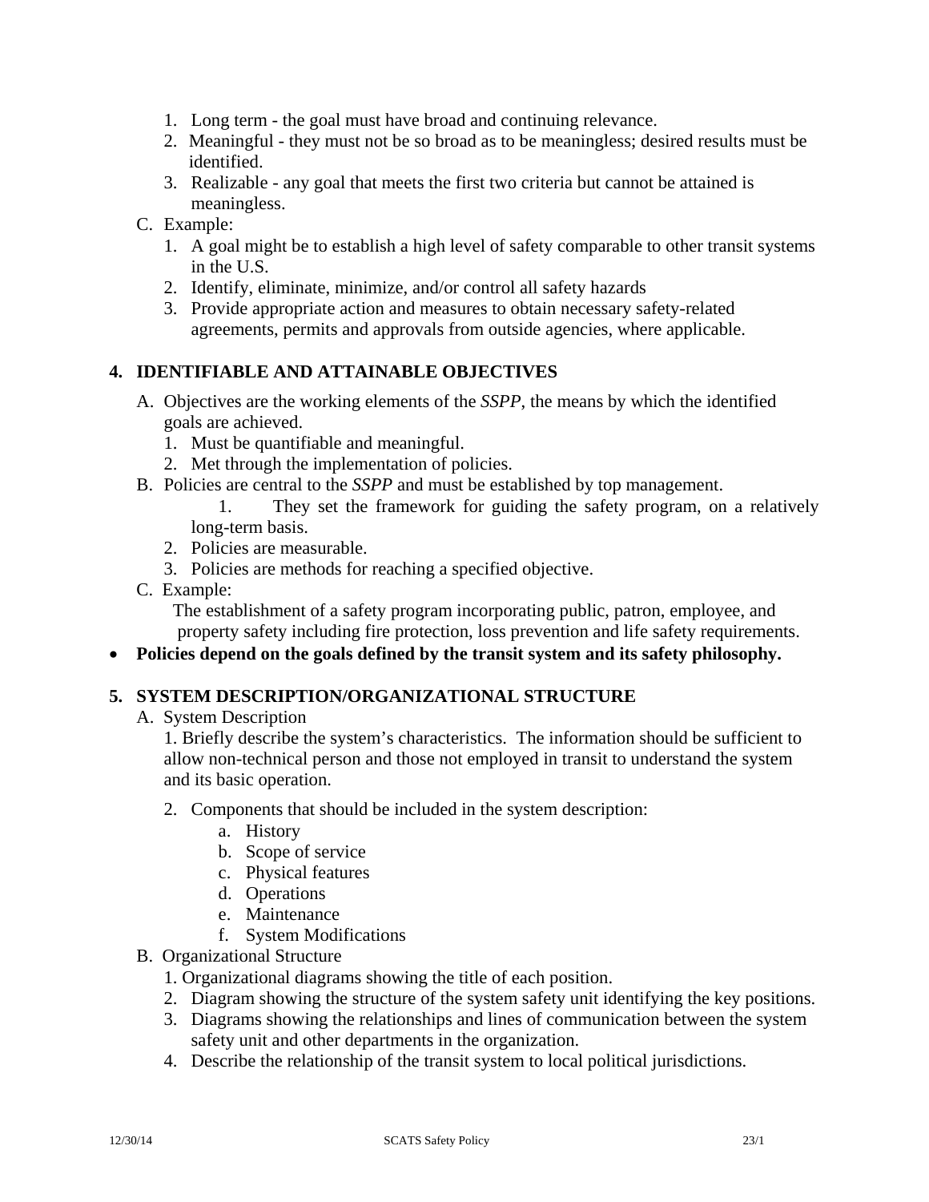1. Long term - the goal must have broad and continuing relevance.
2. Meaningful - they must not be so broad as to be meaningless; desired results must be identified.
3. Realizable - any goal that meets the first two criteria but cannot be attained is meaningless.

C. Example:

1. A goal might be to establish a high level of safety comparable to other transit systems in the U.S.
2. Identify, eliminate, minimize, and/or control all safety hazards
3. Provide appropriate action and measures to obtain necessary safety-related agreements, permits and approvals from outside agencies, where applicable.

## 4. IDENTIFIABLE AND ATTAINABLE OBJECTIVES

A. Objectives are the working elements of the *SSPP*, the means by which the identified goals are achieved.

1. Must be quantifiable and meaningful.
2. Met through the implementation of policies.

B. Policies are central to the *SSPP* and must be established by top management.

1. They set the framework for guiding the safety program, on a relatively long-term basis.
2. Policies are measurable.
3. Policies are methods for reaching a specified objective.

C. Example:

The establishment of a safety program incorporating public, patron, employee, and property safety including fire protection, loss prevention and life safety requirements.

- **Policies depend on the goals defined by the transit system and its safety philosophy.**

## 5. SYSTEM DESCRIPTION/ORGANIZATIONAL STRUCTURE

A. System Description

1. Briefly describe the system's characteristics. The information should be sufficient to allow non-technical person and those not employed in transit to understand the system and its basic operation.

2. Components that should be included in the system description:
   a. History
   b. Scope of service
   c. Physical features
   d. Operations
   e. Maintenance
   f. System Modifications

B. Organizational Structure

1. Organizational diagrams showing the title of each position.
2. Diagram showing the structure of the system safety unit identifying the key positions.
3. Diagrams showing the relationships and lines of communication between the system safety unit and other departments in the organization.
4. Describe the relationship of the transit system to local political jurisdictions.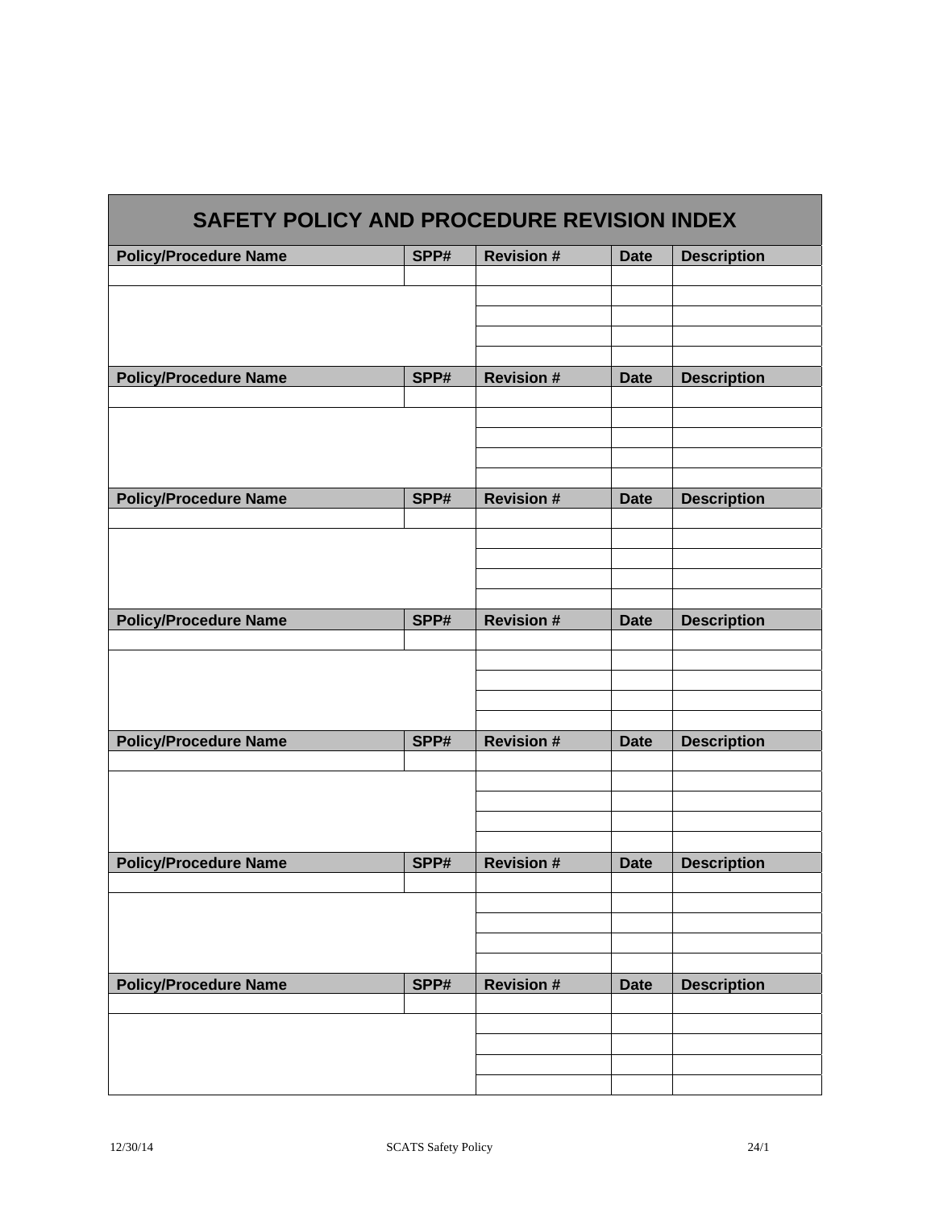# SAFETY POLICY AND PROCEDURE REVISION INDEX

| Policy/Procedure Name | SPP# | Revision # | Date | Description |
|---|---|---|---|---|
| | | | | |
| | | | | |
| | | | | |
| | | | | |
| | | | | |
| **Policy/Procedure Name** | **SPP#** | **Revision #** | **Date** | **Description** |
| | | | | |
| | | | | |
| | | | | |
| | | | | |
| | | | | |
| **Policy/Procedure Name** | **SPP#** | **Revision #** | **Date** | **Description** |
| | | | | |
| | | | | |
| | | | | |
| | | | | |
| | | | | |
| **Policy/Procedure Name** | **SPP#** | **Revision #** | **Date** | **Description** |
| | | | | |
| | | | | |
| | | | | |
| | | | | |
| | | | | |
| **Policy/Procedure Name** | **SPP#** | **Revision #** | **Date** | **Description** |
| | | | | |
| | | | | |
| | | | | |
| | | | | |
| | | | | |
| **Policy/Procedure Name** | **SPP#** | **Revision #** | **Date** | **Description** |
| | | | | |
| | | | | |
| | | | | |
| | | | | |
| | | | | |
| **Policy/Procedure Name** | **SPP#** | **Revision #** | **Date** | **Description** |
| | | | | |
| | | | | |
| | | | | |
| | | | | |
| | | | | |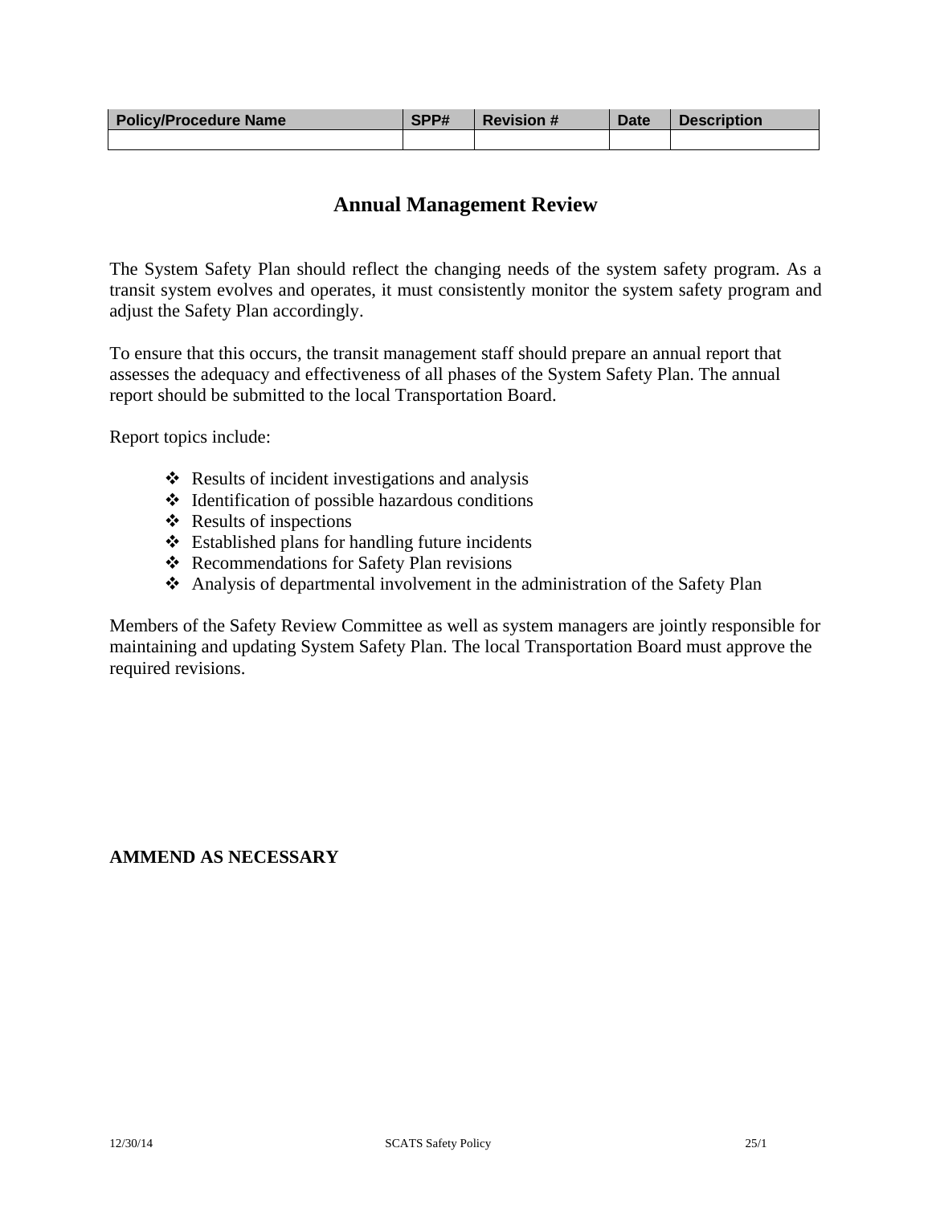| Policy/Procedure Name | SPP# | Revision # | Date | Description |
|---|---|---|---|---|
| | | | | |

# Annual Management Review

The System Safety Plan should reflect the changing needs of the system safety program. As a transit system evolves and operates, it must consistently monitor the system safety program and adjust the Safety Plan accordingly.

To ensure that this occurs, the transit management staff should prepare an annual report that assesses the adequacy and effectiveness of all phases of the System Safety Plan. The annual report should be submitted to the local Transportation Board.

Report topics include:

- Results of incident investigations and analysis
- Identification of possible hazardous conditions
- Results of inspections
- Established plans for handling future incidents
- Recommendations for Safety Plan revisions
- Analysis of departmental involvement in the administration of the Safety Plan

Members of the Safety Review Committee as well as system managers are jointly responsible for maintaining and updating System Safety Plan. The local Transportation Board must approve the required revisions.

**AMMEND AS NECESSARY**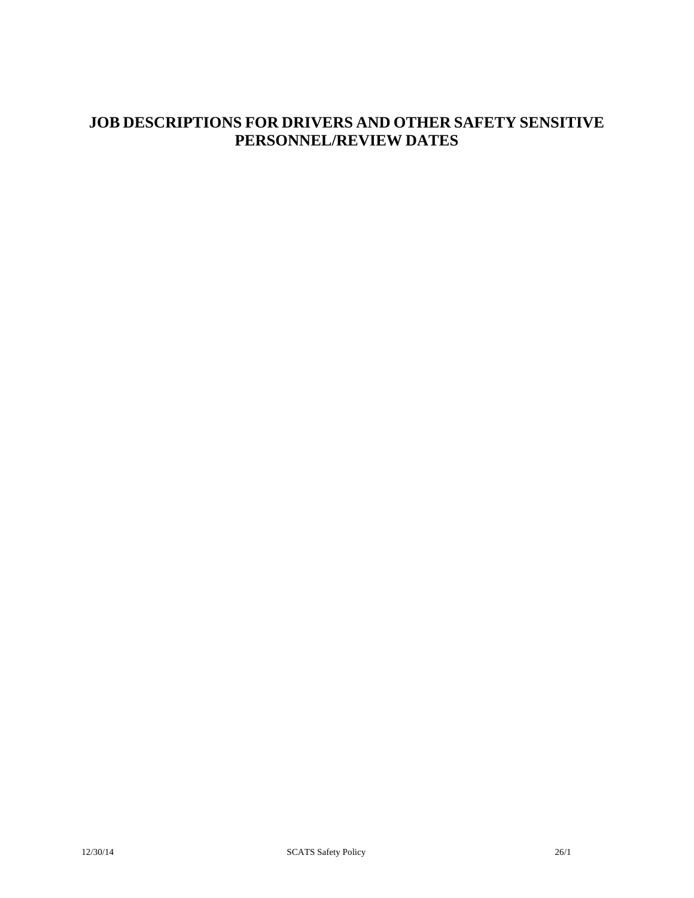# JOB DESCRIPTIONS FOR DRIVERS AND OTHER SAFETY SENSITIVE PERSONNEL/REVIEW DATES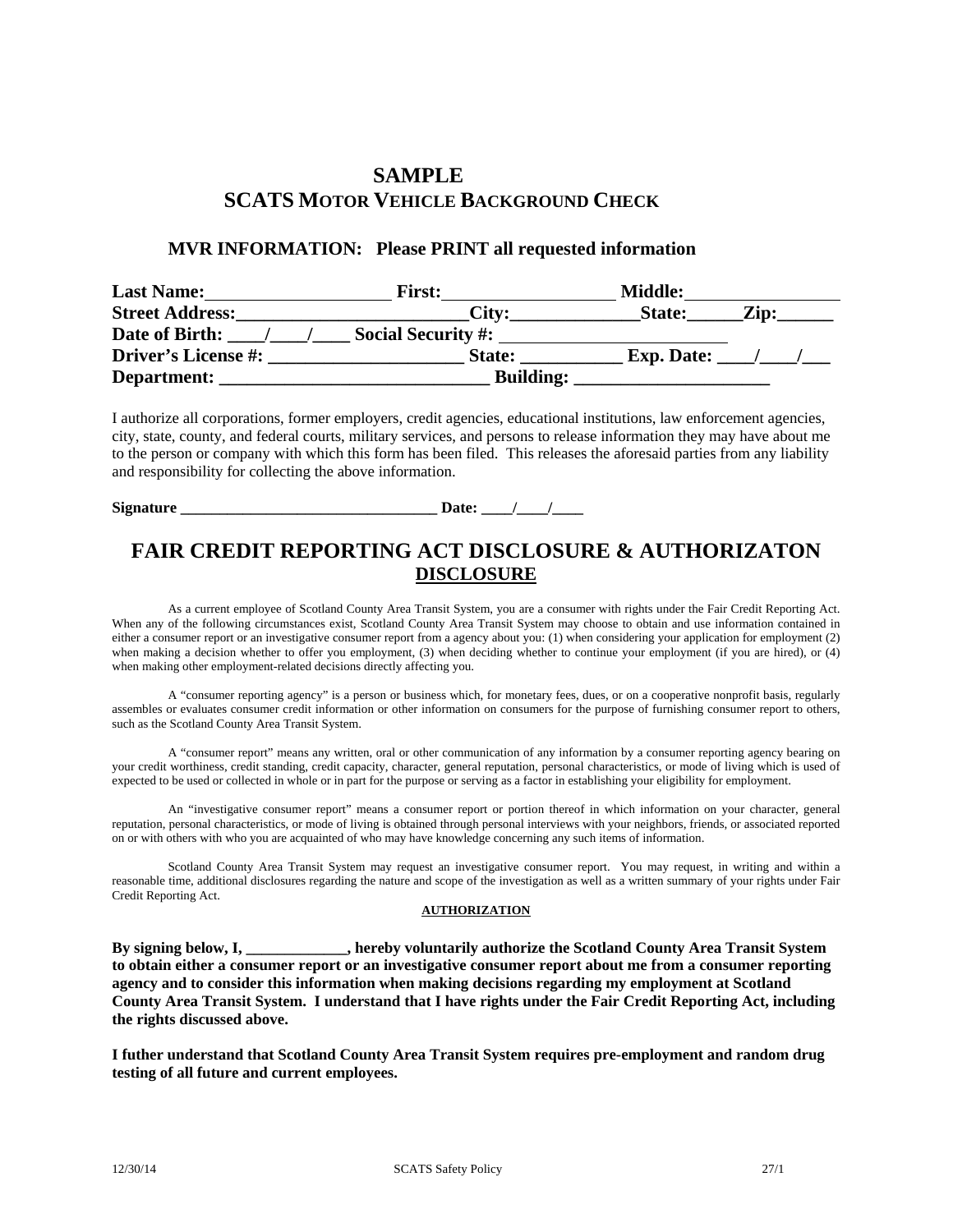# SAMPLE
# SCATS MOTOR VEHICLE BACKGROUND CHECK

**MVR INFORMATION: Please PRINT all requested information**

**Last Name:**____________________ **First:**__________________ **Middle:**________________
**Street Address:**________________________**City:**_____________**State:**_____**Zip:**______
**Date of Birth:** ____/____/____ **Social Security #:** ________________________
**Driver's License #:** ____________________ **State:** __________ **Exp. Date:** ____/____/___
**Department:** ____________________________ **Building:** ____________________

I authorize all corporations, former employers, credit agencies, educational institutions, law enforcement agencies, city, state, county, and federal courts, military services, and persons to release information they may have about me to the person or company with which this form has been filed. This releases the aforesaid parties from any liability and responsibility for collecting the above information.

**Signature** ________________________________ **Date:** ____/____/____

## FAIR CREDIT REPORTING ACT DISCLOSURE & AUTHORIZATON

### DISCLOSURE

As a current employee of Scotland County Area Transit System, you are a consumer with rights under the Fair Credit Reporting Act. When any of the following circumstances exist, Scotland County Area Transit System may choose to obtain and use information contained in either a consumer report or an investigative consumer report from a agency about you: (1) when considering your application for employment (2) when making a decision whether to offer you employment, (3) when deciding whether to continue your employment (if you are hired), or (4) when making other employment-related decisions directly affecting you.

A "consumer reporting agency" is a person or business which, for monetary fees, dues, or on a cooperative nonprofit basis, regularly assembles or evaluates consumer credit information or other information on consumers for the purpose of furnishing consumer report to others, such as the Scotland County Area Transit System.

A "consumer report" means any written, oral or other communication of any information by a consumer reporting agency bearing on your credit worthiness, credit standing, credit capacity, character, general reputation, personal characteristics, or mode of living which is used of expected to be used or collected in whole or in part for the purpose or serving as a factor in establishing your eligibility for employment.

An "investigative consumer report" means a consumer report or portion thereof in which information on your character, general reputation, personal characteristics, or mode of living is obtained through personal interviews with your neighbors, friends, or associated reported on or with others with who you are acquainted of who may have knowledge concerning any such items of information.

Scotland County Area Transit System may request an investigative consumer report. You may request, in writing and within a reasonable time, additional disclosures regarding the nature and scope of the investigation as well as a written summary of your rights under Fair Credit Reporting Act.

### AUTHORIZATION

**By signing below, I, _____________, hereby voluntarily authorize the Scotland County Area Transit System to obtain either a consumer report or an investigative consumer report about me from a consumer reporting agency and to consider this information when making decisions regarding my employment at Scotland County Area Transit System. I understand that I have rights under the Fair Credit Reporting Act, including the rights discussed above.**

**I futher understand that Scotland County Area Transit System requires pre-employment and random drug testing of all future and current employees.**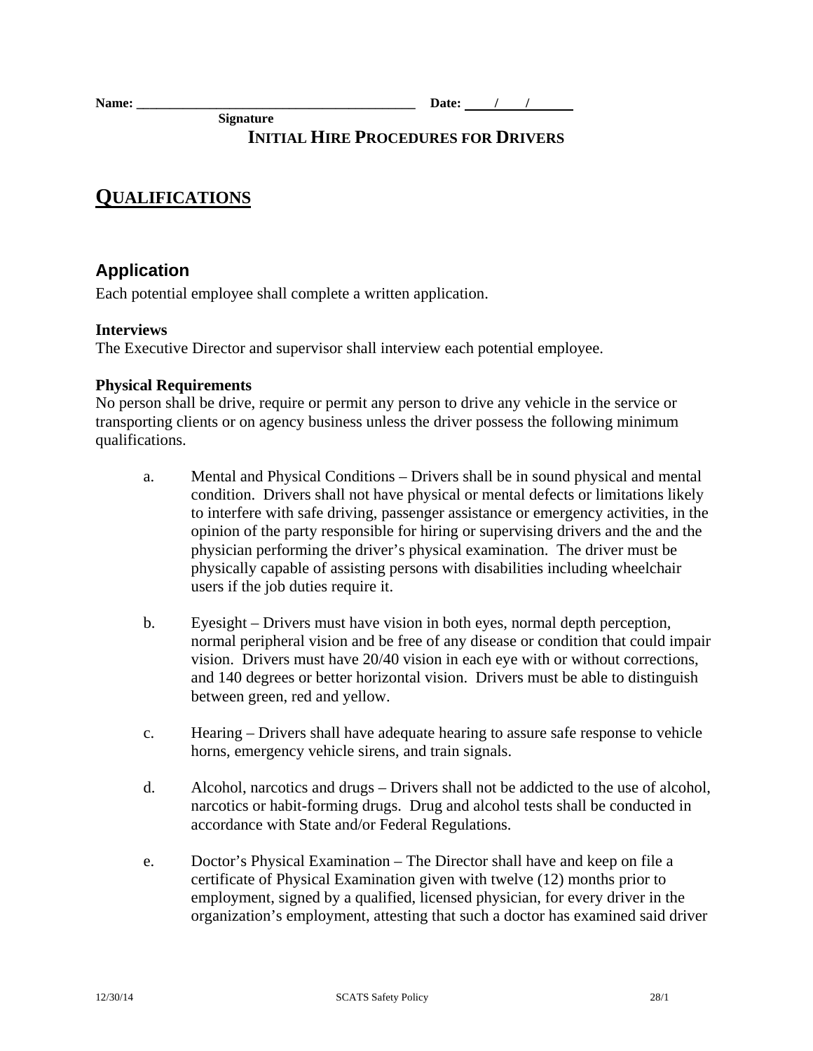**Name:** \_\_\_\_\_\_\_\_\_\_\_\_\_\_\_\_\_\_\_\_\_\_\_\_\_\_\_\_\_\_\_\_\_\_\_\_\_\_\_\_ **Date:** \_\_\_\_/\_\_\_\_/\_\_\_\_\_\_

**Signature**

# INITIAL HIRE PROCEDURES FOR DRIVERS

## QUALIFICATIONS

### Application

Each potential employee shall complete a written application.

**Interviews**

The Executive Director and supervisor shall interview each potential employee.

**Physical Requirements**

No person shall be drive, require or permit any person to drive any vehicle in the service or transporting clients or on agency business unless the driver possess the following minimum qualifications.

a. Mental and Physical Conditions – Drivers shall be in sound physical and mental condition. Drivers shall not have physical or mental defects or limitations likely to interfere with safe driving, passenger assistance or emergency activities, in the opinion of the party responsible for hiring or supervising drivers and the and the physician performing the driver's physical examination. The driver must be physically capable of assisting persons with disabilities including wheelchair users if the job duties require it.

b. Eyesight – Drivers must have vision in both eyes, normal depth perception, normal peripheral vision and be free of any disease or condition that could impair vision. Drivers must have 20/40 vision in each eye with or without corrections, and 140 degrees or better horizontal vision. Drivers must be able to distinguish between green, red and yellow.

c. Hearing – Drivers shall have adequate hearing to assure safe response to vehicle horns, emergency vehicle sirens, and train signals.

d. Alcohol, narcotics and drugs – Drivers shall not be addicted to the use of alcohol, narcotics or habit-forming drugs. Drug and alcohol tests shall be conducted in accordance with State and/or Federal Regulations.

e. Doctor's Physical Examination – The Director shall have and keep on file a certificate of Physical Examination given with twelve (12) months prior to employment, signed by a qualified, licensed physician, for every driver in the organization's employment, attesting that such a doctor has examined said driver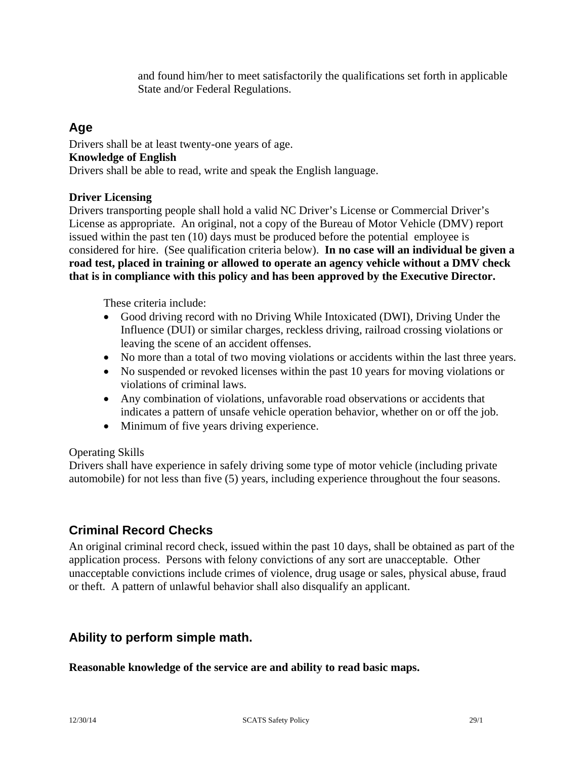and found him/her to meet satisfactorily the qualifications set forth in applicable State and/or Federal Regulations.

## Age

Drivers shall be at least twenty-one years of age.

**Knowledge of English**

Drivers shall be able to read, write and speak the English language.

**Driver Licensing**

Drivers transporting people shall hold a valid NC Driver's License or Commercial Driver's License as appropriate. An original, not a copy of the Bureau of Motor Vehicle (DMV) report issued within the past ten (10) days must be produced before the potential employee is considered for hire. (See qualification criteria below). **In no case will an individual be given a road test, placed in training or allowed to operate an agency vehicle without a DMV check that is in compliance with this policy and has been approved by the Executive Director.**

These criteria include:

- Good driving record with no Driving While Intoxicated (DWI), Driving Under the Influence (DUI) or similar charges, reckless driving, railroad crossing violations or leaving the scene of an accident offenses.
- No more than a total of two moving violations or accidents within the last three years.
- No suspended or revoked licenses within the past 10 years for moving violations or violations of criminal laws.
- Any combination of violations, unfavorable road observations or accidents that indicates a pattern of unsafe vehicle operation behavior, whether on or off the job.
- Minimum of five years driving experience.

Operating Skills

Drivers shall have experience in safely driving some type of motor vehicle (including private automobile) for not less than five (5) years, including experience throughout the four seasons.

## Criminal Record Checks

An original criminal record check, issued within the past 10 days, shall be obtained as part of the application process. Persons with felony convictions of any sort are unacceptable. Other unacceptable convictions include crimes of violence, drug usage or sales, physical abuse, fraud or theft. A pattern of unlawful behavior shall also disqualify an applicant.

## Ability to perform simple math.

**Reasonable knowledge of the service are and ability to read basic maps.**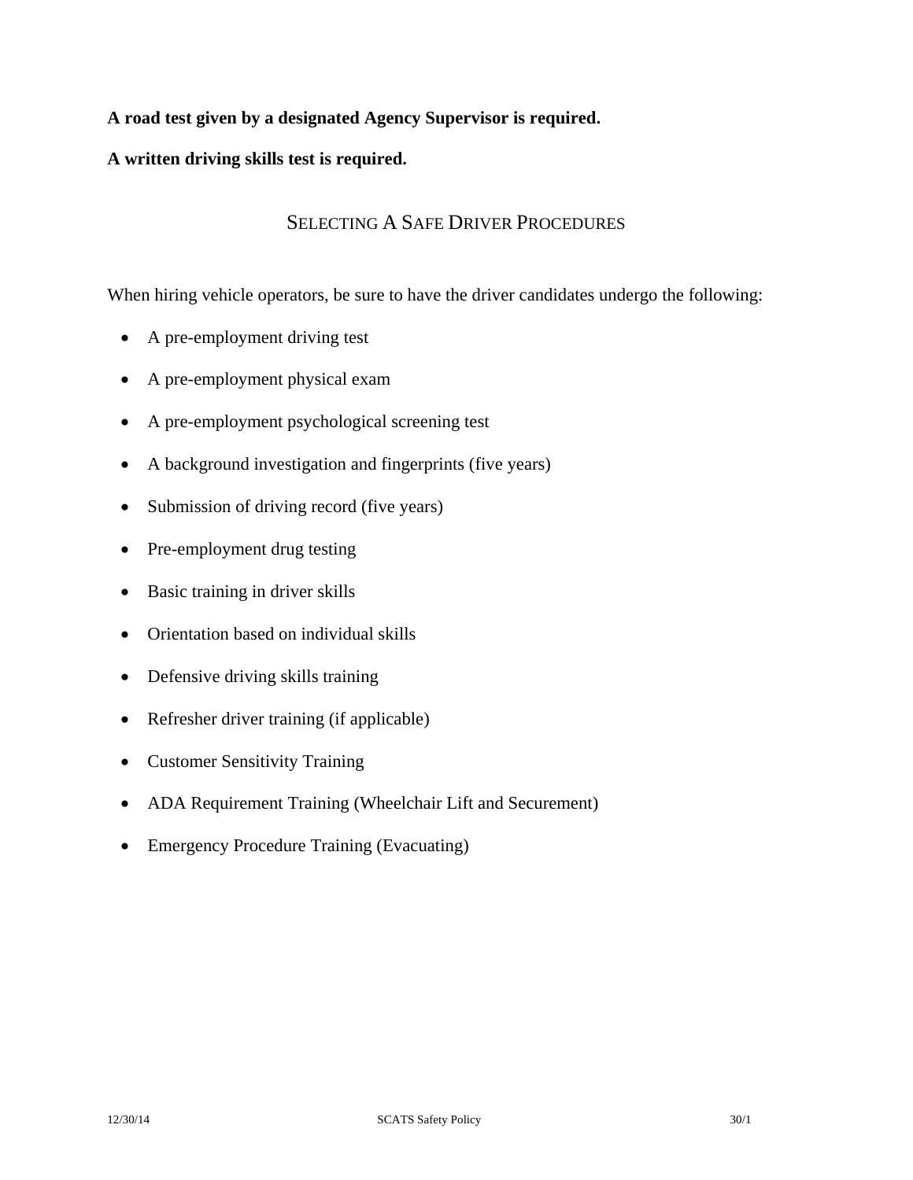**A road test given by a designated Agency Supervisor is required.**

**A written driving skills test is required.**

## Selecting A Safe Driver Procedures

When hiring vehicle operators, be sure to have the driver candidates undergo the following:

- A pre-employment driving test
- A pre-employment physical exam
- A pre-employment psychological screening test
- A background investigation and fingerprints (five years)
- Submission of driving record (five years)
- Pre-employment drug testing
- Basic training in driver skills
- Orientation based on individual skills
- Defensive driving skills training
- Refresher driver training (if applicable)
- Customer Sensitivity Training
- ADA Requirement Training (Wheelchair Lift and Securement)
- Emergency Procedure Training (Evacuating)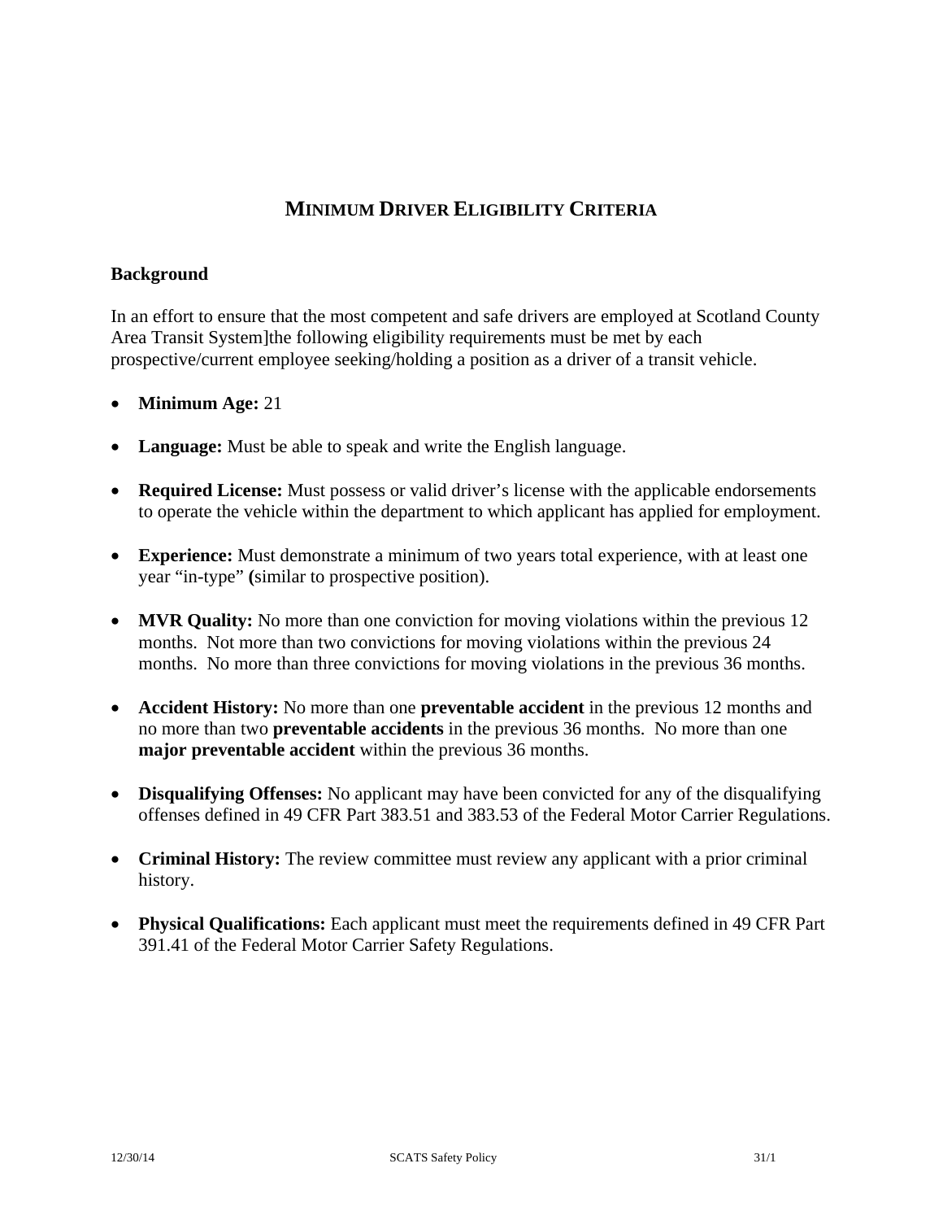# MINIMUM DRIVER ELIGIBILITY CRITERIA

**Background**

In an effort to ensure that the most competent and safe drivers are employed at Scotland County Area Transit System]the following eligibility requirements must be met by each prospective/current employee seeking/holding a position as a driver of a transit vehicle.

- **Minimum Age:** 21
- **Language:** Must be able to speak and write the English language.
- **Required License:** Must possess or valid driver's license with the applicable endorsements to operate the vehicle within the department to which applicant has applied for employment.
- **Experience:** Must demonstrate a minimum of two years total experience, with at least one year "in-type" **(**similar to prospective position).
- **MVR Quality:** No more than one conviction for moving violations within the previous 12 months. Not more than two convictions for moving violations within the previous 24 months. No more than three convictions for moving violations in the previous 36 months.
- **Accident History:** No more than one **preventable accident** in the previous 12 months and no more than two **preventable accidents** in the previous 36 months. No more than one **major preventable accident** within the previous 36 months.
- **Disqualifying Offenses:** No applicant may have been convicted for any of the disqualifying offenses defined in 49 CFR Part 383.51 and 383.53 of the Federal Motor Carrier Regulations.
- **Criminal History:** The review committee must review any applicant with a prior criminal history.
- **Physical Qualifications:** Each applicant must meet the requirements defined in 49 CFR Part 391.41 of the Federal Motor Carrier Safety Regulations.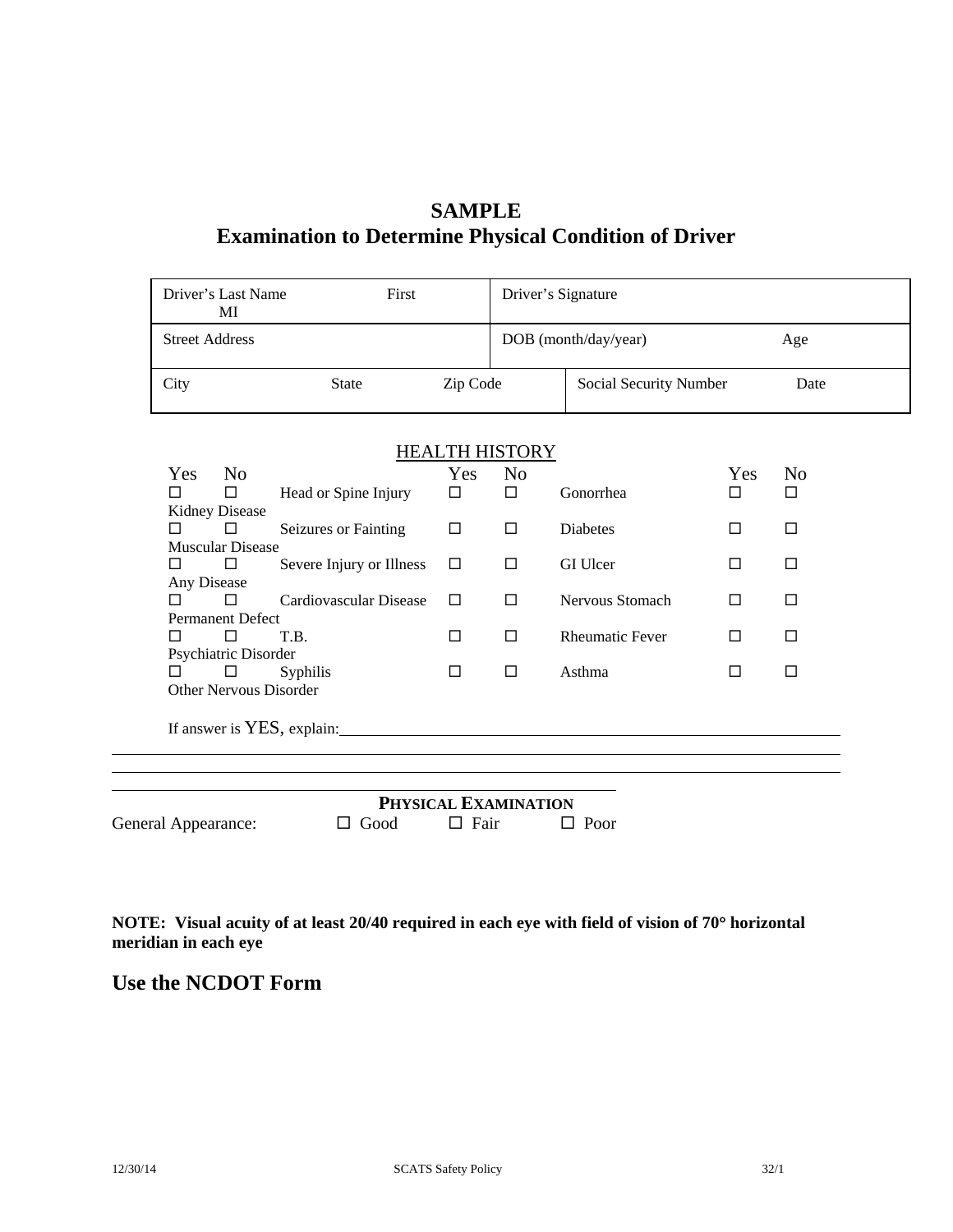# SAMPLE
# Examination to Determine Physical Condition of Driver

| Driver's Last Name First MI | | Driver's Signature | |
|---|---|---|---|
| Street Address | | DOB (month/day/year) Age | |
| City State | Zip Code | Social Security Number | Date |

## HEALTH HISTORY

| Yes | No | | Yes | No | | Yes | No | |
|---|---|---|---|---|---|---|---|---|
| ☐ | ☐ | Head or Spine Injury | ☐ | ☐ | Gonorrhea | ☐ | ☐ | Kidney Disease |
| ☐ | ☐ | Seizures or Fainting | ☐ | ☐ | Diabetes | ☐ | ☐ | Muscular Disease |
| ☐ | ☐ | Severe Injury or Illness | ☐ | ☐ | GI Ulcer | ☐ | ☐ | Any Disease |
| ☐ | ☐ | Cardiovascular Disease | ☐ | ☐ | Nervous Stomach | ☐ | ☐ | Permanent Defect |
| ☐ | ☐ | T.B. | ☐ | ☐ | Rheumatic Fever | ☐ | ☐ | Psychiatric Disorder |
| ☐ | ☐ | Syphilis | ☐ | ☐ | Asthma | ☐ | ☐ | Other Nervous Disorder |

If answer is YES, explain:________________________________________________

______________________________________________________________________

______________________________________________________________________

__________________________________________________

## PHYSICAL EXAMINATION

General Appearance: ☐ Good ☐ Fair ☐ Poor

**NOTE: Visual acuity of at least 20/40 required in each eye with field of vision of 70° horizontal meridian in each eye**

## Use the NCDOT Form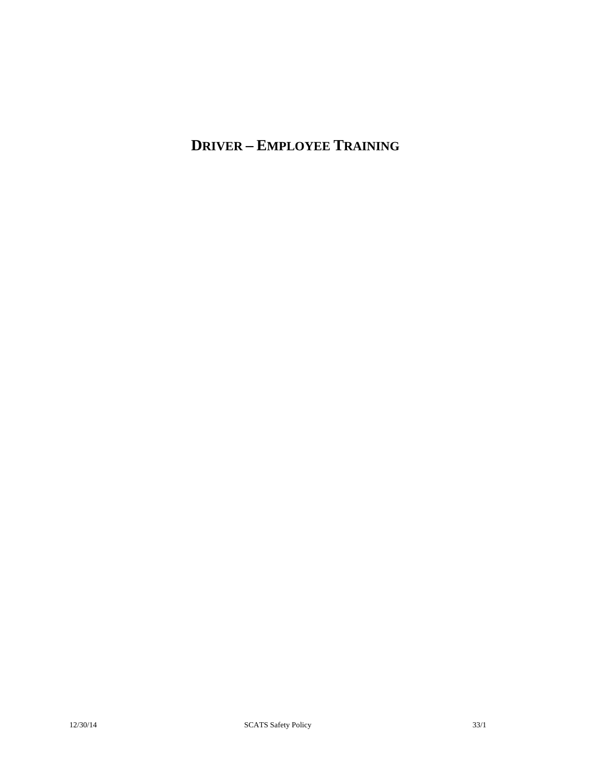# DRIVER – EMPLOYEE TRAINING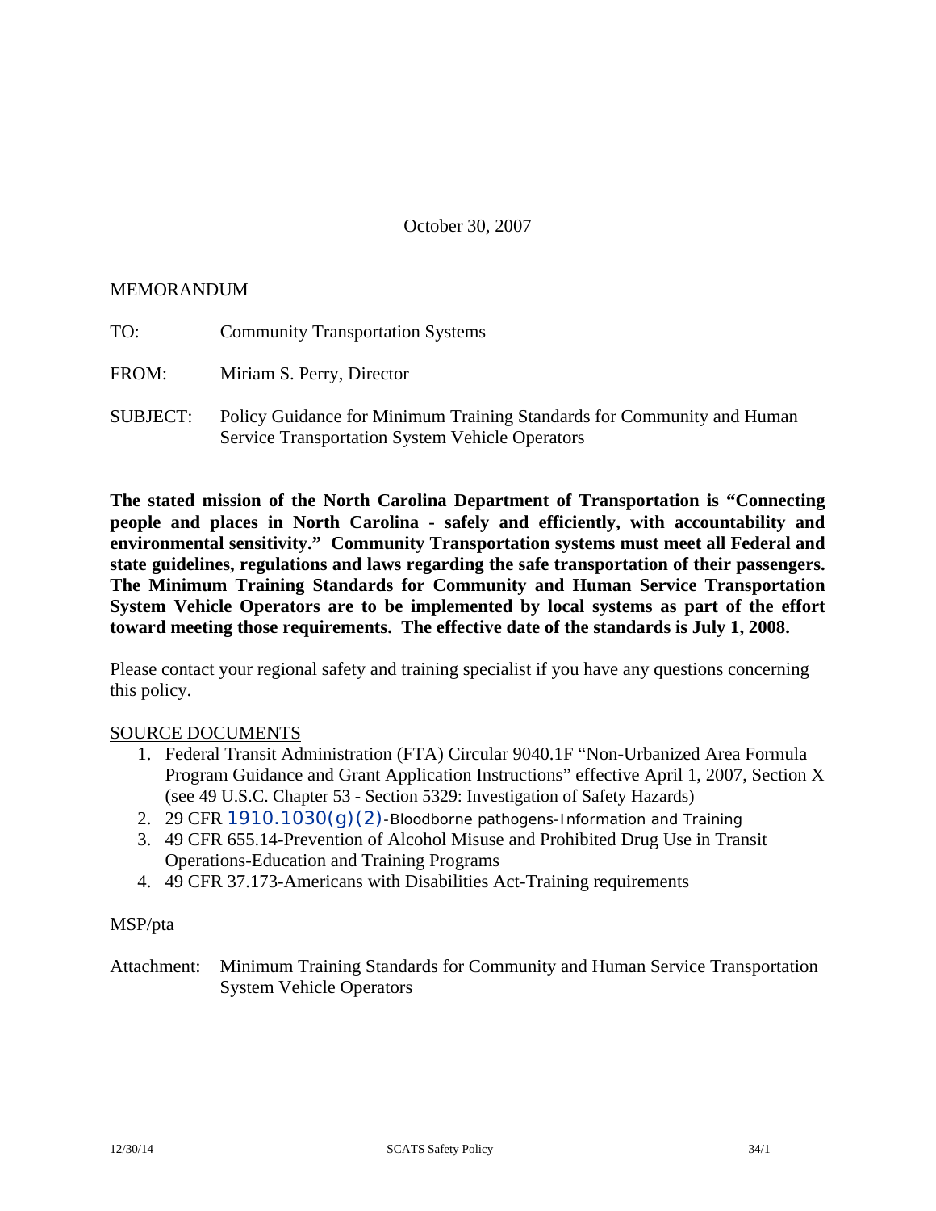October 30, 2007

MEMORANDUM

TO: Community Transportation Systems

FROM: Miriam S. Perry, Director

SUBJECT: Policy Guidance for Minimum Training Standards for Community and Human Service Transportation System Vehicle Operators

**The stated mission of the North Carolina Department of Transportation is "Connecting people and places in North Carolina - safely and efficiently, with accountability and environmental sensitivity." Community Transportation systems must meet all Federal and state guidelines, regulations and laws regarding the safe transportation of their passengers. The Minimum Training Standards for Community and Human Service Transportation System Vehicle Operators are to be implemented by local systems as part of the effort toward meeting those requirements. The effective date of the standards is July 1, 2008.**

Please contact your regional safety and training specialist if you have any questions concerning this policy.

SOURCE DOCUMENTS

1. Federal Transit Administration (FTA) Circular 9040.1F "Non-Urbanized Area Formula Program Guidance and Grant Application Instructions" effective April 1, 2007, Section X (see 49 U.S.C. Chapter 53 - Section 5329: Investigation of Safety Hazards)
2. 29 CFR 1910.1030(g)(2)-Bloodborne pathogens-Information and Training
3. 49 CFR 655.14-Prevention of Alcohol Misuse and Prohibited Drug Use in Transit Operations-Education and Training Programs
4. 49 CFR 37.173-Americans with Disabilities Act-Training requirements

MSP/pta

Attachment: Minimum Training Standards for Community and Human Service Transportation System Vehicle Operators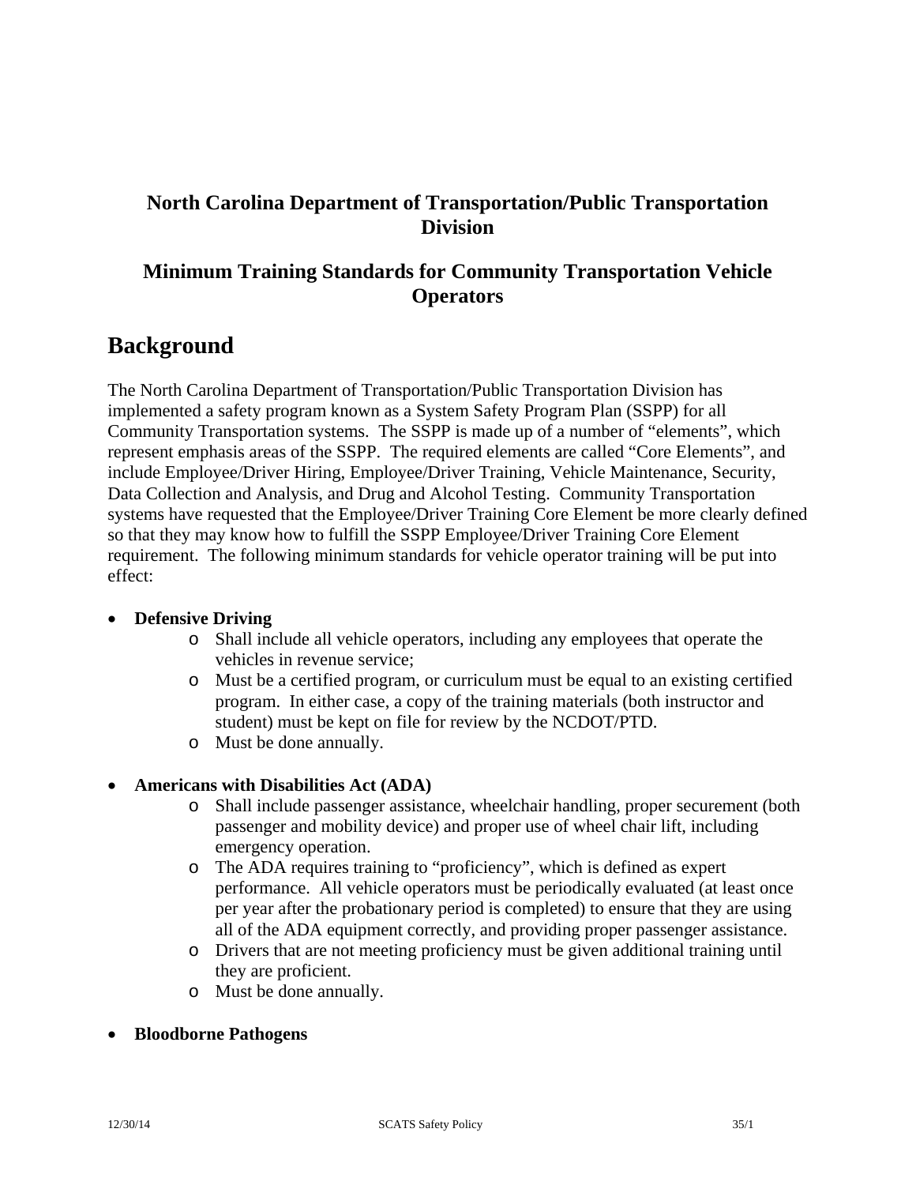**North Carolina Department of Transportation/Public Transportation Division**

**Minimum Training Standards for Community Transportation Vehicle Operators**

# Background

The North Carolina Department of Transportation/Public Transportation Division has implemented a safety program known as a System Safety Program Plan (SSPP) for all Community Transportation systems. The SSPP is made up of a number of "elements", which represent emphasis areas of the SSPP. The required elements are called "Core Elements", and include Employee/Driver Hiring, Employee/Driver Training, Vehicle Maintenance, Security, Data Collection and Analysis, and Drug and Alcohol Testing. Community Transportation systems have requested that the Employee/Driver Training Core Element be more clearly defined so that they may know how to fulfill the SSPP Employee/Driver Training Core Element requirement. The following minimum standards for vehicle operator training will be put into effect:

- **Defensive Driving**
  - Shall include all vehicle operators, including any employees that operate the vehicles in revenue service;
  - Must be a certified program, or curriculum must be equal to an existing certified program. In either case, a copy of the training materials (both instructor and student) must be kept on file for review by the NCDOT/PTD.
  - Must be done annually.

- **Americans with Disabilities Act (ADA)**
  - Shall include passenger assistance, wheelchair handling, proper securement (both passenger and mobility device) and proper use of wheel chair lift, including emergency operation.
  - The ADA requires training to "proficiency", which is defined as expert performance. All vehicle operators must be periodically evaluated (at least once per year after the probationary period is completed) to ensure that they are using all of the ADA equipment correctly, and providing proper passenger assistance.
  - Drivers that are not meeting proficiency must be given additional training until they are proficient.
  - Must be done annually.

- **Bloodborne Pathogens**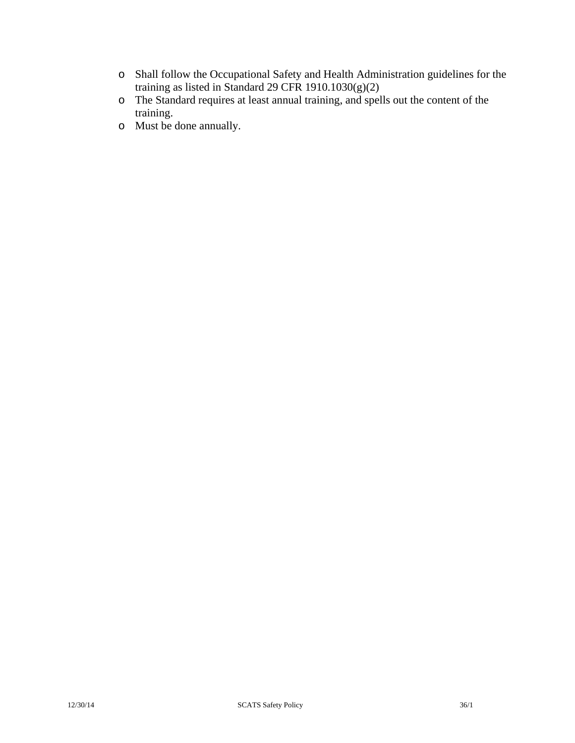- Shall follow the Occupational Safety and Health Administration guidelines for the training as listed in Standard 29 CFR 1910.1030(g)(2)
- The Standard requires at least annual training, and spells out the content of the training.
- Must be done annually.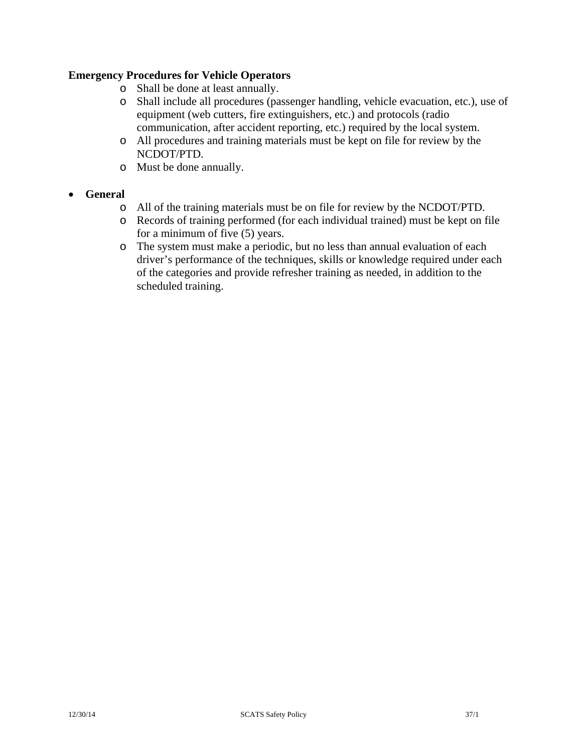**Emergency Procedures for Vehicle Operators**

- Shall be done at least annually.
- Shall include all procedures (passenger handling, vehicle evacuation, etc.), use of equipment (web cutters, fire extinguishers, etc.) and protocols (radio communication, after accident reporting, etc.) required by the local system.
- All procedures and training materials must be kept on file for review by the NCDOT/PTD.
- Must be done annually.

- **General**
  - All of the training materials must be on file for review by the NCDOT/PTD.
  - Records of training performed (for each individual trained) must be kept on file for a minimum of five (5) years.
  - The system must make a periodic, but no less than annual evaluation of each driver's performance of the techniques, skills or knowledge required under each of the categories and provide refresher training as needed, in addition to the scheduled training.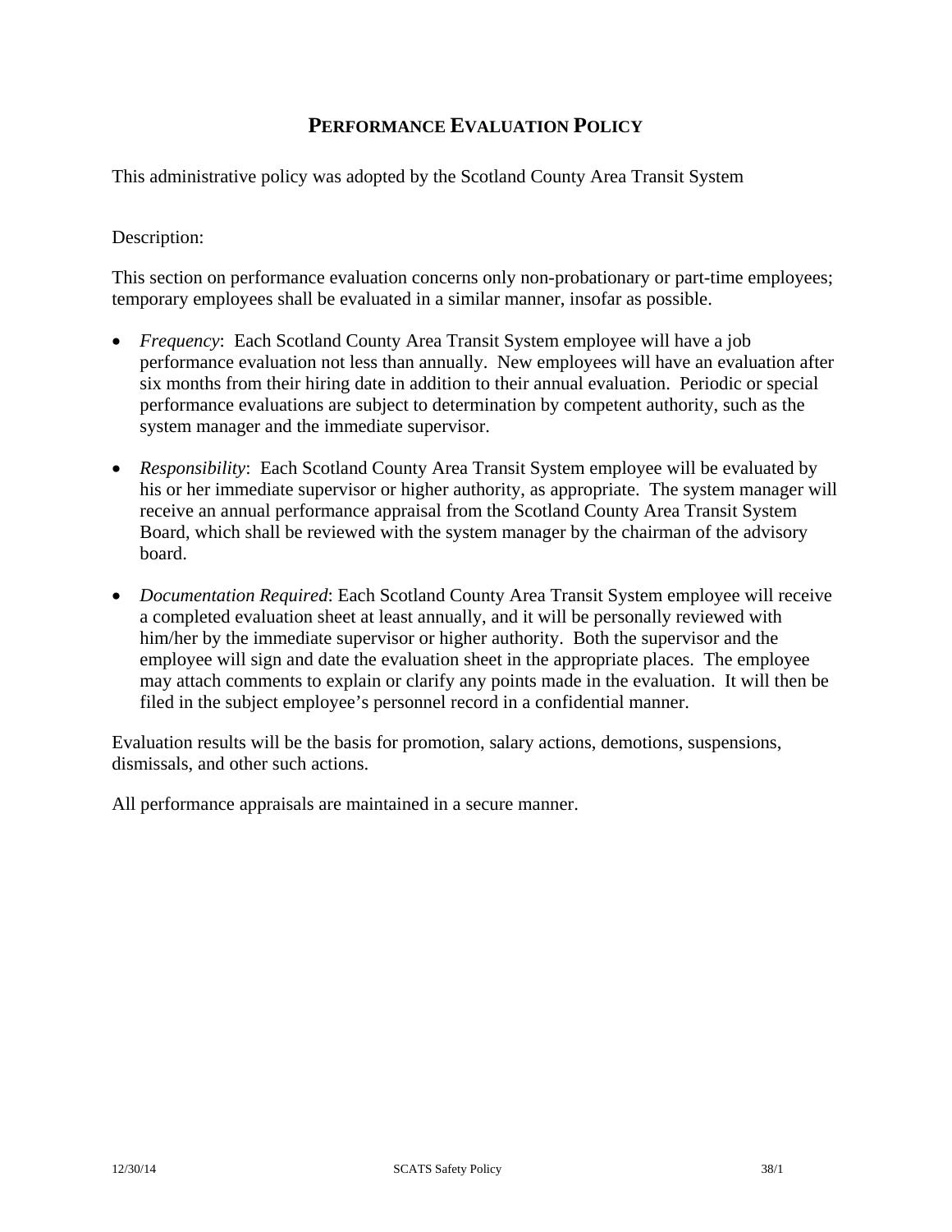# PERFORMANCE EVALUATION POLICY

This administrative policy was adopted by the Scotland County Area Transit System

Description:

This section on performance evaluation concerns only non-probationary or part-time employees; temporary employees shall be evaluated in a similar manner, insofar as possible.

- *Frequency*: Each Scotland County Area Transit System employee will have a job performance evaluation not less than annually. New employees will have an evaluation after six months from their hiring date in addition to their annual evaluation. Periodic or special performance evaluations are subject to determination by competent authority, such as the system manager and the immediate supervisor.

- *Responsibility*: Each Scotland County Area Transit System employee will be evaluated by his or her immediate supervisor or higher authority, as appropriate. The system manager will receive an annual performance appraisal from the Scotland County Area Transit System Board, which shall be reviewed with the system manager by the chairman of the advisory board.

- *Documentation Required*: Each Scotland County Area Transit System employee will receive a completed evaluation sheet at least annually, and it will be personally reviewed with him/her by the immediate supervisor or higher authority. Both the supervisor and the employee will sign and date the evaluation sheet in the appropriate places. The employee may attach comments to explain or clarify any points made in the evaluation. It will then be filed in the subject employee's personnel record in a confidential manner.

Evaluation results will be the basis for promotion, salary actions, demotions, suspensions, dismissals, and other such actions.

All performance appraisals are maintained in a secure manner.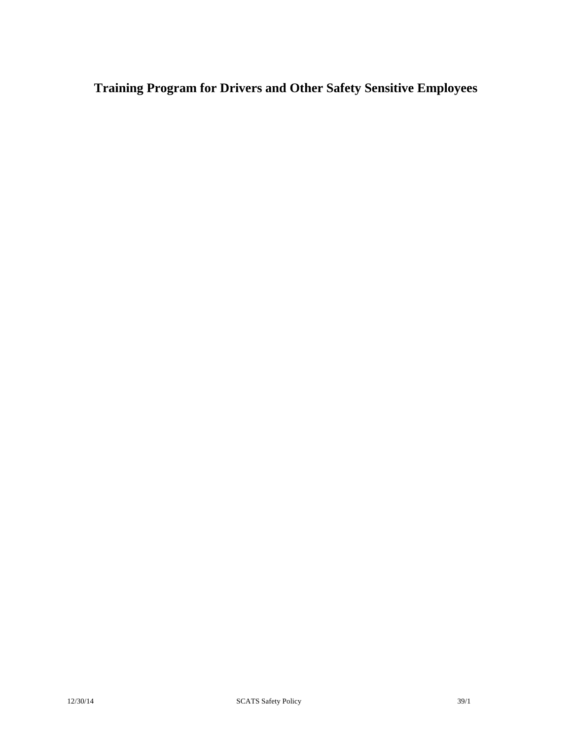# Training Program for Drivers and Other Safety Sensitive Employees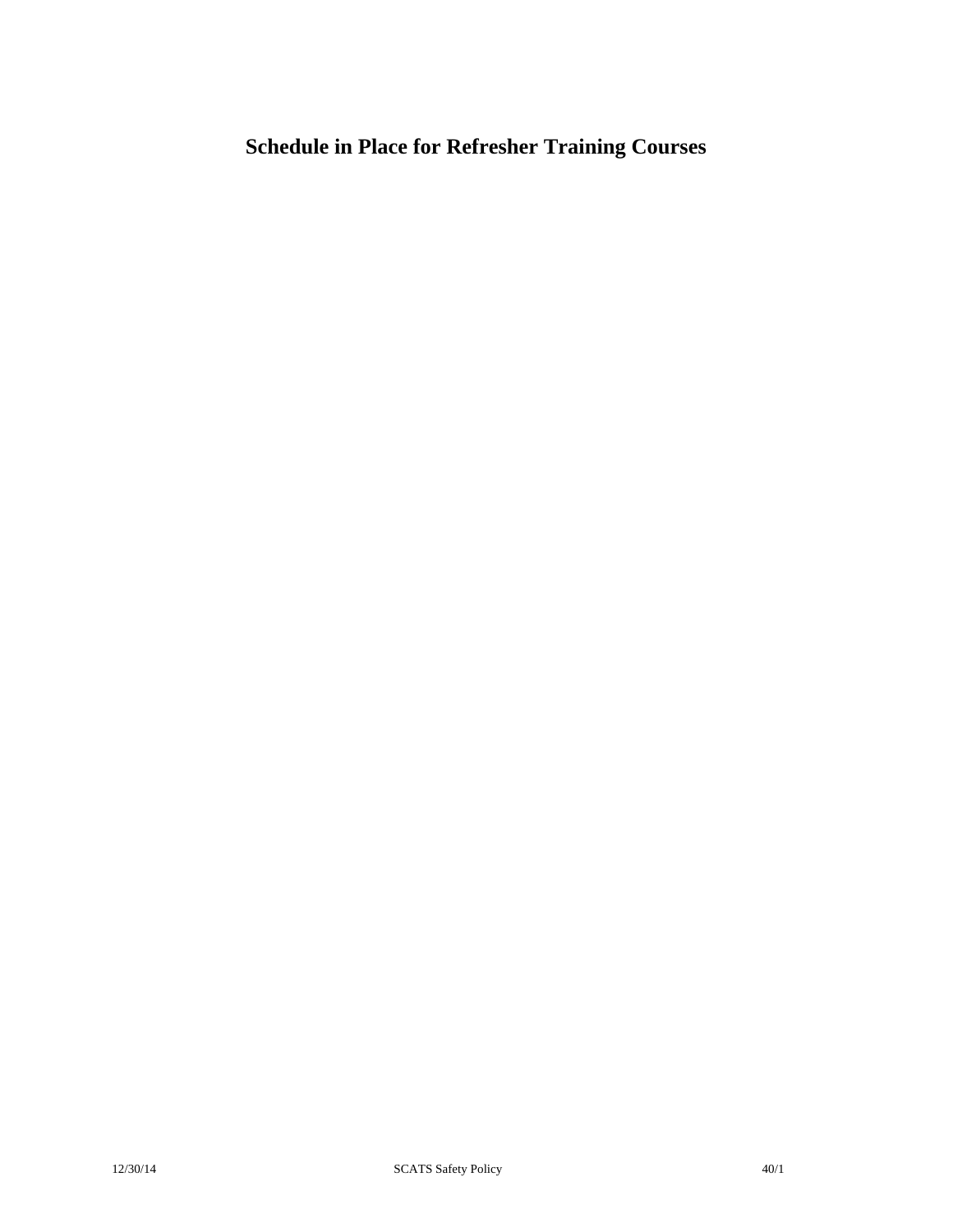# Schedule in Place for Refresher Training Courses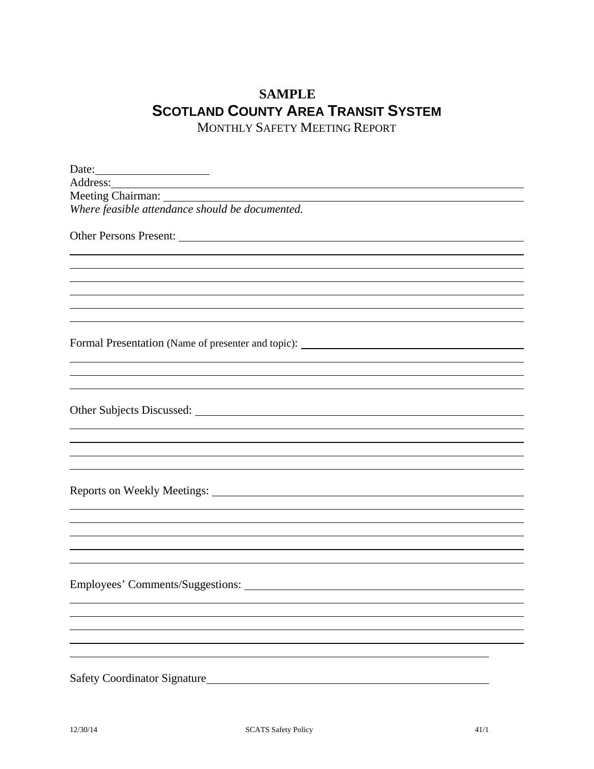# SAMPLE
## SCOTLAND COUNTY AREA TRANSIT SYSTEM
MONTHLY SAFETY MEETING REPORT

Date: ____________________
Address: ________________________________________________________________
Meeting Chairman: ________________________________________________________
*Where feasible attendance should be documented.*

Other Persons Present: ____________________________________________________
______________________________________________________________________
______________________________________________________________________
______________________________________________________________________
______________________________________________________________________
______________________________________________________________________
______________________________________________________________________

Formal Presentation (Name of presenter and topic): ___________________________
______________________________________________________________________
______________________________________________________________________
______________________________________________________________________

Other Subjects Discussed: _________________________________________________
______________________________________________________________________
______________________________________________________________________
______________________________________________________________________
______________________________________________________________________

Reports on Weekly Meetings: _______________________________________________
______________________________________________________________________
______________________________________________________________________
______________________________________________________________________
______________________________________________________________________
______________________________________________________________________

Employees' Comments/Suggestions: __________________________________________
______________________________________________________________________
______________________________________________________________________
______________________________________________________________________
______________________________________________________________________
______________________________________________________________________

Safety Coordinator Signature_______________________________________________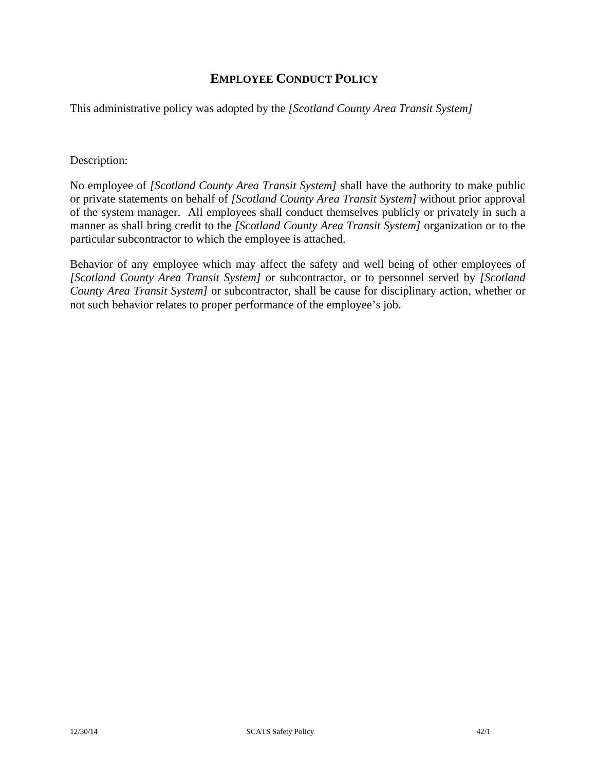## EMPLOYEE CONDUCT POLICY

This administrative policy was adopted by the *[Scotland County Area Transit System]*

Description:

No employee of *[Scotland County Area Transit System]* shall have the authority to make public or private statements on behalf of *[Scotland County Area Transit System]* without prior approval of the system manager. All employees shall conduct themselves publicly or privately in such a manner as shall bring credit to the *[Scotland County Area Transit System]* organization or to the particular subcontractor to which the employee is attached.

Behavior of any employee which may affect the safety and well being of other employees of *[Scotland County Area Transit System]* or subcontractor, or to personnel served by *[Scotland County Area Transit System]* or subcontractor, shall be cause for disciplinary action, whether or not such behavior relates to proper performance of the employee's job.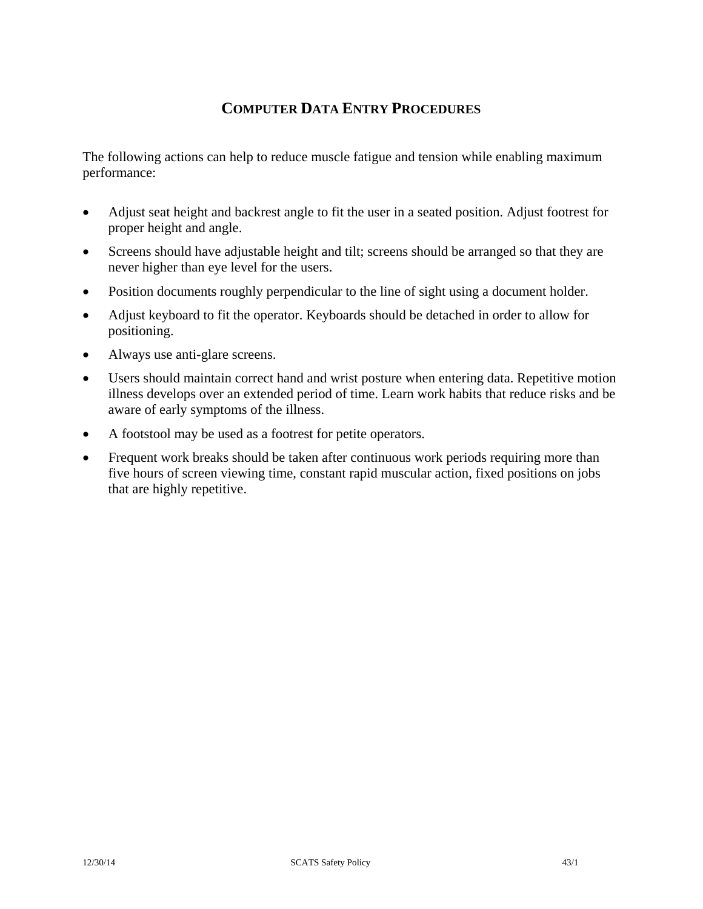# COMPUTER DATA ENTRY PROCEDURES

The following actions can help to reduce muscle fatigue and tension while enabling maximum performance:

- Adjust seat height and backrest angle to fit the user in a seated position. Adjust footrest for proper height and angle.
- Screens should have adjustable height and tilt; screens should be arranged so that they are never higher than eye level for the users.
- Position documents roughly perpendicular to the line of sight using a document holder.
- Adjust keyboard to fit the operator. Keyboards should be detached in order to allow for positioning.
- Always use anti-glare screens.
- Users should maintain correct hand and wrist posture when entering data. Repetitive motion illness develops over an extended period of time. Learn work habits that reduce risks and be aware of early symptoms of the illness.
- A footstool may be used as a footrest for petite operators.
- Frequent work breaks should be taken after continuous work periods requiring more than five hours of screen viewing time, constant rapid muscular action, fixed positions on jobs that are highly repetitive.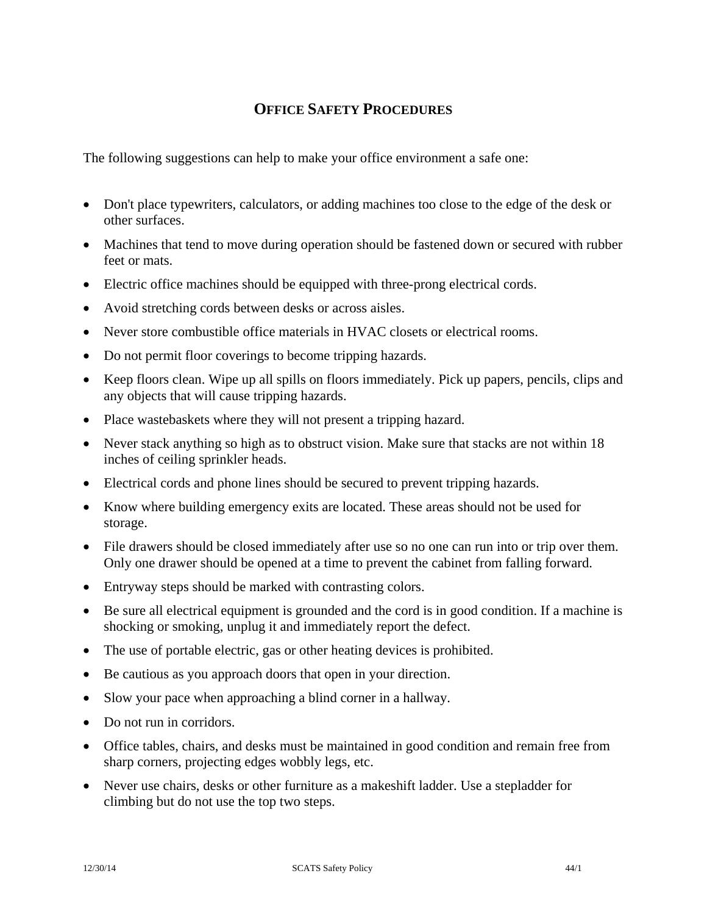# OFFICE SAFETY PROCEDURES

The following suggestions can help to make your office environment a safe one:

- Don't place typewriters, calculators, or adding machines too close to the edge of the desk or other surfaces.
- Machines that tend to move during operation should be fastened down or secured with rubber feet or mats.
- Electric office machines should be equipped with three-prong electrical cords.
- Avoid stretching cords between desks or across aisles.
- Never store combustible office materials in HVAC closets or electrical rooms.
- Do not permit floor coverings to become tripping hazards.
- Keep floors clean. Wipe up all spills on floors immediately. Pick up papers, pencils, clips and any objects that will cause tripping hazards.
- Place wastebaskets where they will not present a tripping hazard.
- Never stack anything so high as to obstruct vision. Make sure that stacks are not within 18 inches of ceiling sprinkler heads.
- Electrical cords and phone lines should be secured to prevent tripping hazards.
- Know where building emergency exits are located. These areas should not be used for storage.
- File drawers should be closed immediately after use so no one can run into or trip over them. Only one drawer should be opened at a time to prevent the cabinet from falling forward.
- Entryway steps should be marked with contrasting colors.
- Be sure all electrical equipment is grounded and the cord is in good condition. If a machine is shocking or smoking, unplug it and immediately report the defect.
- The use of portable electric, gas or other heating devices is prohibited.
- Be cautious as you approach doors that open in your direction.
- Slow your pace when approaching a blind corner in a hallway.
- Do not run in corridors.
- Office tables, chairs, and desks must be maintained in good condition and remain free from sharp corners, projecting edges wobbly legs, etc.
- Never use chairs, desks or other furniture as a makeshift ladder. Use a stepladder for climbing but do not use the top two steps.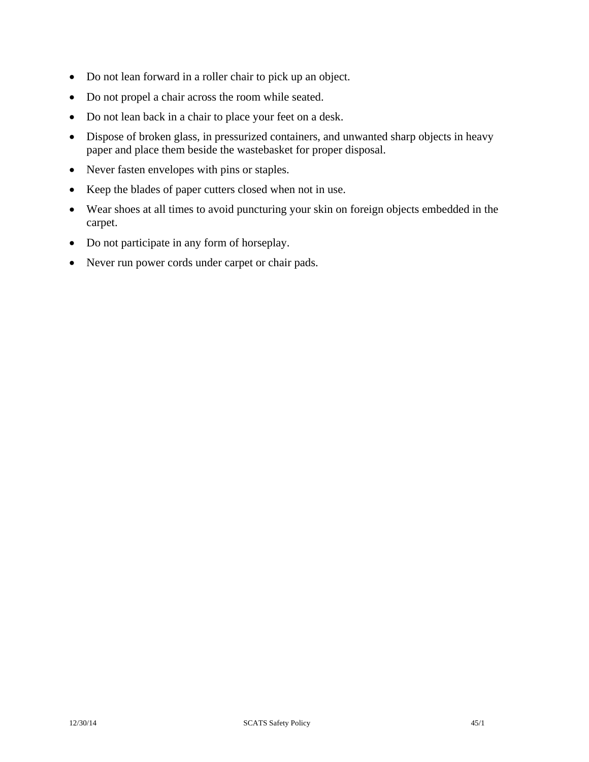- Do not lean forward in a roller chair to pick up an object.
- Do not propel a chair across the room while seated.
- Do not lean back in a chair to place your feet on a desk.
- Dispose of broken glass, in pressurized containers, and unwanted sharp objects in heavy paper and place them beside the wastebasket for proper disposal.
- Never fasten envelopes with pins or staples.
- Keep the blades of paper cutters closed when not in use.
- Wear shoes at all times to avoid puncturing your skin on foreign objects embedded in the carpet.
- Do not participate in any form of horseplay.
- Never run power cords under carpet or chair pads.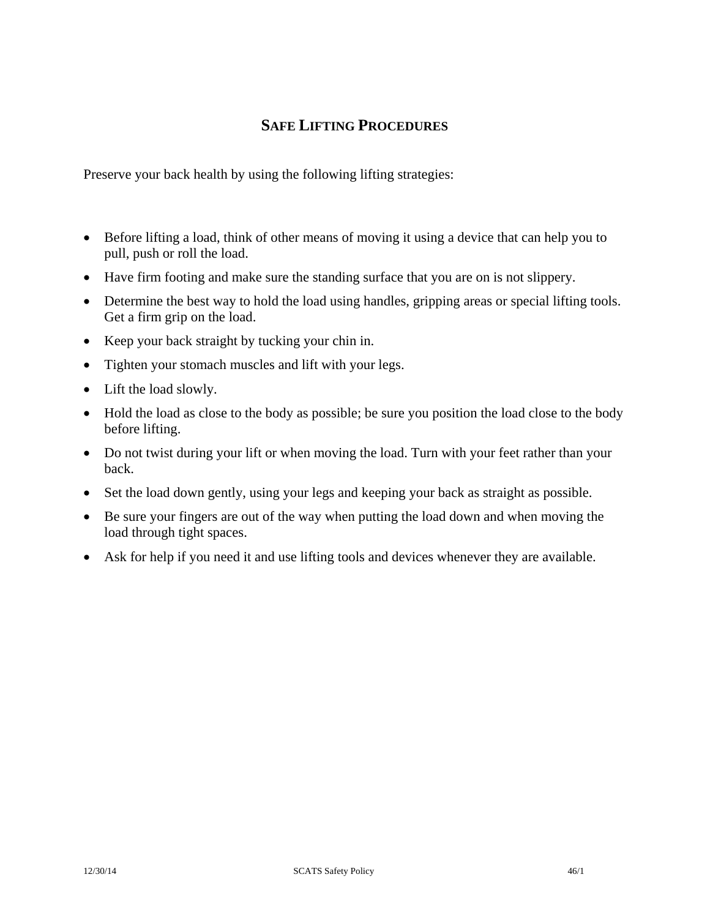## SAFE LIFTING PROCEDURES

Preserve your back health by using the following lifting strategies:

- Before lifting a load, think of other means of moving it using a device that can help you to pull, push or roll the load.
- Have firm footing and make sure the standing surface that you are on is not slippery.
- Determine the best way to hold the load using handles, gripping areas or special lifting tools. Get a firm grip on the load.
- Keep your back straight by tucking your chin in.
- Tighten your stomach muscles and lift with your legs.
- Lift the load slowly.
- Hold the load as close to the body as possible; be sure you position the load close to the body before lifting.
- Do not twist during your lift or when moving the load. Turn with your feet rather than your back.
- Set the load down gently, using your legs and keeping your back as straight as possible.
- Be sure your fingers are out of the way when putting the load down and when moving the load through tight spaces.
- Ask for help if you need it and use lifting tools and devices whenever they are available.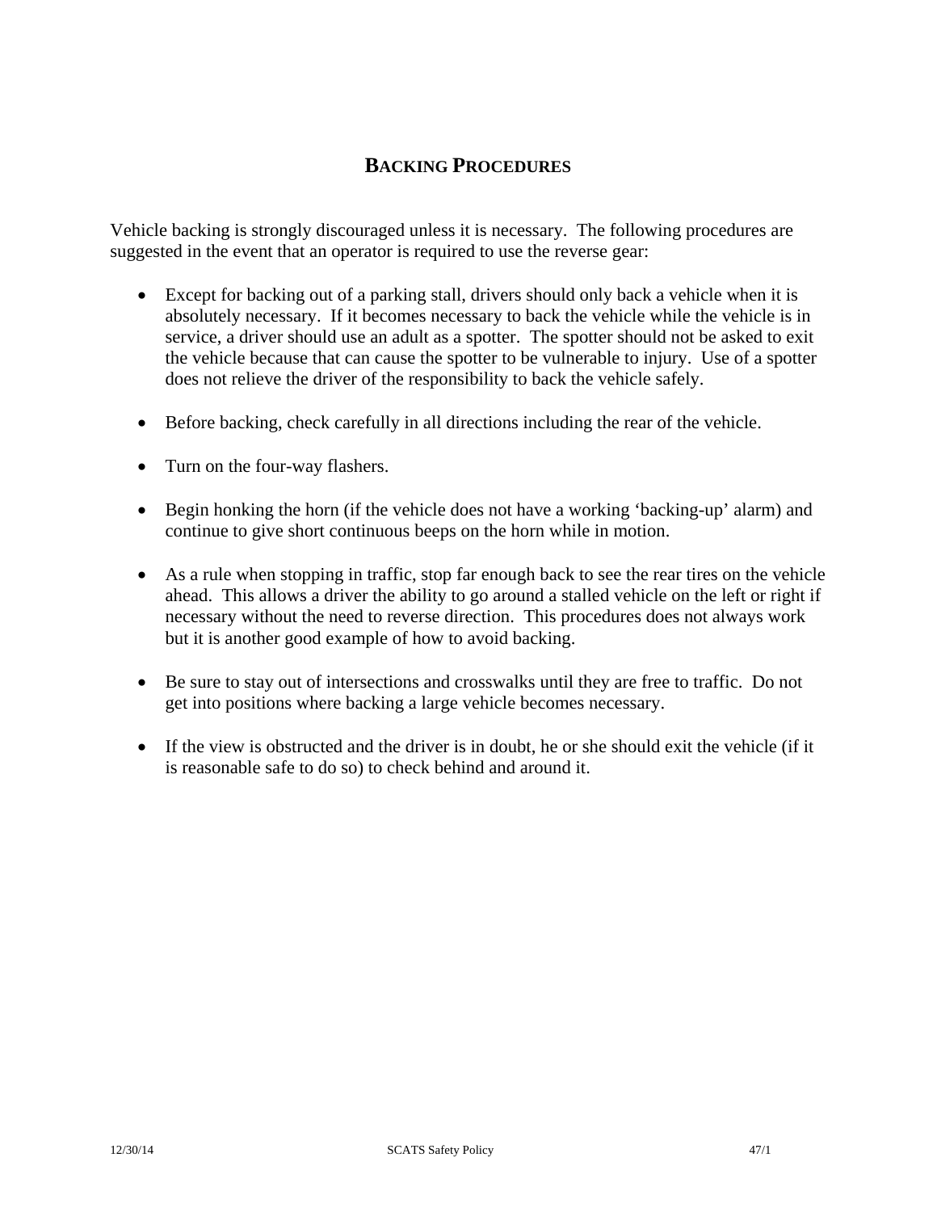## BACKING PROCEDURES

Vehicle backing is strongly discouraged unless it is necessary. The following procedures are suggested in the event that an operator is required to use the reverse gear:

- Except for backing out of a parking stall, drivers should only back a vehicle when it is absolutely necessary. If it becomes necessary to back the vehicle while the vehicle is in service, a driver should use an adult as a spotter. The spotter should not be asked to exit the vehicle because that can cause the spotter to be vulnerable to injury. Use of a spotter does not relieve the driver of the responsibility to back the vehicle safely.

- Before backing, check carefully in all directions including the rear of the vehicle.

- Turn on the four-way flashers.

- Begin honking the horn (if the vehicle does not have a working 'backing-up' alarm) and continue to give short continuous beeps on the horn while in motion.

- As a rule when stopping in traffic, stop far enough back to see the rear tires on the vehicle ahead. This allows a driver the ability to go around a stalled vehicle on the left or right if necessary without the need to reverse direction. This procedures does not always work but it is another good example of how to avoid backing.

- Be sure to stay out of intersections and crosswalks until they are free to traffic. Do not get into positions where backing a large vehicle becomes necessary.

- If the view is obstructed and the driver is in doubt, he or she should exit the vehicle (if it is reasonable safe to do so) to check behind and around it.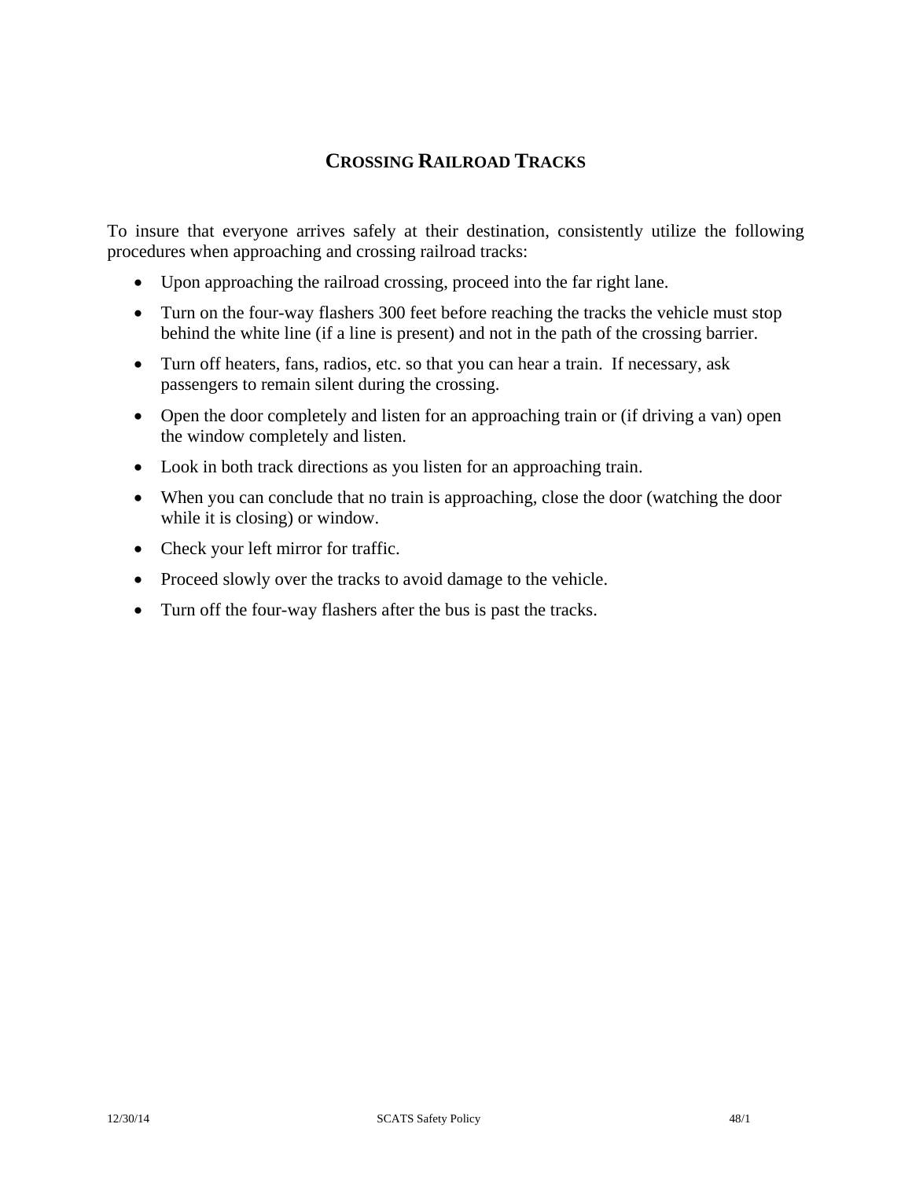## CROSSING RAILROAD TRACKS

To insure that everyone arrives safely at their destination, consistently utilize the following procedures when approaching and crossing railroad tracks:

- Upon approaching the railroad crossing, proceed into the far right lane.
- Turn on the four-way flashers 300 feet before reaching the tracks the vehicle must stop behind the white line (if a line is present) and not in the path of the crossing barrier.
- Turn off heaters, fans, radios, etc. so that you can hear a train. If necessary, ask passengers to remain silent during the crossing.
- Open the door completely and listen for an approaching train or (if driving a van) open the window completely and listen.
- Look in both track directions as you listen for an approaching train.
- When you can conclude that no train is approaching, close the door (watching the door while it is closing) or window.
- Check your left mirror for traffic.
- Proceed slowly over the tracks to avoid damage to the vehicle.
- Turn off the four-way flashers after the bus is past the tracks.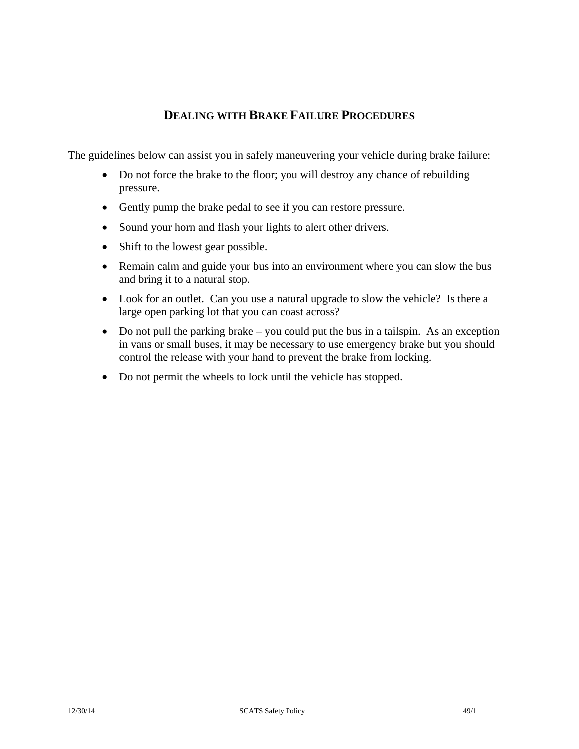## DEALING WITH BRAKE FAILURE PROCEDURES

The guidelines below can assist you in safely maneuvering your vehicle during brake failure:

- Do not force the brake to the floor; you will destroy any chance of rebuilding pressure.
- Gently pump the brake pedal to see if you can restore pressure.
- Sound your horn and flash your lights to alert other drivers.
- Shift to the lowest gear possible.
- Remain calm and guide your bus into an environment where you can slow the bus and bring it to a natural stop.
- Look for an outlet. Can you use a natural upgrade to slow the vehicle? Is there a large open parking lot that you can coast across?
- Do not pull the parking brake – you could put the bus in a tailspin. As an exception in vans or small buses, it may be necessary to use emergency brake but you should control the release with your hand to prevent the brake from locking.
- Do not permit the wheels to lock until the vehicle has stopped.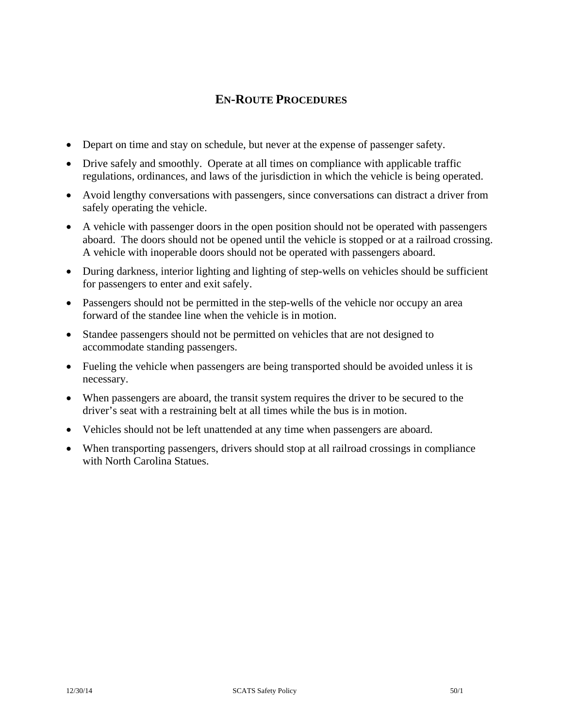## EN-ROUTE PROCEDURES

- Depart on time and stay on schedule, but never at the expense of passenger safety.
- Drive safely and smoothly. Operate at all times on compliance with applicable traffic regulations, ordinances, and laws of the jurisdiction in which the vehicle is being operated.
- Avoid lengthy conversations with passengers, since conversations can distract a driver from safely operating the vehicle.
- A vehicle with passenger doors in the open position should not be operated with passengers aboard. The doors should not be opened until the vehicle is stopped or at a railroad crossing. A vehicle with inoperable doors should not be operated with passengers aboard.
- During darkness, interior lighting and lighting of step-wells on vehicles should be sufficient for passengers to enter and exit safely.
- Passengers should not be permitted in the step-wells of the vehicle nor occupy an area forward of the standee line when the vehicle is in motion.
- Standee passengers should not be permitted on vehicles that are not designed to accommodate standing passengers.
- Fueling the vehicle when passengers are being transported should be avoided unless it is necessary.
- When passengers are aboard, the transit system requires the driver to be secured to the driver's seat with a restraining belt at all times while the bus is in motion.
- Vehicles should not be left unattended at any time when passengers are aboard.
- When transporting passengers, drivers should stop at all railroad crossings in compliance with North Carolina Statues.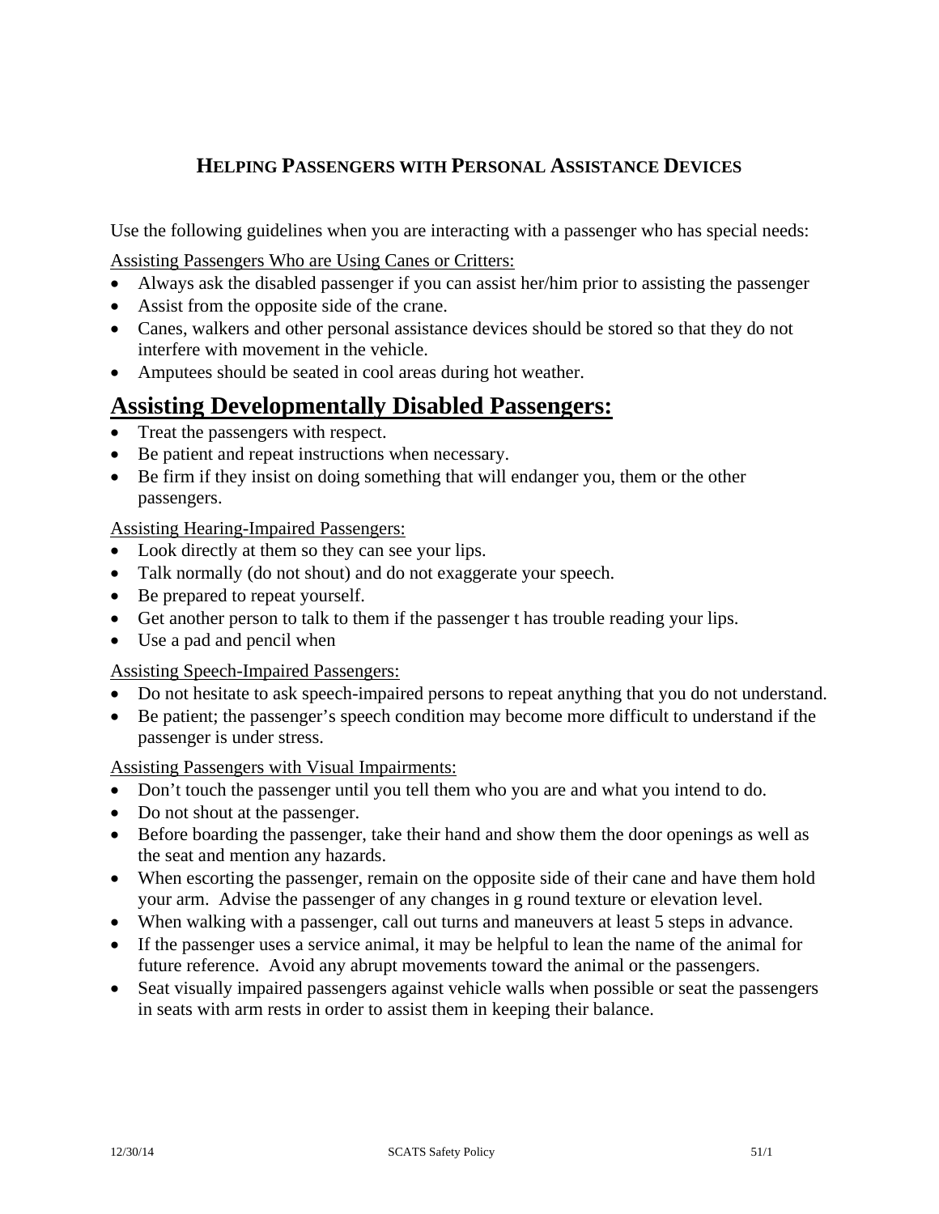## HELPING PASSENGERS WITH PERSONAL ASSISTANCE DEVICES

Use the following guidelines when you are interacting with a passenger who has special needs:

<u>Assisting Passengers Who are Using Canes or Critters:</u>

- Always ask the disabled passenger if you can assist her/him prior to assisting the passenger
- Assist from the opposite side of the crane.
- Canes, walkers and other personal assistance devices should be stored so that they do not interfere with movement in the vehicle.
- Amputees should be seated in cool areas during hot weather.

## <u>Assisting Developmentally Disabled Passengers:</u>

- Treat the passengers with respect.
- Be patient and repeat instructions when necessary.
- Be firm if they insist on doing something that will endanger you, them or the other passengers.

<u>Assisting Hearing-Impaired Passengers:</u>

- Look directly at them so they can see your lips.
- Talk normally (do not shout) and do not exaggerate your speech.
- Be prepared to repeat yourself.
- Get another person to talk to them if the passenger t has trouble reading your lips.
- Use a pad and pencil when

<u>Assisting Speech-Impaired Passengers:</u>

- Do not hesitate to ask speech-impaired persons to repeat anything that you do not understand.
- Be patient; the passenger's speech condition may become more difficult to understand if the passenger is under stress.

<u>Assisting Passengers with Visual Impairments:</u>

- Don't touch the passenger until you tell them who you are and what you intend to do.
- Do not shout at the passenger.
- Before boarding the passenger, take their hand and show them the door openings as well as the seat and mention any hazards.
- When escorting the passenger, remain on the opposite side of their cane and have them hold your arm. Advise the passenger of any changes in g round texture or elevation level.
- When walking with a passenger, call out turns and maneuvers at least 5 steps in advance.
- If the passenger uses a service animal, it may be helpful to lean the name of the animal for future reference. Avoid any abrupt movements toward the animal or the passengers.
- Seat visually impaired passengers against vehicle walls when possible or seat the passengers in seats with arm rests in order to assist them in keeping their balance.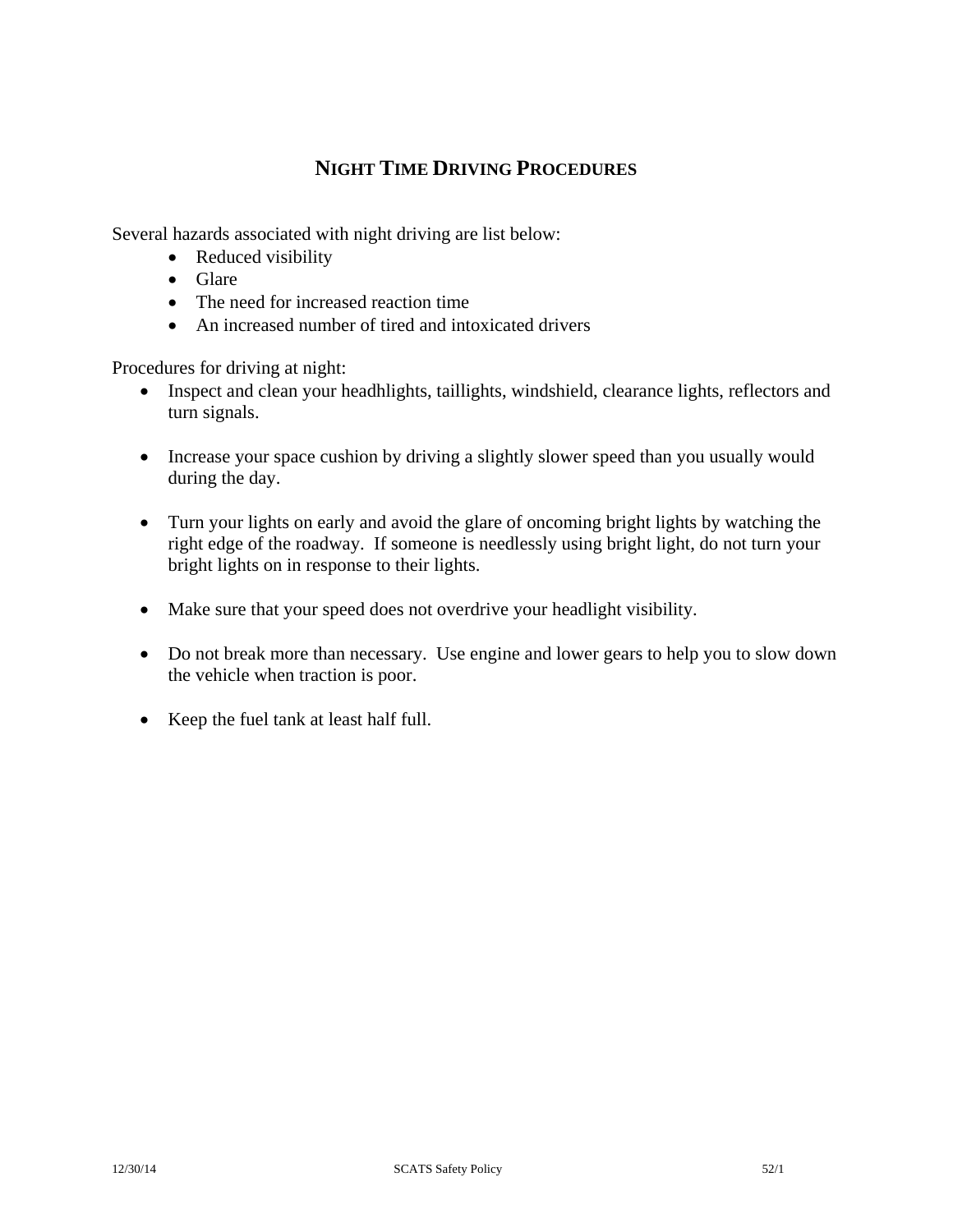## NIGHT TIME DRIVING PROCEDURES

Several hazards associated with night driving are list below:

- Reduced visibility
- Glare
- The need for increased reaction time
- An increased number of tired and intoxicated drivers

Procedures for driving at night:

- Inspect and clean your headhlights, taillights, windshield, clearance lights, reflectors and turn signals.
- Increase your space cushion by driving a slightly slower speed than you usually would during the day.
- Turn your lights on early and avoid the glare of oncoming bright lights by watching the right edge of the roadway. If someone is needlessly using bright light, do not turn your bright lights on in response to their lights.
- Make sure that your speed does not overdrive your headlight visibility.
- Do not break more than necessary. Use engine and lower gears to help you to slow down the vehicle when traction is poor.
- Keep the fuel tank at least half full.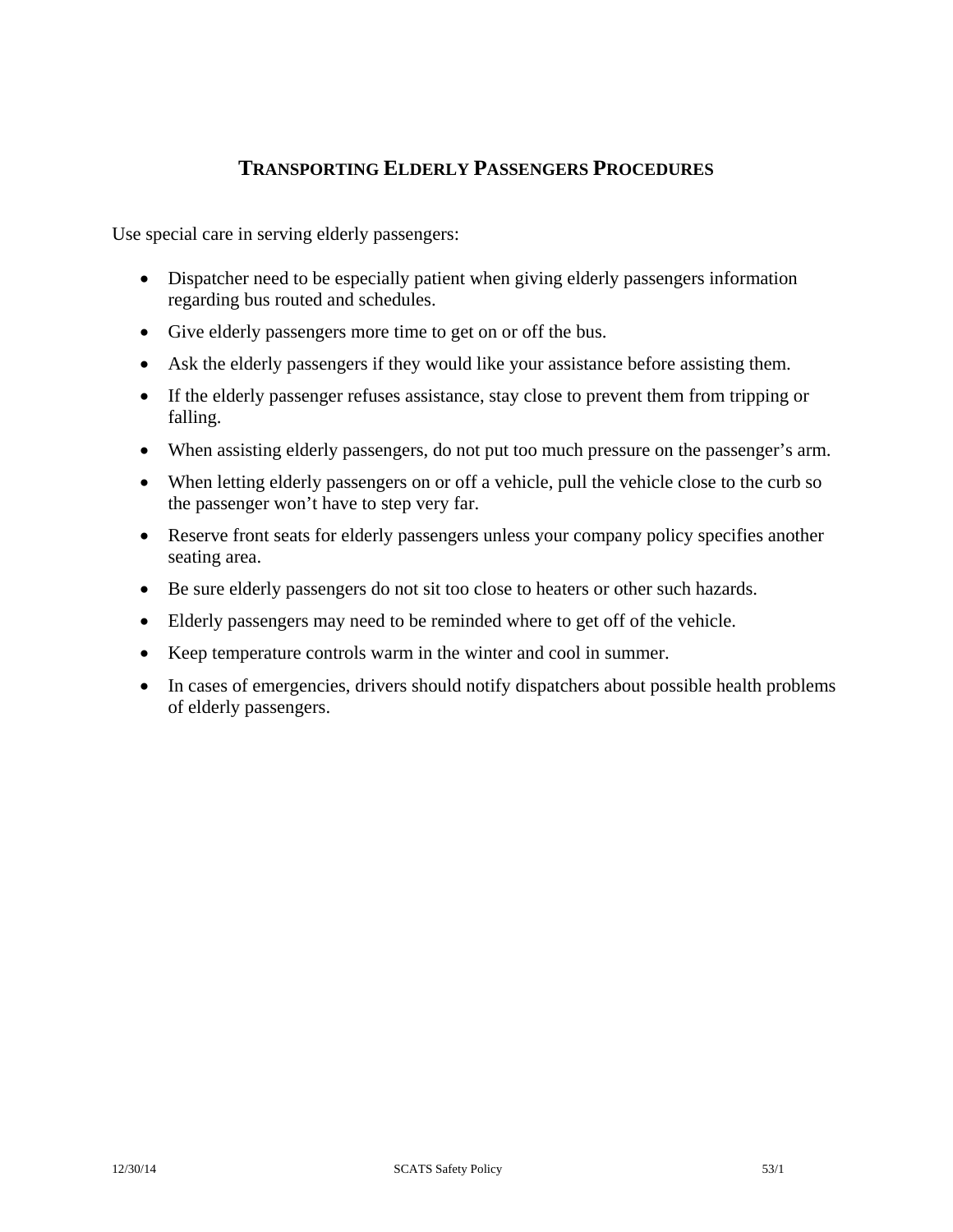## TRANSPORTING ELDERLY PASSENGERS PROCEDURES

Use special care in serving elderly passengers:

- Dispatcher need to be especially patient when giving elderly passengers information regarding bus routed and schedules.
- Give elderly passengers more time to get on or off the bus.
- Ask the elderly passengers if they would like your assistance before assisting them.
- If the elderly passenger refuses assistance, stay close to prevent them from tripping or falling.
- When assisting elderly passengers, do not put too much pressure on the passenger's arm.
- When letting elderly passengers on or off a vehicle, pull the vehicle close to the curb so the passenger won't have to step very far.
- Reserve front seats for elderly passengers unless your company policy specifies another seating area.
- Be sure elderly passengers do not sit too close to heaters or other such hazards.
- Elderly passengers may need to be reminded where to get off of the vehicle.
- Keep temperature controls warm in the winter and cool in summer.
- In cases of emergencies, drivers should notify dispatchers about possible health problems of elderly passengers.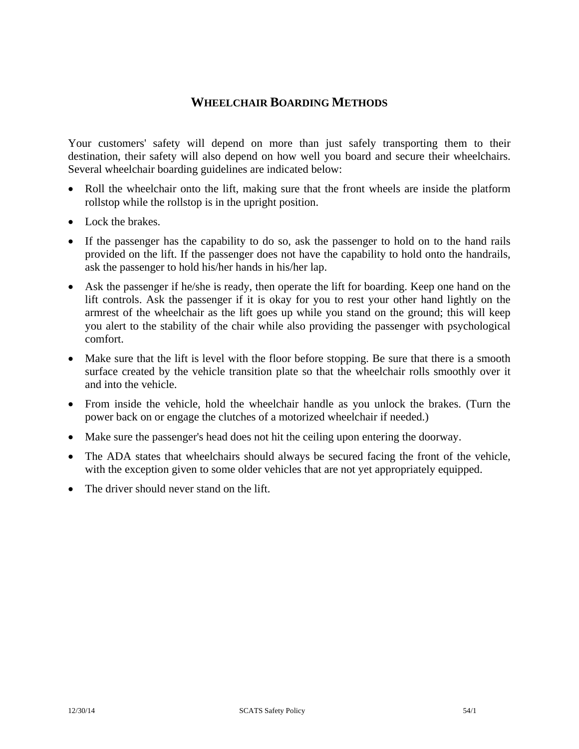# WHEELCHAIR BOARDING METHODS

Your customers' safety will depend on more than just safely transporting them to their destination, their safety will also depend on how well you board and secure their wheelchairs. Several wheelchair boarding guidelines are indicated below:

- Roll the wheelchair onto the lift, making sure that the front wheels are inside the platform rollstop while the rollstop is in the upright position.
- Lock the brakes.
- If the passenger has the capability to do so, ask the passenger to hold on to the hand rails provided on the lift. If the passenger does not have the capability to hold onto the handrails, ask the passenger to hold his/her hands in his/her lap.
- Ask the passenger if he/she is ready, then operate the lift for boarding. Keep one hand on the lift controls. Ask the passenger if it is okay for you to rest your other hand lightly on the armrest of the wheelchair as the lift goes up while you stand on the ground; this will keep you alert to the stability of the chair while also providing the passenger with psychological comfort.
- Make sure that the lift is level with the floor before stopping. Be sure that there is a smooth surface created by the vehicle transition plate so that the wheelchair rolls smoothly over it and into the vehicle.
- From inside the vehicle, hold the wheelchair handle as you unlock the brakes. (Turn the power back on or engage the clutches of a motorized wheelchair if needed.)
- Make sure the passenger's head does not hit the ceiling upon entering the doorway.
- The ADA states that wheelchairs should always be secured facing the front of the vehicle, with the exception given to some older vehicles that are not yet appropriately equipped.
- The driver should never stand on the lift.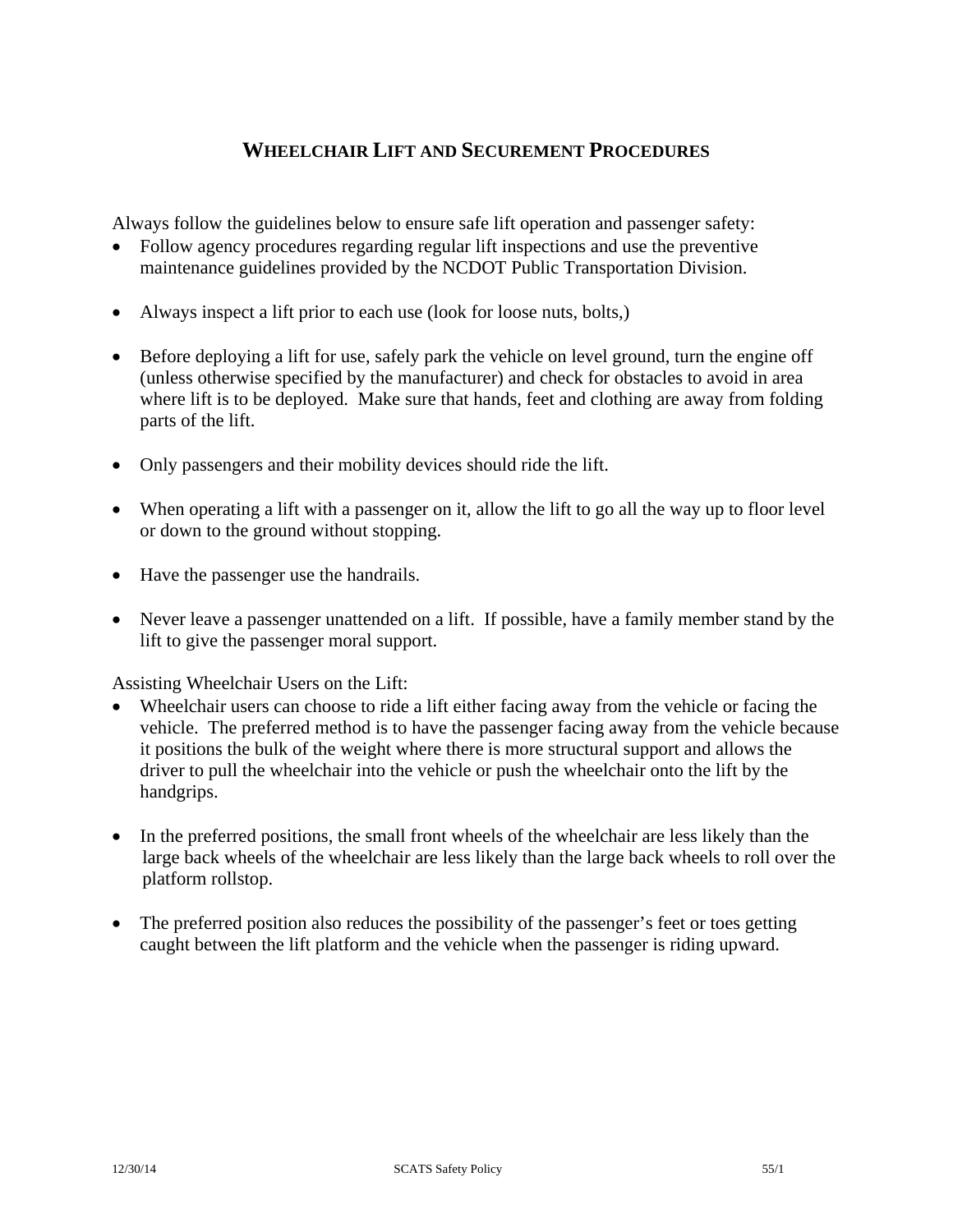## WHEELCHAIR LIFT AND SECUREMENT PROCEDURES

Always follow the guidelines below to ensure safe lift operation and passenger safety:

- Follow agency procedures regarding regular lift inspections and use the preventive maintenance guidelines provided by the NCDOT Public Transportation Division.
- Always inspect a lift prior to each use (look for loose nuts, bolts,)
- Before deploying a lift for use, safely park the vehicle on level ground, turn the engine off (unless otherwise specified by the manufacturer) and check for obstacles to avoid in area where lift is to be deployed. Make sure that hands, feet and clothing are away from folding parts of the lift.
- Only passengers and their mobility devices should ride the lift.
- When operating a lift with a passenger on it, allow the lift to go all the way up to floor level or down to the ground without stopping.
- Have the passenger use the handrails.
- Never leave a passenger unattended on a lift. If possible, have a family member stand by the lift to give the passenger moral support.

Assisting Wheelchair Users on the Lift:

- Wheelchair users can choose to ride a lift either facing away from the vehicle or facing the vehicle. The preferred method is to have the passenger facing away from the vehicle because it positions the bulk of the weight where there is more structural support and allows the driver to pull the wheelchair into the vehicle or push the wheelchair onto the lift by the handgrips.
- In the preferred positions, the small front wheels of the wheelchair are less likely than the large back wheels of the wheelchair are less likely than the large back wheels to roll over the platform rollstop.
- The preferred position also reduces the possibility of the passenger's feet or toes getting caught between the lift platform and the vehicle when the passenger is riding upward.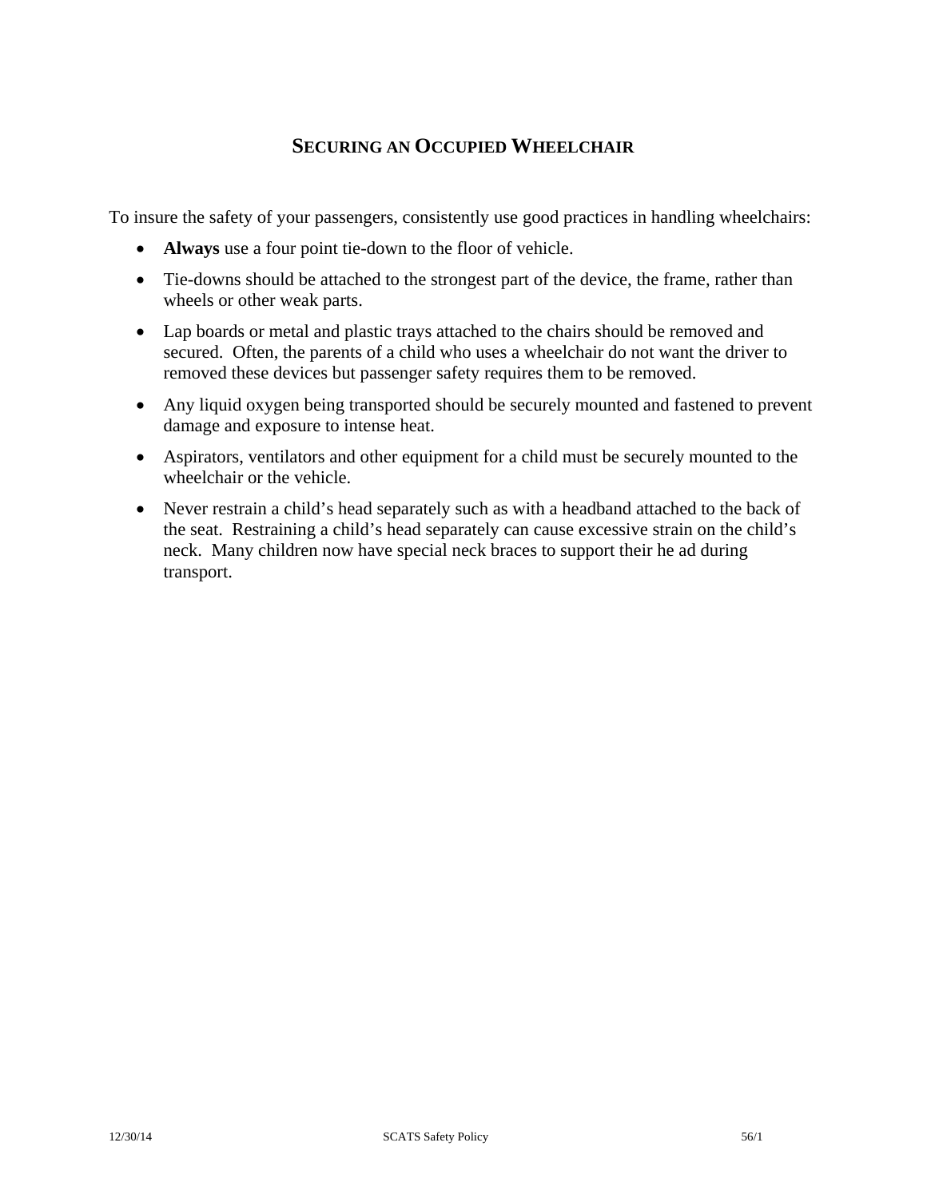## SECURING AN OCCUPIED WHEELCHAIR

To insure the safety of your passengers, consistently use good practices in handling wheelchairs:

- **Always** use a four point tie-down to the floor of vehicle.
- Tie-downs should be attached to the strongest part of the device, the frame, rather than wheels or other weak parts.
- Lap boards or metal and plastic trays attached to the chairs should be removed and secured. Often, the parents of a child who uses a wheelchair do not want the driver to removed these devices but passenger safety requires them to be removed.
- Any liquid oxygen being transported should be securely mounted and fastened to prevent damage and exposure to intense heat.
- Aspirators, ventilators and other equipment for a child must be securely mounted to the wheelchair or the vehicle.
- Never restrain a child's head separately such as with a headband attached to the back of the seat. Restraining a child's head separately can cause excessive strain on the child's neck. Many children now have special neck braces to support their he ad during transport.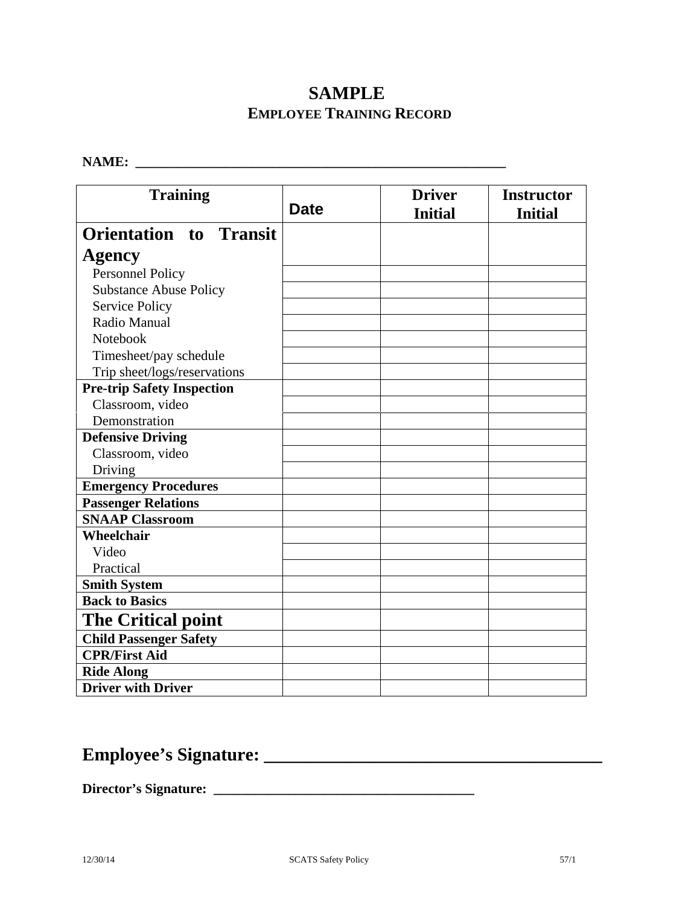# SAMPLE

## EMPLOYEE TRAINING RECORD

**NAME:** ____________________________________________________

| Training | Date | Driver Initial | Instructor Initial |
|---|---|---|---|
| **Orientation to Transit Agency** | | | |
| Personnel Policy | | | |
| Substance Abuse Policy | | | |
| Service Policy | | | |
| Radio Manual | | | |
| Notebook | | | |
| Timesheet/pay schedule | | | |
| Trip sheet/logs/reservations | | | |
| **Pre-trip Safety Inspection** | | | |
| Classroom, video | | | |
| Demonstration | | | |
| **Defensive Driving** | | | |
| Classroom, video | | | |
| Driving | | | |
| **Emergency Procedures** | | | |
| **Passenger Relations** | | | |
| **SNAAP Classroom** | | | |
| **Wheelchair** | | | |
| Video | | | |
| Practical | | | |
| **Smith System** | | | |
| **Back to Basics** | | | |
| **The Critical point** | | | |
| **Child Passenger Safety** | | | |
| **CPR/First Aid** | | | |
| **Ride Along** | | | |
| **Driver with Driver** | | | |

**Employee's Signature:** ______________________________________

**Director's Signature:** ____________________________________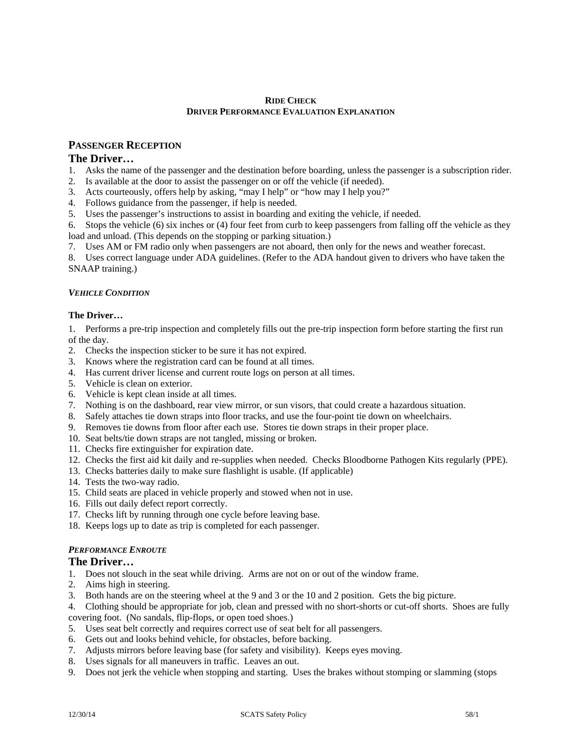**RIDE CHECK**
**DRIVER PERFORMANCE EVALUATION EXPLANATION**

## PASSENGER RECEPTION

### The Driver…

1. Asks the name of the passenger and the destination before boarding, unless the passenger is a subscription rider.
2. Is available at the door to assist the passenger on or off the vehicle (if needed).
3. Acts courteously, offers help by asking, "may I help" or "how may I help you?"
4. Follows guidance from the passenger, if help is needed.
5. Uses the passenger's instructions to assist in boarding and exiting the vehicle, if needed.
6. Stops the vehicle (6) six inches or (4) four feet from curb to keep passengers from falling off the vehicle as they load and unload. (This depends on the stopping or parking situation.)
7. Uses AM or FM radio only when passengers are not aboard, then only for the news and weather forecast.
8. Uses correct language under ADA guidelines. (Refer to the ADA handout given to drivers who have taken the SNAAP training.)

***VEHICLE CONDITION***

**The Driver…**

1. Performs a pre-trip inspection and completely fills out the pre-trip inspection form before starting the first run of the day.
2. Checks the inspection sticker to be sure it has not expired.
3. Knows where the registration card can be found at all times.
4. Has current driver license and current route logs on person at all times.
5. Vehicle is clean on exterior.
6. Vehicle is kept clean inside at all times.
7. Nothing is on the dashboard, rear view mirror, or sun visors, that could create a hazardous situation.
8. Safely attaches tie down straps into floor tracks, and use the four-point tie down on wheelchairs.
9. Removes tie downs from floor after each use. Stores tie down straps in their proper place.
10. Seat belts/tie down straps are not tangled, missing or broken.
11. Checks fire extinguisher for expiration date.
12. Checks the first aid kit daily and re-supplies when needed. Checks Bloodborne Pathogen Kits regularly (PPE).
13. Checks batteries daily to make sure flashlight is usable. (If applicable)
14. Tests the two-way radio.
15. Child seats are placed in vehicle properly and stowed when not in use.
16. Fills out daily defect report correctly.
17. Checks lift by running through one cycle before leaving base.
18. Keeps logs up to date as trip is completed for each passenger.

***PERFORMANCE ENROUTE***

### The Driver…

1. Does not slouch in the seat while driving. Arms are not on or out of the window frame.
2. Aims high in steering.
3. Both hands are on the steering wheel at the 9 and 3 or the 10 and 2 position. Gets the big picture.
4. Clothing should be appropriate for job, clean and pressed with no short-shorts or cut-off shorts. Shoes are fully covering foot. (No sandals, flip-flops, or open toed shoes.)
5. Uses seat belt correctly and requires correct use of seat belt for all passengers.
6. Gets out and looks behind vehicle, for obstacles, before backing.
7. Adjusts mirrors before leaving base (for safety and visibility). Keeps eyes moving.
8. Uses signals for all maneuvers in traffic. Leaves an out.
9. Does not jerk the vehicle when stopping and starting. Uses the brakes without stomping or slamming (stops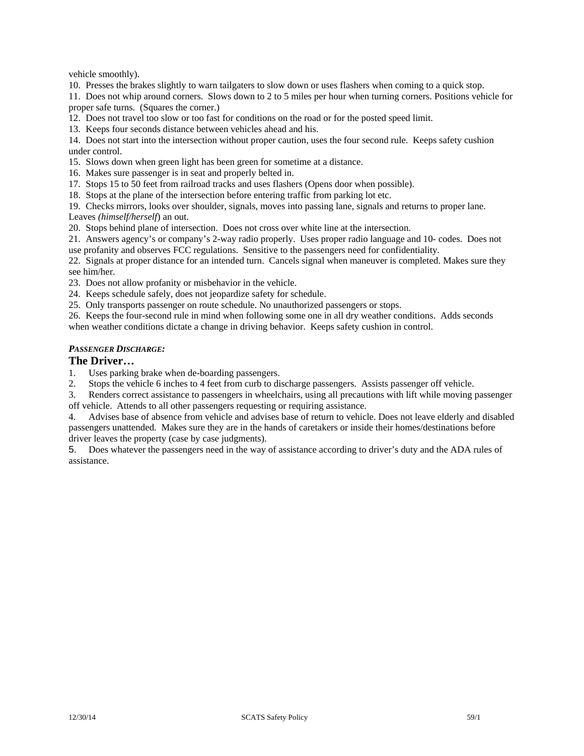vehicle smoothly).

10. Presses the brakes slightly to warn tailgaters to slow down or uses flashers when coming to a quick stop.
11. Does not whip around corners. Slows down to 2 to 5 miles per hour when turning corners. Positions vehicle for proper safe turns. (Squares the corner.)
12. Does not travel too slow or too fast for conditions on the road or for the posted speed limit.
13. Keeps four seconds distance between vehicles ahead and his.
14. Does not start into the intersection without proper caution, uses the four second rule. Keeps safety cushion under control.
15. Slows down when green light has been green for sometime at a distance.
16. Makes sure passenger is in seat and properly belted in.
17. Stops 15 to 50 feet from railroad tracks and uses flashers (Opens door when possible).
18. Stops at the plane of the intersection before entering traffic from parking lot etc.
19. Checks mirrors, looks over shoulder, signals, moves into passing lane, signals and returns to proper lane. Leaves *(himself/herself*) an out.
20. Stops behind plane of intersection. Does not cross over white line at the intersection.
21. Answers agency's or company's 2-way radio properly. Uses proper radio language and 10- codes. Does not use profanity and observes FCC regulations. Sensitive to the passengers need for confidentiality.
22. Signals at proper distance for an intended turn. Cancels signal when maneuver is completed. Makes sure they see him/her.
23. Does not allow profanity or misbehavior in the vehicle.
24. Keeps schedule safely, does not jeopardize safety for schedule.
25. Only transports passenger on route schedule. No unauthorized passengers or stops.
26. Keeps the four-second rule in mind when following some one in all dry weather conditions. Adds seconds when weather conditions dictate a change in driving behavior. Keeps safety cushion in control.

***PASSENGER DISCHARGE:***

**The Driver…**

1. Uses parking brake when de-boarding passengers.
2. Stops the vehicle 6 inches to 4 feet from curb to discharge passengers. Assists passenger off vehicle.
3. Renders correct assistance to passengers in wheelchairs, using all precautions with lift while moving passenger off vehicle. Attends to all other passengers requesting or requiring assistance.
4. Advises base of absence from vehicle and advises base of return to vehicle. Does not leave elderly and disabled passengers unattended. Makes sure they are in the hands of caretakers or inside their homes/destinations before driver leaves the property (case by case judgments).
5. Does whatever the passengers need in the way of assistance according to driver's duty and the ADA rules of assistance.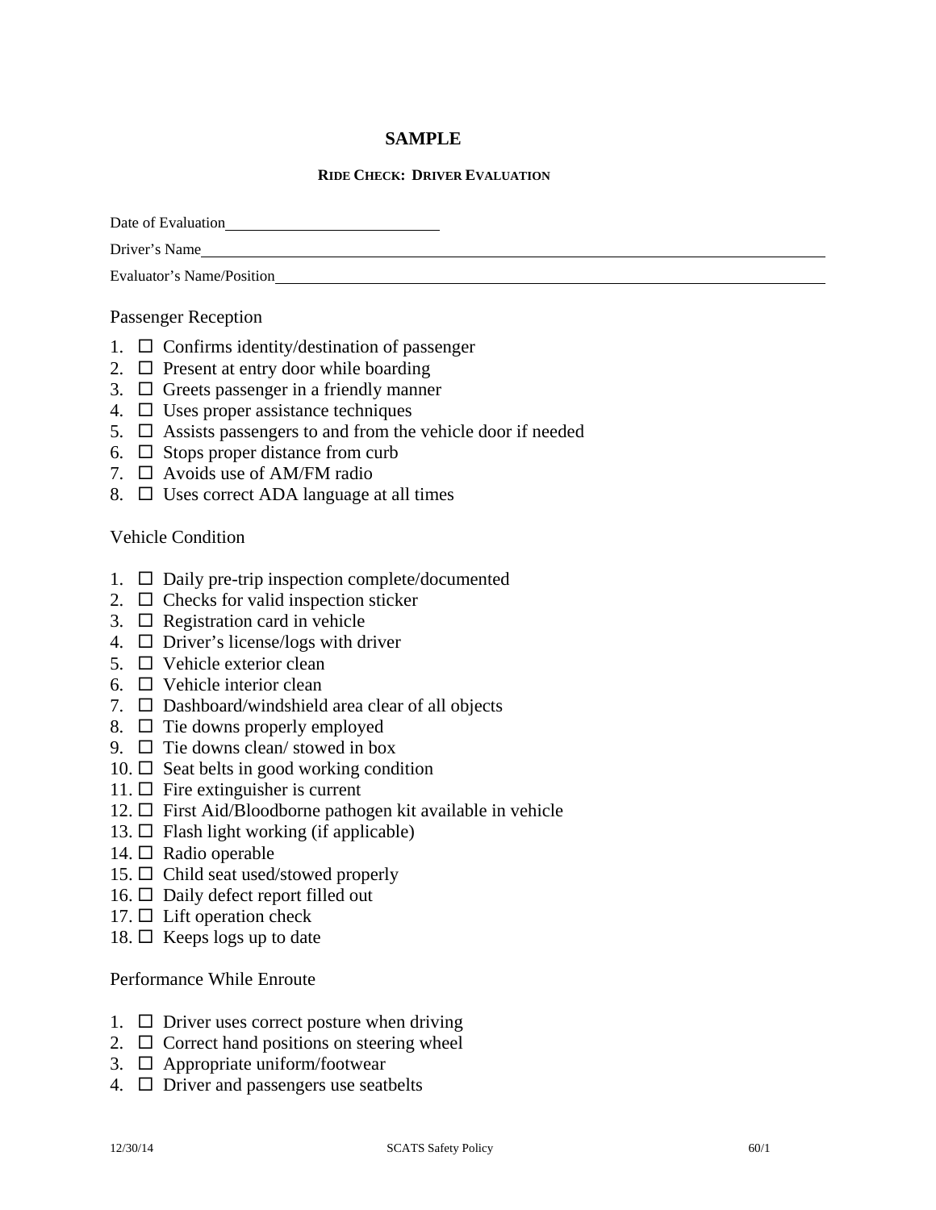**SAMPLE**

**RIDE CHECK: DRIVER EVALUATION**

Date of Evaluation\_\_\_\_\_\_\_\_\_\_\_\_\_\_\_\_\_\_\_\_\_\_\_\_\_\_

Driver's Name\_\_\_\_\_\_\_\_\_\_\_\_\_\_\_\_\_\_\_\_\_\_\_\_\_\_\_\_\_\_\_\_\_\_\_\_\_\_\_\_\_\_\_\_\_\_\_\_\_\_\_\_\_\_\_\_\_\_\_\_

Evaluator's Name/Position\_\_\_\_\_\_\_\_\_\_\_\_\_\_\_\_\_\_\_\_\_\_\_\_\_\_\_\_\_\_\_\_\_\_\_\_\_\_\_\_\_\_\_\_\_\_\_\_\_\_

Passenger Reception

1. ☐ Confirms identity/destination of passenger
2. ☐ Present at entry door while boarding
3. ☐ Greets passenger in a friendly manner
4. ☐ Uses proper assistance techniques
5. ☐ Assists passengers to and from the vehicle door if needed
6. ☐ Stops proper distance from curb
7. ☐ Avoids use of AM/FM radio
8. ☐ Uses correct ADA language at all times

Vehicle Condition

1. ☐ Daily pre-trip inspection complete/documented
2. ☐ Checks for valid inspection sticker
3. ☐ Registration card in vehicle
4. ☐ Driver's license/logs with driver
5. ☐ Vehicle exterior clean
6. ☐ Vehicle interior clean
7. ☐ Dashboard/windshield area clear of all objects
8. ☐ Tie downs properly employed
9. ☐ Tie downs clean/ stowed in box
10. ☐ Seat belts in good working condition
11. ☐ Fire extinguisher is current
12. ☐ First Aid/Bloodborne pathogen kit available in vehicle
13. ☐ Flash light working (if applicable)
14. ☐ Radio operable
15. ☐ Child seat used/stowed properly
16. ☐ Daily defect report filled out
17. ☐ Lift operation check
18. ☐ Keeps logs up to date

Performance While Enroute

1. ☐ Driver uses correct posture when driving
2. ☐ Correct hand positions on steering wheel
3. ☐ Appropriate uniform/footwear
4. ☐ Driver and passengers use seatbelts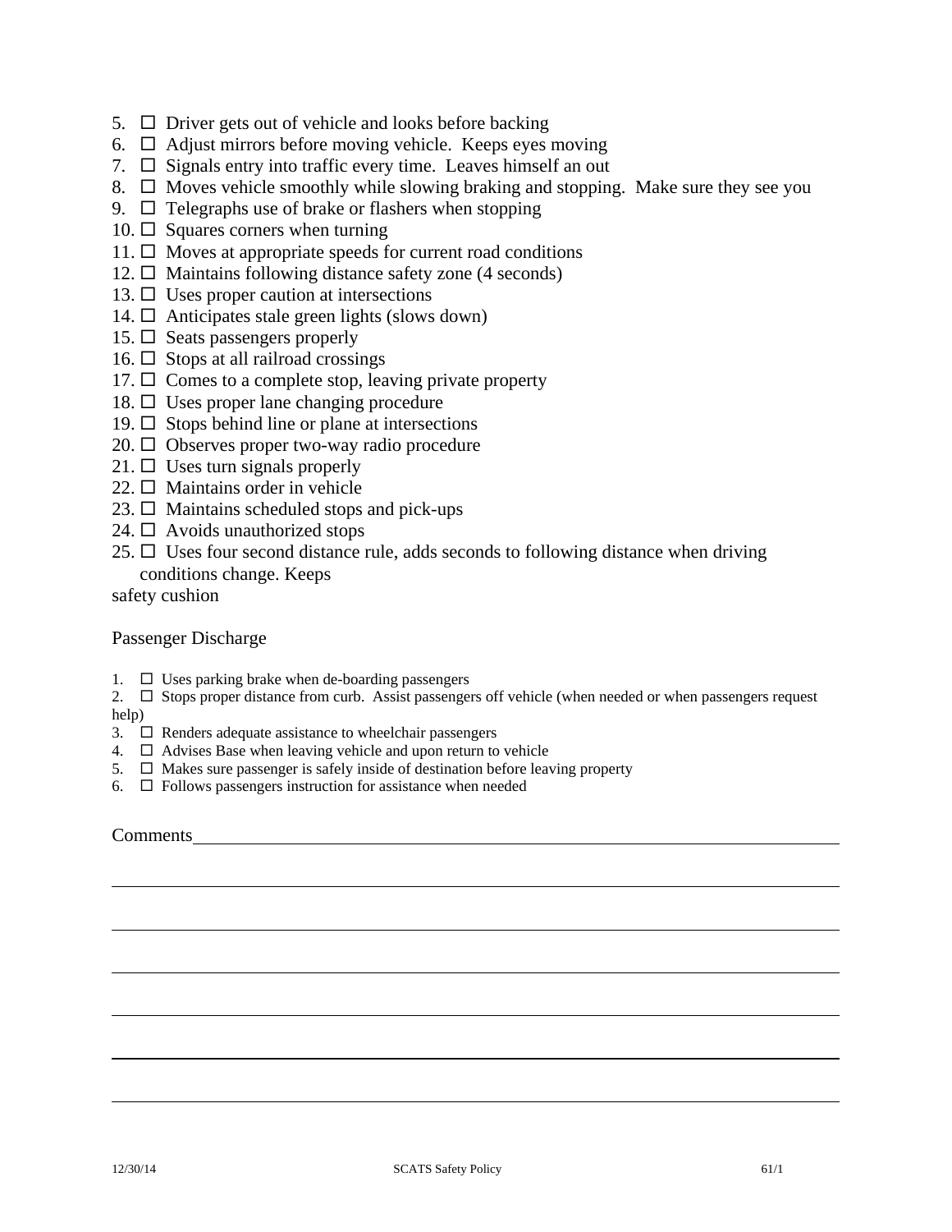5. ☐ Driver gets out of vehicle and looks before backing
6. ☐ Adjust mirrors before moving vehicle. Keeps eyes moving
7. ☐ Signals entry into traffic every time. Leaves himself an out
8. ☐ Moves vehicle smoothly while slowing braking and stopping. Make sure they see you
9. ☐ Telegraphs use of brake or flashers when stopping
10. ☐ Squares corners when turning
11. ☐ Moves at appropriate speeds for current road conditions
12. ☐ Maintains following distance safety zone (4 seconds)
13. ☐ Uses proper caution at intersections
14. ☐ Anticipates stale green lights (slows down)
15. ☐ Seats passengers properly
16. ☐ Stops at all railroad crossings
17. ☐ Comes to a complete stop, leaving private property
18. ☐ Uses proper lane changing procedure
19. ☐ Stops behind line or plane at intersections
20. ☐ Observes proper two-way radio procedure
21. ☐ Uses turn signals properly
22. ☐ Maintains order in vehicle
23. ☐ Maintains scheduled stops and pick-ups
24. ☐ Avoids unauthorized stops
25. ☐ Uses four second distance rule, adds seconds to following distance when driving conditions change. Keeps safety cushion

Passenger Discharge

1. ☐ Uses parking brake when de-boarding passengers
2. ☐ Stops proper distance from curb. Assist passengers off vehicle (when needed or when passengers request help)
3. ☐ Renders adequate assistance to wheelchair passengers
4. ☐ Advises Base when leaving vehicle and upon return to vehicle
5. ☐ Makes sure passenger is safely inside of destination before leaving property
6. ☐ Follows passengers instruction for assistance when needed

Comments_______________________________________________________________

_______________________________________________________________________

_______________________________________________________________________

_______________________________________________________________________

_______________________________________________________________________

_______________________________________________________________________

_______________________________________________________________________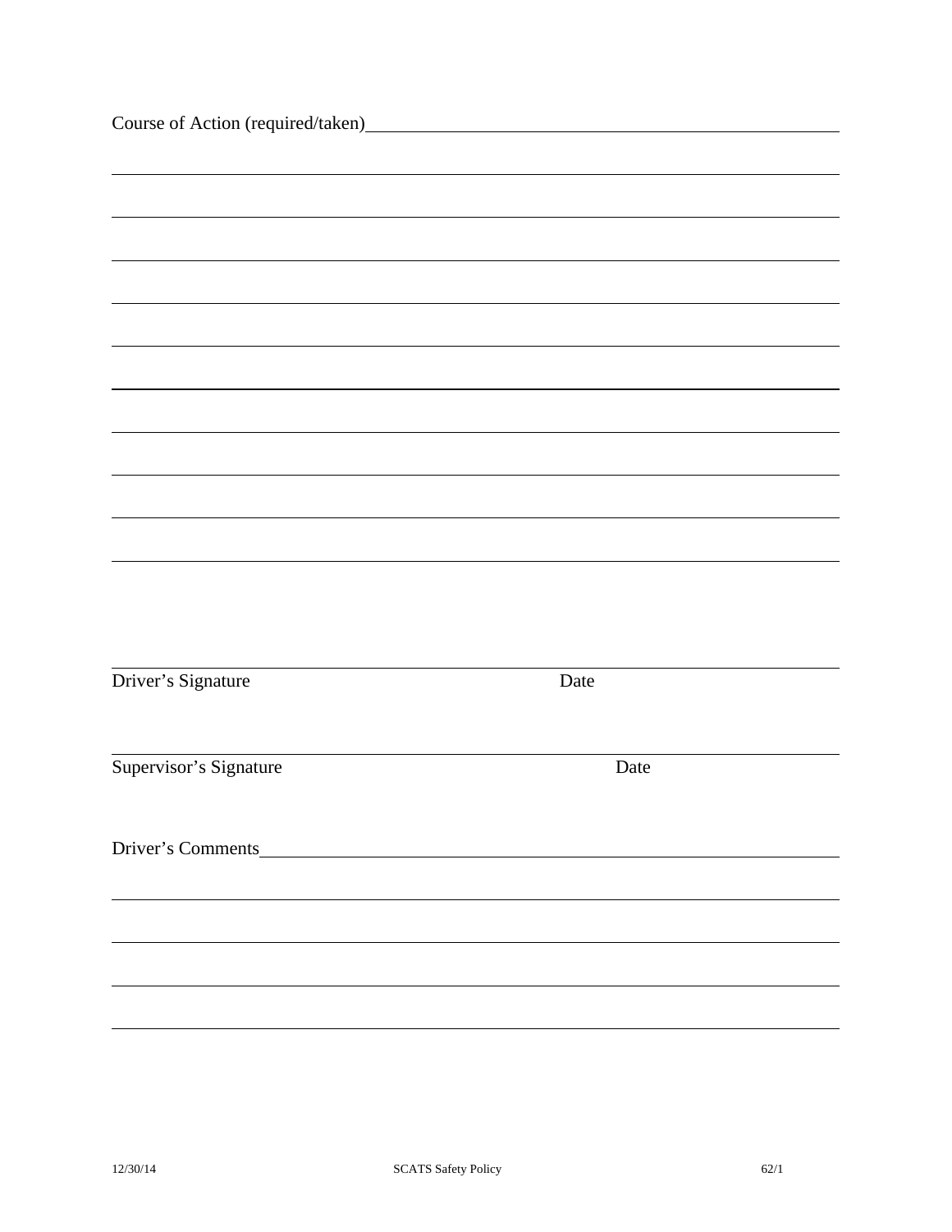Course of Action (required/taken)\_\_\_\_\_\_\_\_\_\_\_\_\_\_\_\_\_\_\_\_\_\_\_\_\_\_\_\_\_\_\_\_\_\_\_\_\_\_\_\_\_\_\_\_

\_\_\_\_\_\_\_\_\_\_\_\_\_\_\_\_\_\_\_\_\_\_\_\_\_\_\_\_\_\_\_\_\_\_\_\_\_\_\_\_\_\_\_\_\_\_\_\_\_\_\_\_\_\_\_\_\_\_\_\_\_\_\_\_\_\_\_\_\_\_

\_\_\_\_\_\_\_\_\_\_\_\_\_\_\_\_\_\_\_\_\_\_\_\_\_\_\_\_\_\_\_\_\_\_\_\_\_\_\_\_\_\_\_\_\_\_\_\_\_\_\_\_\_\_\_\_\_\_\_\_\_\_\_\_\_\_\_\_\_\_

\_\_\_\_\_\_\_\_\_\_\_\_\_\_\_\_\_\_\_\_\_\_\_\_\_\_\_\_\_\_\_\_\_\_\_\_\_\_\_\_\_\_\_\_\_\_\_\_\_\_\_\_\_\_\_\_\_\_\_\_\_\_\_\_\_\_\_\_\_\_

\_\_\_\_\_\_\_\_\_\_\_\_\_\_\_\_\_\_\_\_\_\_\_\_\_\_\_\_\_\_\_\_\_\_\_\_\_\_\_\_\_\_\_\_\_\_\_\_\_\_\_\_\_\_\_\_\_\_\_\_\_\_\_\_\_\_\_\_\_\_

\_\_\_\_\_\_\_\_\_\_\_\_\_\_\_\_\_\_\_\_\_\_\_\_\_\_\_\_\_\_\_\_\_\_\_\_\_\_\_\_\_\_\_\_\_\_\_\_\_\_\_\_\_\_\_\_\_\_\_\_\_\_\_\_\_\_\_\_\_\_

\_\_\_\_\_\_\_\_\_\_\_\_\_\_\_\_\_\_\_\_\_\_\_\_\_\_\_\_\_\_\_\_\_\_\_\_\_\_\_\_\_\_\_\_\_\_\_\_\_\_\_\_\_\_\_\_\_\_\_\_\_\_\_\_\_\_\_\_\_\_

\_\_\_\_\_\_\_\_\_\_\_\_\_\_\_\_\_\_\_\_\_\_\_\_\_\_\_\_\_\_\_\_\_\_\_\_\_\_\_\_\_\_\_\_\_\_\_\_\_\_\_\_\_\_\_\_\_\_\_\_\_\_\_\_\_\_\_\_\_\_

\_\_\_\_\_\_\_\_\_\_\_\_\_\_\_\_\_\_\_\_\_\_\_\_\_\_\_\_\_\_\_\_\_\_\_\_\_\_\_\_\_\_\_\_\_\_\_\_\_\_\_\_\_\_\_\_\_\_\_\_\_\_\_\_\_\_\_\_\_\_

\_\_\_\_\_\_\_\_\_\_\_\_\_\_\_\_\_\_\_\_\_\_\_\_\_\_\_\_\_\_\_\_\_\_\_\_\_\_\_\_\_\_\_\_\_\_\_\_\_\_\_\_\_\_\_\_\_\_\_\_\_\_\_\_\_\_\_\_\_\_

\_\_\_\_\_\_\_\_\_\_\_\_\_\_\_\_\_\_\_\_\_\_\_\_\_\_\_\_\_\_\_\_\_\_\_\_\_\_\_\_\_\_\_\_\_\_\_\_\_\_\_\_\_\_\_\_\_\_\_\_\_\_\_\_\_\_\_\_\_\_

\_\_\_\_\_\_\_\_\_\_\_\_\_\_\_\_\_\_\_\_\_\_\_\_\_\_\_\_\_\_\_\_\_\_\_\_\_\_\_\_\_\_\_\_\_\_\_\_\_\_\_\_\_\_\_\_\_\_\_\_\_\_\_\_\_\_\_\_\_\_

Driver's Signature Date

\_\_\_\_\_\_\_\_\_\_\_\_\_\_\_\_\_\_\_\_\_\_\_\_\_\_\_\_\_\_\_\_\_\_\_\_\_\_\_\_\_\_\_\_\_\_\_\_\_\_\_\_\_\_\_\_\_\_\_\_\_\_\_\_\_\_\_\_\_\_

Supervisor's Signature Date

Driver's Comments\_\_\_\_\_\_\_\_\_\_\_\_\_\_\_\_\_\_\_\_\_\_\_\_\_\_\_\_\_\_\_\_\_\_\_\_\_\_\_\_\_\_\_\_\_\_\_\_\_\_\_\_\_\_

\_\_\_\_\_\_\_\_\_\_\_\_\_\_\_\_\_\_\_\_\_\_\_\_\_\_\_\_\_\_\_\_\_\_\_\_\_\_\_\_\_\_\_\_\_\_\_\_\_\_\_\_\_\_\_\_\_\_\_\_\_\_\_\_\_\_\_\_\_\_

\_\_\_\_\_\_\_\_\_\_\_\_\_\_\_\_\_\_\_\_\_\_\_\_\_\_\_\_\_\_\_\_\_\_\_\_\_\_\_\_\_\_\_\_\_\_\_\_\_\_\_\_\_\_\_\_\_\_\_\_\_\_\_\_\_\_\_\_\_\_

\_\_\_\_\_\_\_\_\_\_\_\_\_\_\_\_\_\_\_\_\_\_\_\_\_\_\_\_\_\_\_\_\_\_\_\_\_\_\_\_\_\_\_\_\_\_\_\_\_\_\_\_\_\_\_\_\_\_\_\_\_\_\_\_\_\_\_\_\_\_

\_\_\_\_\_\_\_\_\_\_\_\_\_\_\_\_\_\_\_\_\_\_\_\_\_\_\_\_\_\_\_\_\_\_\_\_\_\_\_\_\_\_\_\_\_\_\_\_\_\_\_\_\_\_\_\_\_\_\_\_\_\_\_\_\_\_\_\_\_\_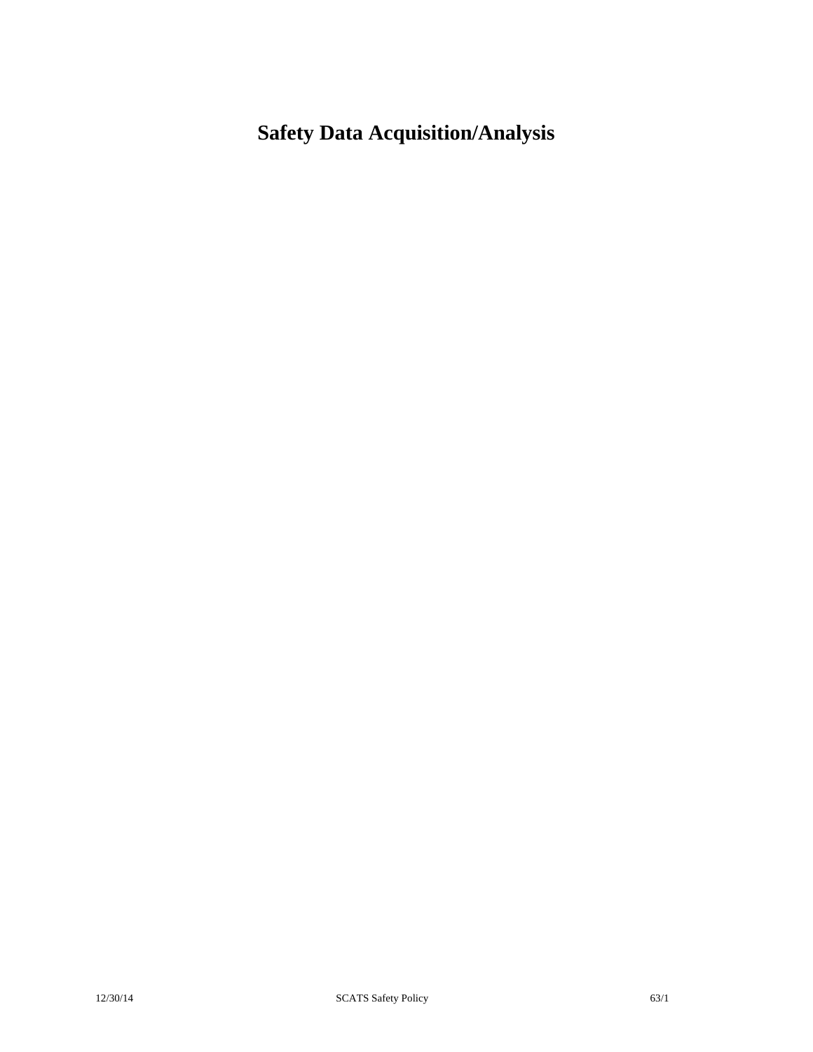# Safety Data Acquisition/Analysis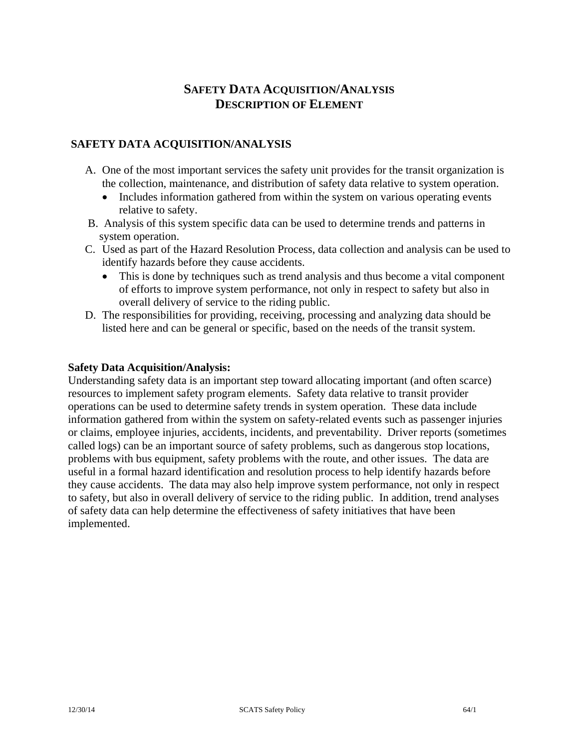# SAFETY DATA ACQUISITION/ANALYSIS
# DESCRIPTION OF ELEMENT

## SAFETY DATA ACQUISITION/ANALYSIS

A. One of the most important services the safety unit provides for the transit organization is the collection, maintenance, and distribution of safety data relative to system operation.
   - Includes information gathered from within the system on various operating events relative to safety.

B. Analysis of this system specific data can be used to determine trends and patterns in system operation.

C. Used as part of the Hazard Resolution Process, data collection and analysis can be used to identify hazards before they cause accidents.
   - This is done by techniques such as trend analysis and thus become a vital component of efforts to improve system performance, not only in respect to safety but also in overall delivery of service to the riding public.

D. The responsibilities for providing, receiving, processing and analyzing data should be listed here and can be general or specific, based on the needs of the transit system.

**Safety Data Acquisition/Analysis:**
Understanding safety data is an important step toward allocating important (and often scarce) resources to implement safety program elements. Safety data relative to transit provider operations can be used to determine safety trends in system operation. These data include information gathered from within the system on safety-related events such as passenger injuries or claims, employee injuries, accidents, incidents, and preventability. Driver reports (sometimes called logs) can be an important source of safety problems, such as dangerous stop locations, problems with bus equipment, safety problems with the route, and other issues. The data are useful in a formal hazard identification and resolution process to help identify hazards before they cause accidents. The data may also help improve system performance, not only in respect to safety, but also in overall delivery of service to the riding public. In addition, trend analyses of safety data can help determine the effectiveness of safety initiatives that have been implemented.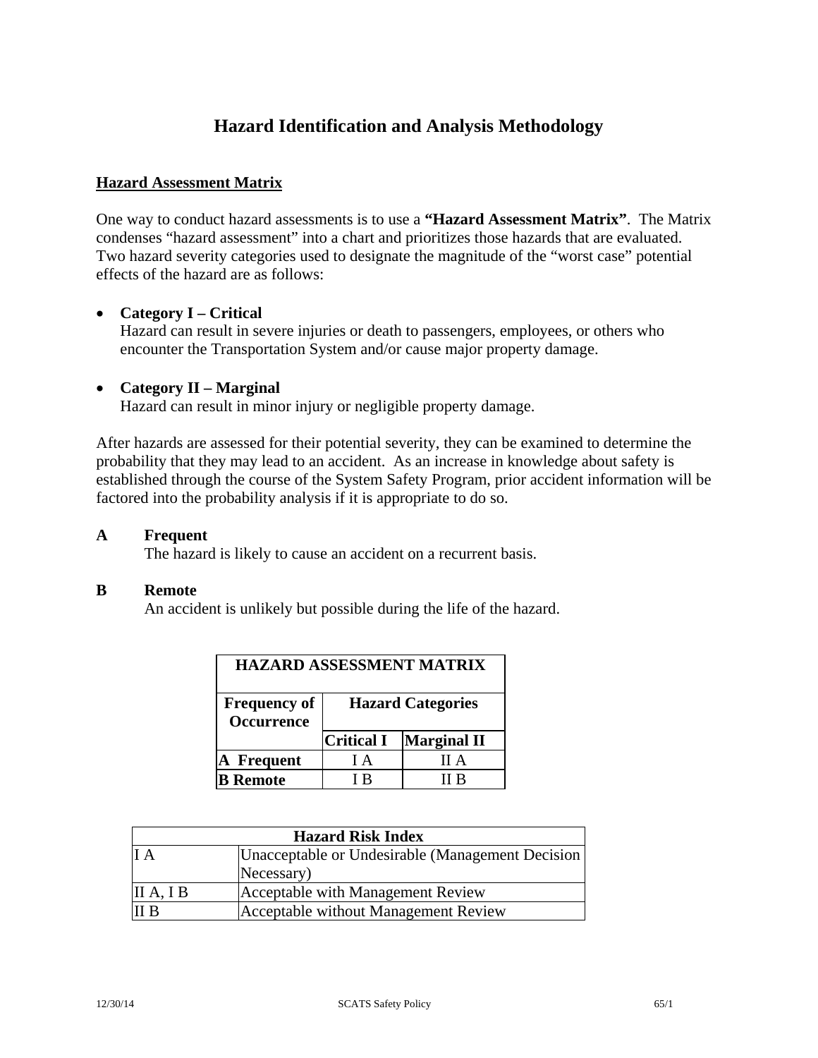# Hazard Identification and Analysis Methodology

## Hazard Assessment Matrix

One way to conduct hazard assessments is to use a **"Hazard Assessment Matrix"**. The Matrix condenses "hazard assessment" into a chart and prioritizes those hazards that are evaluated. Two hazard severity categories used to designate the magnitude of the "worst case" potential effects of the hazard are as follows:

- **Category I – Critical**
  Hazard can result in severe injuries or death to passengers, employees, or others who encounter the Transportation System and/or cause major property damage.

- **Category II – Marginal**
  Hazard can result in minor injury or negligible property damage.

After hazards are assessed for their potential severity, they can be examined to determine the probability that they may lead to an accident. As an increase in knowledge about safety is established through the course of the System Safety Program, prior accident information will be factored into the probability analysis if it is appropriate to do so.

**A Frequent**
The hazard is likely to cause an accident on a recurrent basis.

**B Remote**
An accident is unlikely but possible during the life of the hazard.

| HAZARD ASSESSMENT MATRIX | | |
|---|---|---|
| **Frequency of Occurrence** | **Hazard Categories** | |
| | **Critical I** | **Marginal II** |
| **A Frequent** | I A | II A |
| **B Remote** | I B | II B |

| Hazard Risk Index | |
|---|---|
| I A | Unacceptable or Undesirable (Management Decision Necessary) |
| II A, I B | Acceptable with Management Review |
| II B | Acceptable without Management Review |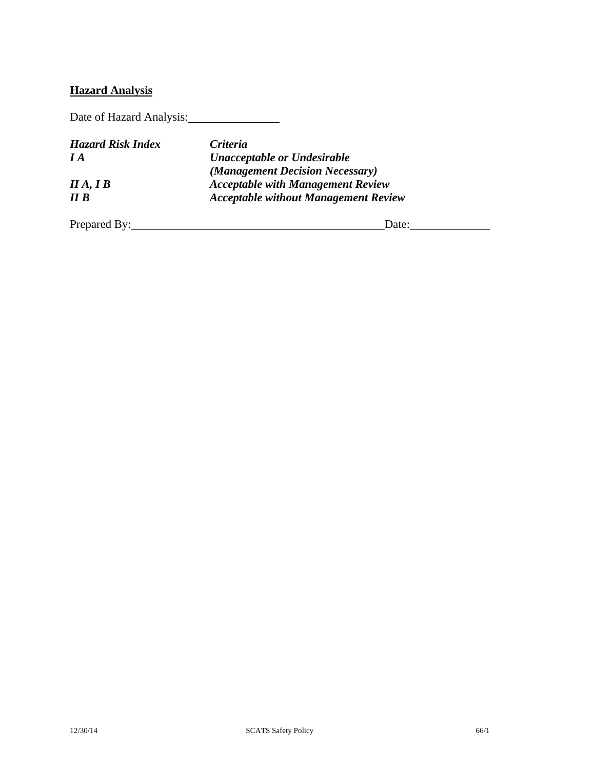**<u>Hazard Analysis</u>**

Date of Hazard Analysis:\_\_\_\_\_\_\_\_\_\_\_\_\_\_\_\_

| ***Hazard Risk Index*** | ***Criteria*** |
|---|---|
| ***I A*** | ***Unacceptable or Undesirable (Management Decision Necessary)*** |
| ***II A, I B*** | ***Acceptable with Management Review*** |
| ***II B*** | ***Acceptable without Management Review*** |

Prepared By:\_\_\_\_\_\_\_\_\_\_\_\_\_\_\_\_\_\_\_\_\_\_\_\_\_\_\_\_\_\_\_\_\_\_\_\_\_\_\_\_\_\_Date:\_\_\_\_\_\_\_\_\_\_\_\_\_\_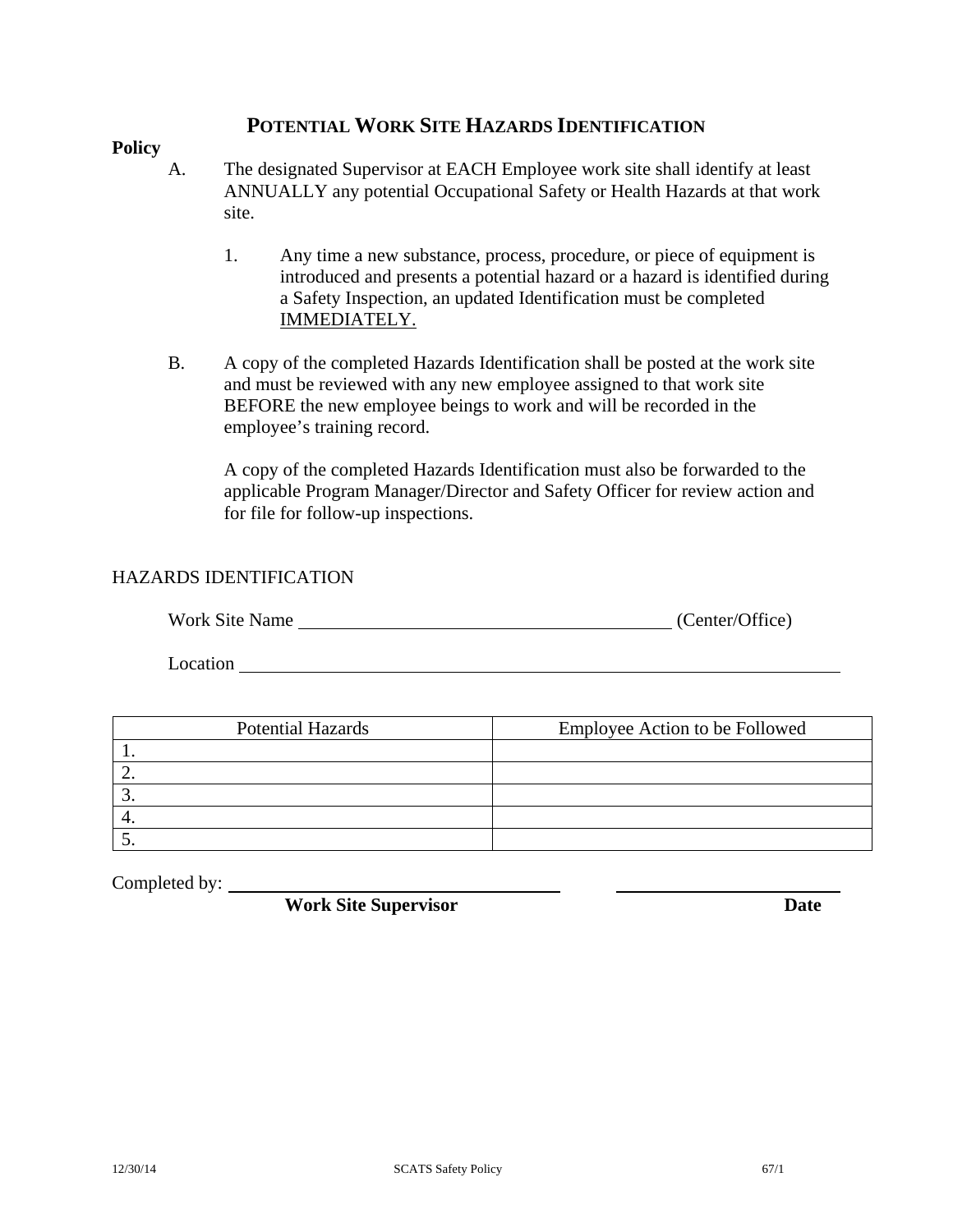# POTENTIAL WORK SITE HAZARDS IDENTIFICATION

**Policy**

A. The designated Supervisor at EACH Employee work site shall identify at least ANNUALLY any potential Occupational Safety or Health Hazards at that work site.

   1. Any time a new substance, process, procedure, or piece of equipment is introduced and presents a potential hazard or a hazard is identified during a Safety Inspection, an updated Identification must be completed IMMEDIATELY.

B. A copy of the completed Hazards Identification shall be posted at the work site and must be reviewed with any new employee assigned to that work site BEFORE the new employee beings to work and will be recorded in the employee's training record.

   A copy of the completed Hazards Identification must also be forwarded to the applicable Program Manager/Director and Safety Officer for review action and for file for follow-up inspections.

HAZARDS IDENTIFICATION

Work Site Name ________________________________________ (Center/Office)

Location ________________________________________________________________

| Potential Hazards | Employee Action to be Followed |
|---|---|
| 1. | |
| 2. | |
| 3. | |
| 4. | |
| 5. | |

Completed by: ____________________________________ ________________________

**Work Site Supervisor** **Date**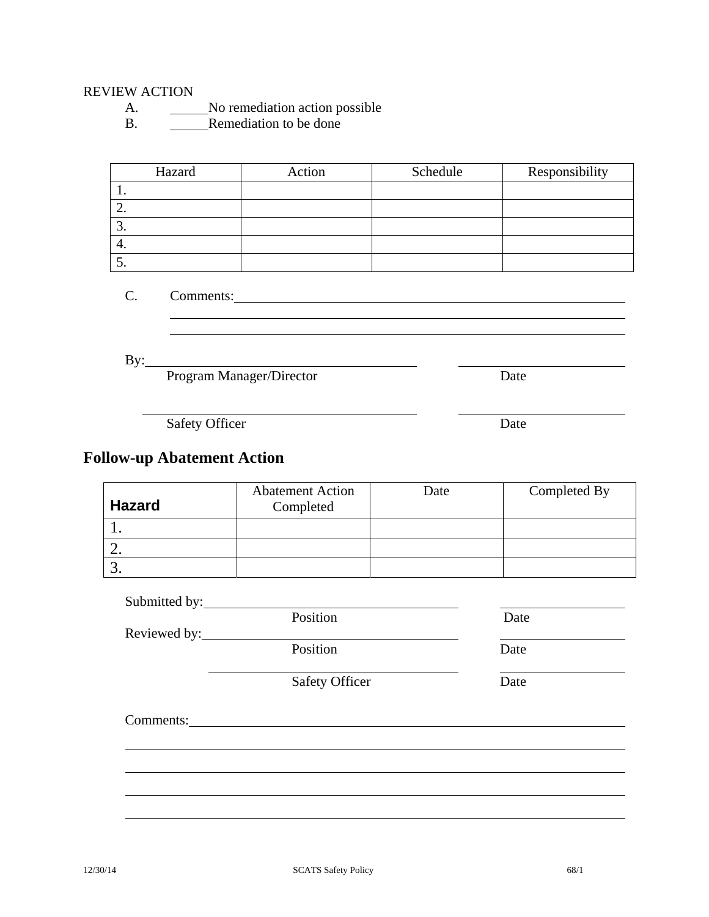REVIEW ACTION

A. ______No remediation action possible

B. ______Remediation to be done

| Hazard | Action | Schedule | Responsibility |
|---|---|---|---|
| 1. | | | |
| 2. | | | |
| 3. | | | |
| 4. | | | |
| 5. | | | |

C. Comments:______________________________________________________________

______________________________________________________________

______________________________________________________________

By:________________________________________ ________________________

Program Manager/Director Date

________________________________________ ________________________

Safety Officer Date

## Follow-up Abatement Action

| **Hazard** | Abatement Action Completed | Date | Completed By |
|---|---|---|---|
| 1. | | | |
| 2. | | | |
| 3. | | | |

Submitted by:________________________________________ ____________________

Position Date

Reviewed by:________________________________________ ____________________

Position Date

________________________________________ ____________________

Safety Officer Date

Comments:______________________________________________________________

______________________________________________________________

______________________________________________________________

______________________________________________________________

______________________________________________________________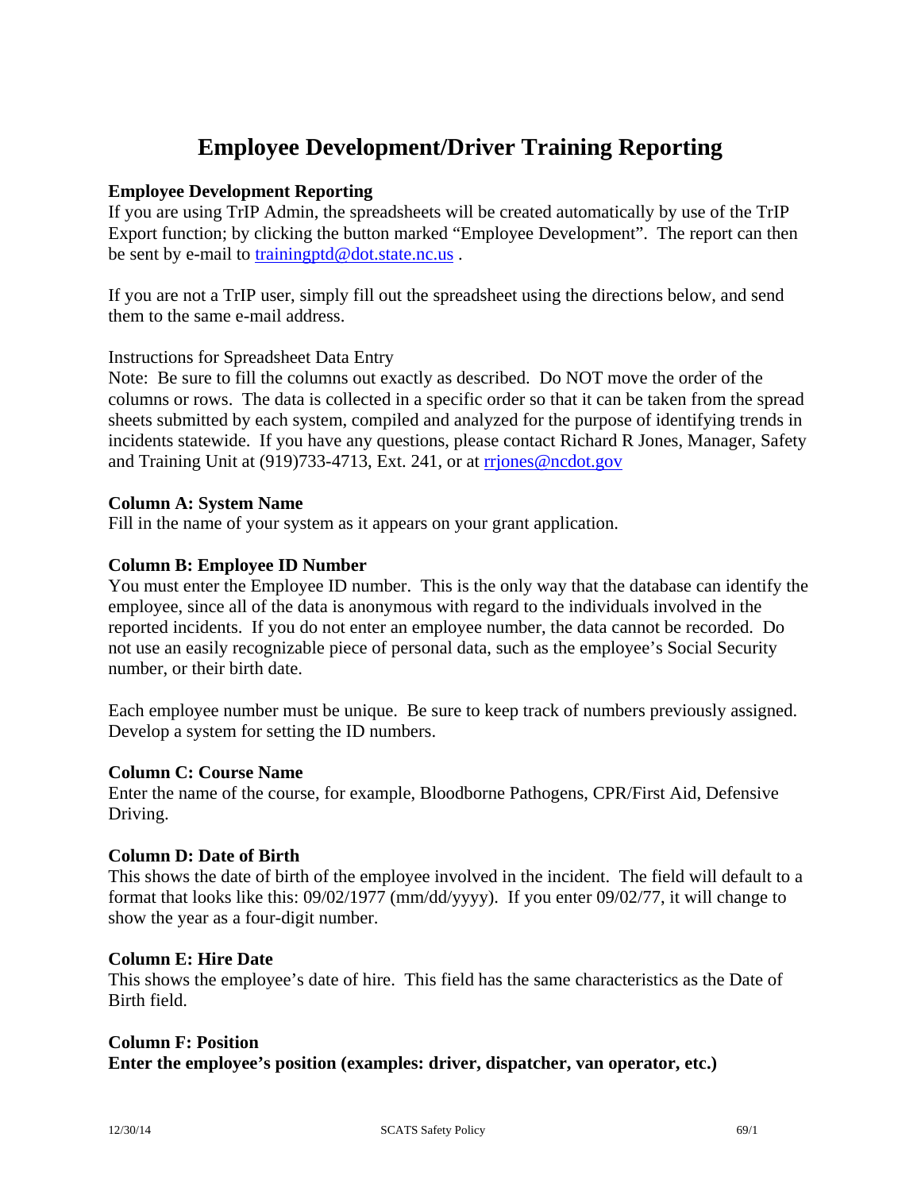# Employee Development/Driver Training Reporting

**Employee Development Reporting**

If you are using TrIP Admin, the spreadsheets will be created automatically by use of the TrIP Export function; by clicking the button marked "Employee Development". The report can then be sent by e-mail to trainingptd@dot.state.nc.us .

If you are not a TrIP user, simply fill out the spreadsheet using the directions below, and send them to the same e-mail address.

Instructions for Spreadsheet Data Entry

Note: Be sure to fill the columns out exactly as described. Do NOT move the order of the columns or rows. The data is collected in a specific order so that it can be taken from the spread sheets submitted by each system, compiled and analyzed for the purpose of identifying trends in incidents statewide. If you have any questions, please contact Richard R Jones, Manager, Safety and Training Unit at (919)733-4713, Ext. 241, or at rrjones@ncdot.gov

**Column A: System Name**

Fill in the name of your system as it appears on your grant application.

**Column B: Employee ID Number**

You must enter the Employee ID number. This is the only way that the database can identify the employee, since all of the data is anonymous with regard to the individuals involved in the reported incidents. If you do not enter an employee number, the data cannot be recorded. Do not use an easily recognizable piece of personal data, such as the employee's Social Security number, or their birth date.

Each employee number must be unique. Be sure to keep track of numbers previously assigned. Develop a system for setting the ID numbers.

**Column C: Course Name**

Enter the name of the course, for example, Bloodborne Pathogens, CPR/First Aid, Defensive Driving.

**Column D: Date of Birth**

This shows the date of birth of the employee involved in the incident. The field will default to a format that looks like this: 09/02/1977 (mm/dd/yyyy). If you enter 09/02/77, it will change to show the year as a four-digit number.

**Column E: Hire Date**

This shows the employee's date of hire. This field has the same characteristics as the Date of Birth field.

**Column F: Position**

**Enter the employee's position (examples: driver, dispatcher, van operator, etc.)**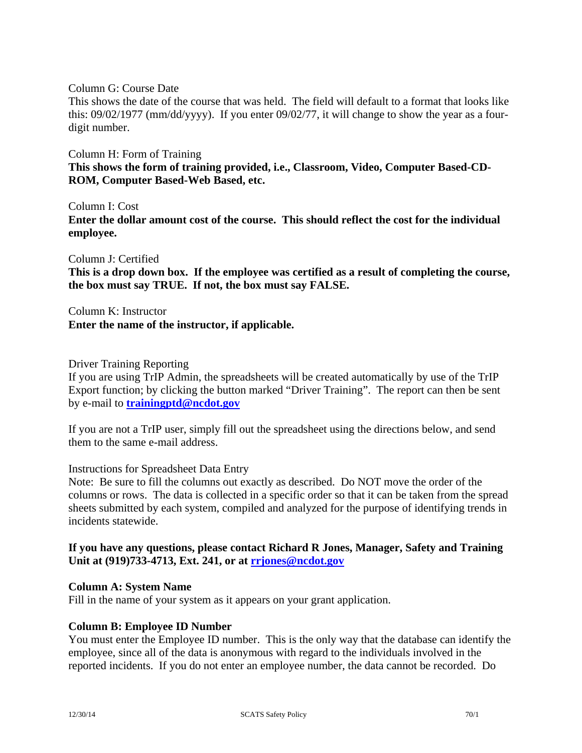Column G: Course Date

This shows the date of the course that was held. The field will default to a format that looks like this: 09/02/1977 (mm/dd/yyyy). If you enter 09/02/77, it will change to show the year as a four-digit number.

Column H: Form of Training

**This shows the form of training provided, i.e., Classroom, Video, Computer Based-CD-ROM, Computer Based-Web Based, etc.**

Column I: Cost

**Enter the dollar amount cost of the course. This should reflect the cost for the individual employee.**

Column J: Certified

**This is a drop down box. If the employee was certified as a result of completing the course, the box must say TRUE. If not, the box must say FALSE.**

Column K: Instructor

**Enter the name of the instructor, if applicable.**

Driver Training Reporting

If you are using TrIP Admin, the spreadsheets will be created automatically by use of the TrIP Export function; by clicking the button marked "Driver Training". The report can then be sent by e-mail to **trainingptd@ncdot.gov**

If you are not a TrIP user, simply fill out the spreadsheet using the directions below, and send them to the same e-mail address.

Instructions for Spreadsheet Data Entry

Note: Be sure to fill the columns out exactly as described. Do NOT move the order of the columns or rows. The data is collected in a specific order so that it can be taken from the spread sheets submitted by each system, compiled and analyzed for the purpose of identifying trends in incidents statewide.

**If you have any questions, please contact Richard R Jones, Manager, Safety and Training Unit at (919)733-4713, Ext. 241, or at rrjones@ncdot.gov**

**Column A: System Name**

Fill in the name of your system as it appears on your grant application.

**Column B: Employee ID Number**

You must enter the Employee ID number. This is the only way that the database can identify the employee, since all of the data is anonymous with regard to the individuals involved in the reported incidents. If you do not enter an employee number, the data cannot be recorded. Do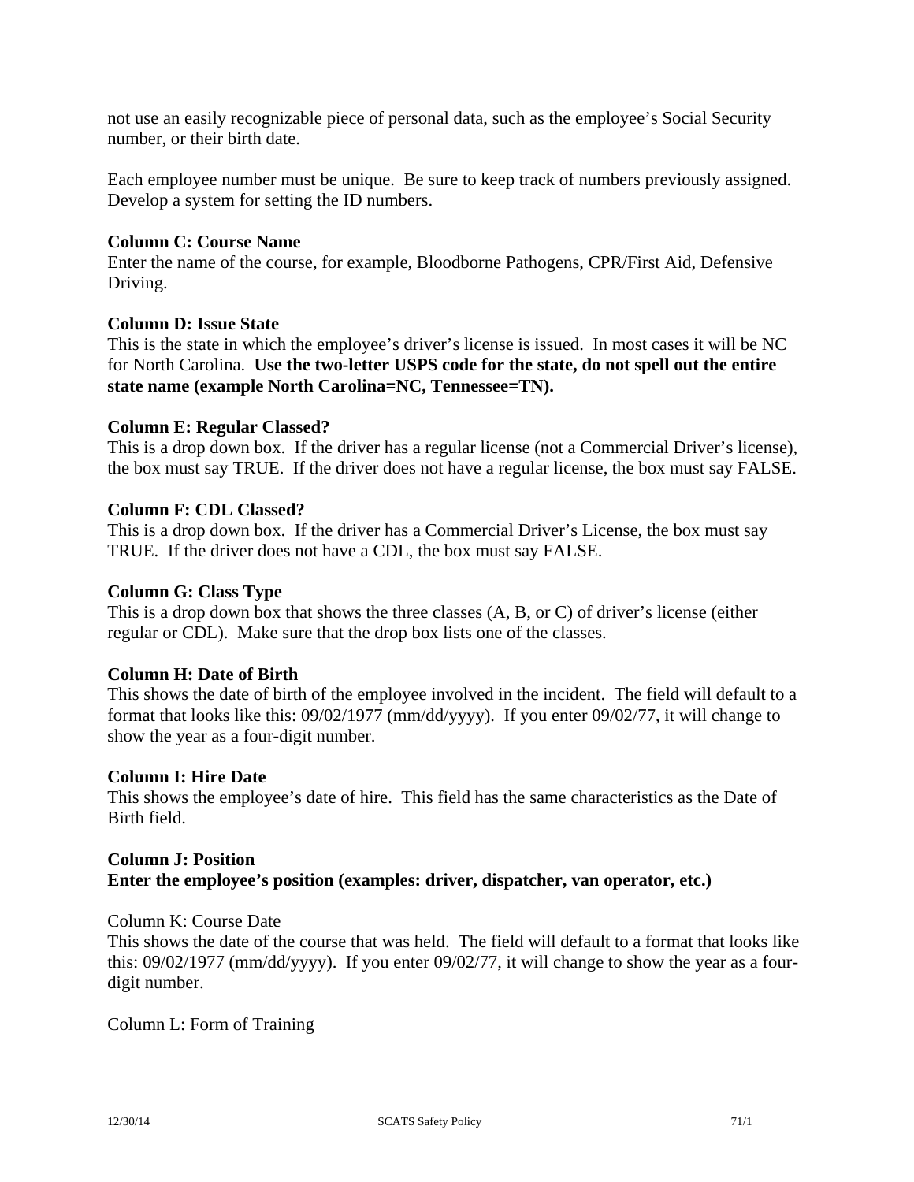not use an easily recognizable piece of personal data, such as the employee's Social Security number, or their birth date.

Each employee number must be unique. Be sure to keep track of numbers previously assigned. Develop a system for setting the ID numbers.

**Column C: Course Name**
Enter the name of the course, for example, Bloodborne Pathogens, CPR/First Aid, Defensive Driving.

**Column D: Issue State**
This is the state in which the employee's driver's license is issued. In most cases it will be NC for North Carolina. **Use the two-letter USPS code for the state, do not spell out the entire state name (example North Carolina=NC, Tennessee=TN).**

**Column E: Regular Classed?**
This is a drop down box. If the driver has a regular license (not a Commercial Driver's license), the box must say TRUE. If the driver does not have a regular license, the box must say FALSE.

**Column F: CDL Classed?**
This is a drop down box. If the driver has a Commercial Driver's License, the box must say TRUE. If the driver does not have a CDL, the box must say FALSE.

**Column G: Class Type**
This is a drop down box that shows the three classes (A, B, or C) of driver's license (either regular or CDL). Make sure that the drop box lists one of the classes.

**Column H: Date of Birth**
This shows the date of birth of the employee involved in the incident. The field will default to a format that looks like this: 09/02/1977 (mm/dd/yyyy). If you enter 09/02/77, it will change to show the year as a four-digit number.

**Column I: Hire Date**
This shows the employee's date of hire. This field has the same characteristics as the Date of Birth field.

**Column J: Position**
**Enter the employee's position (examples: driver, dispatcher, van operator, etc.)**

Column K: Course Date
This shows the date of the course that was held. The field will default to a format that looks like this: 09/02/1977 (mm/dd/yyyy). If you enter 09/02/77, it will change to show the year as a four-digit number.

Column L: Form of Training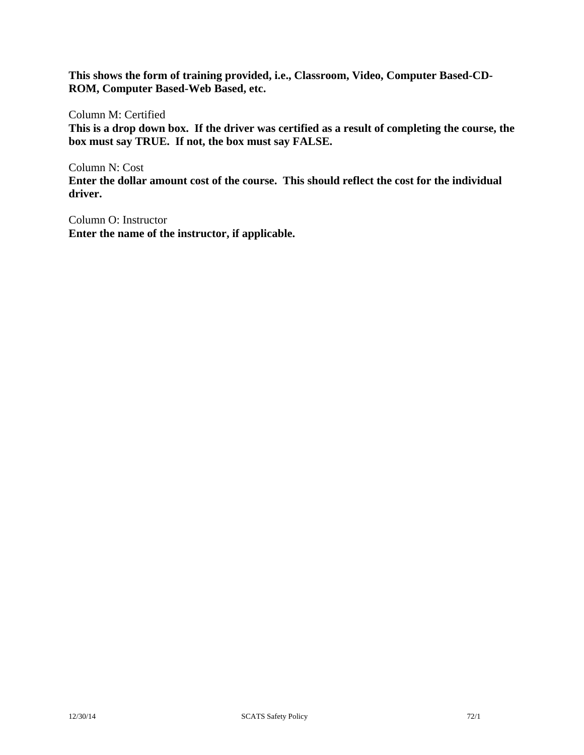**This shows the form of training provided, i.e., Classroom, Video, Computer Based-CD-ROM, Computer Based-Web Based, etc.**

Column M: Certified

**This is a drop down box. If the driver was certified as a result of completing the course, the box must say TRUE. If not, the box must say FALSE.**

Column N: Cost

**Enter the dollar amount cost of the course. This should reflect the cost for the individual driver.**

Column O: Instructor

**Enter the name of the instructor, if applicable.**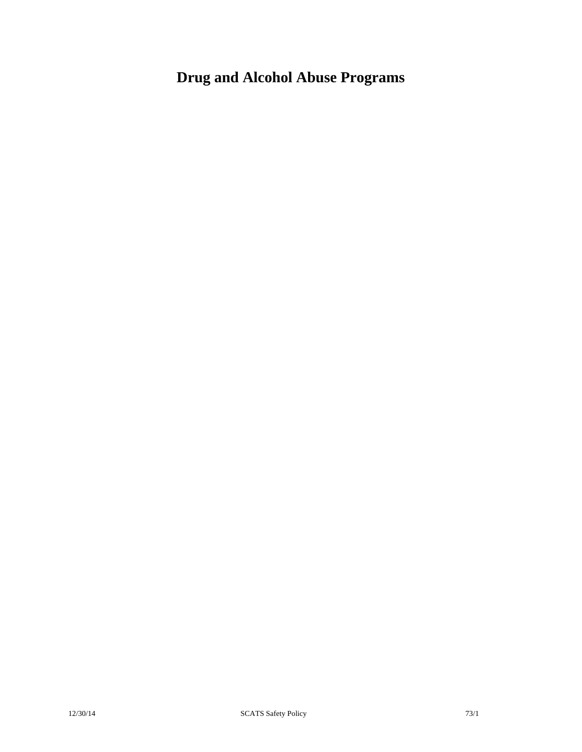# Drug and Alcohol Abuse Programs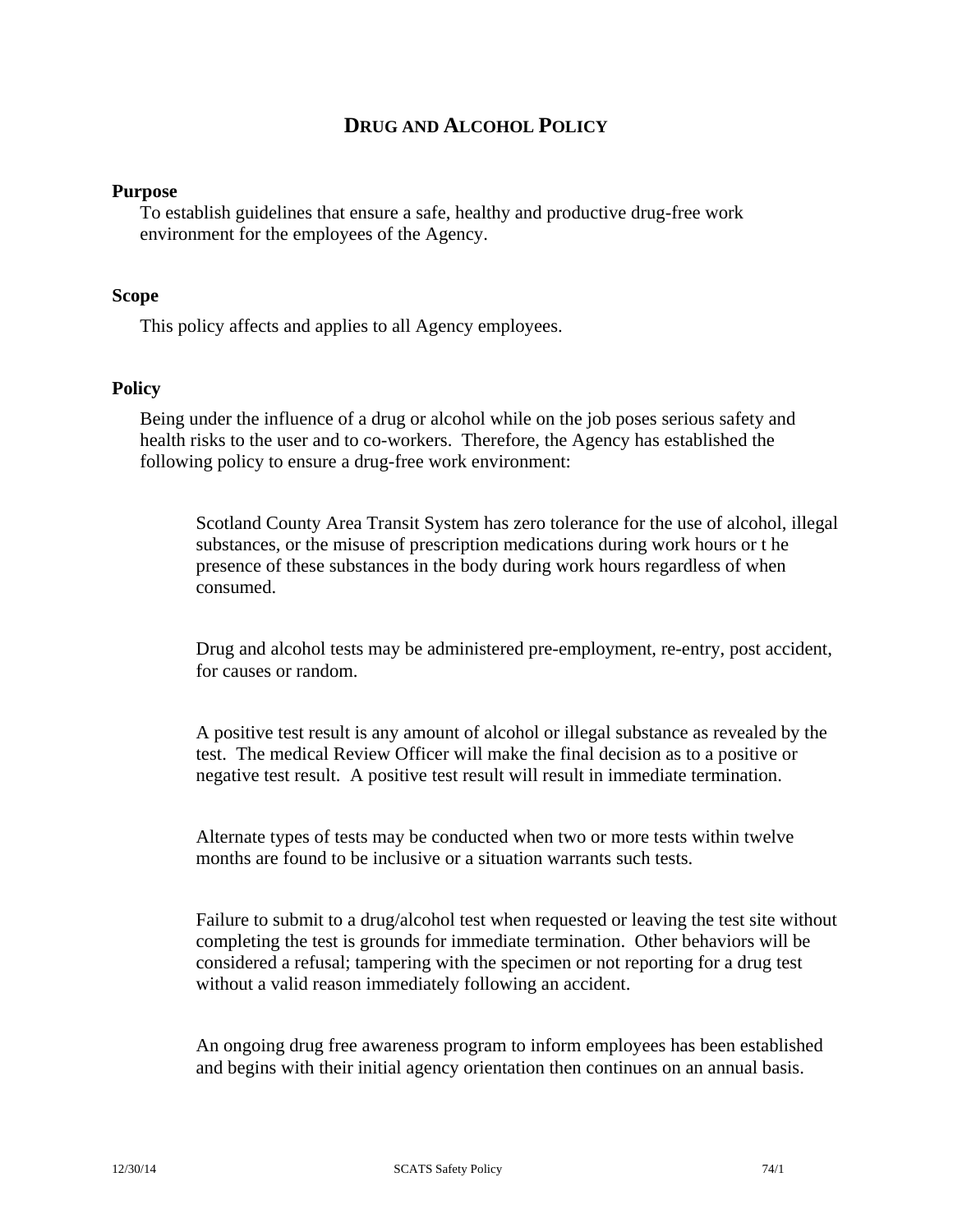# DRUG AND ALCOHOL POLICY

**Purpose**

To establish guidelines that ensure a safe, healthy and productive drug-free work environment for the employees of the Agency.

**Scope**

This policy affects and applies to all Agency employees.

**Policy**

Being under the influence of a drug or alcohol while on the job poses serious safety and health risks to the user and to co-workers. Therefore, the Agency has established the following policy to ensure a drug-free work environment:

> Scotland County Area Transit System has zero tolerance for the use of alcohol, illegal substances, or the misuse of prescription medications during work hours or t he presence of these substances in the body during work hours regardless of when consumed.
>
> Drug and alcohol tests may be administered pre-employment, re-entry, post accident, for causes or random.
>
> A positive test result is any amount of alcohol or illegal substance as revealed by the test. The medical Review Officer will make the final decision as to a positive or negative test result. A positive test result will result in immediate termination.
>
> Alternate types of tests may be conducted when two or more tests within twelve months are found to be inclusive or a situation warrants such tests.
>
> Failure to submit to a drug/alcohol test when requested or leaving the test site without completing the test is grounds for immediate termination. Other behaviors will be considered a refusal; tampering with the specimen or not reporting for a drug test without a valid reason immediately following an accident.
>
> An ongoing drug free awareness program to inform employees has been established and begins with their initial agency orientation then continues on an annual basis.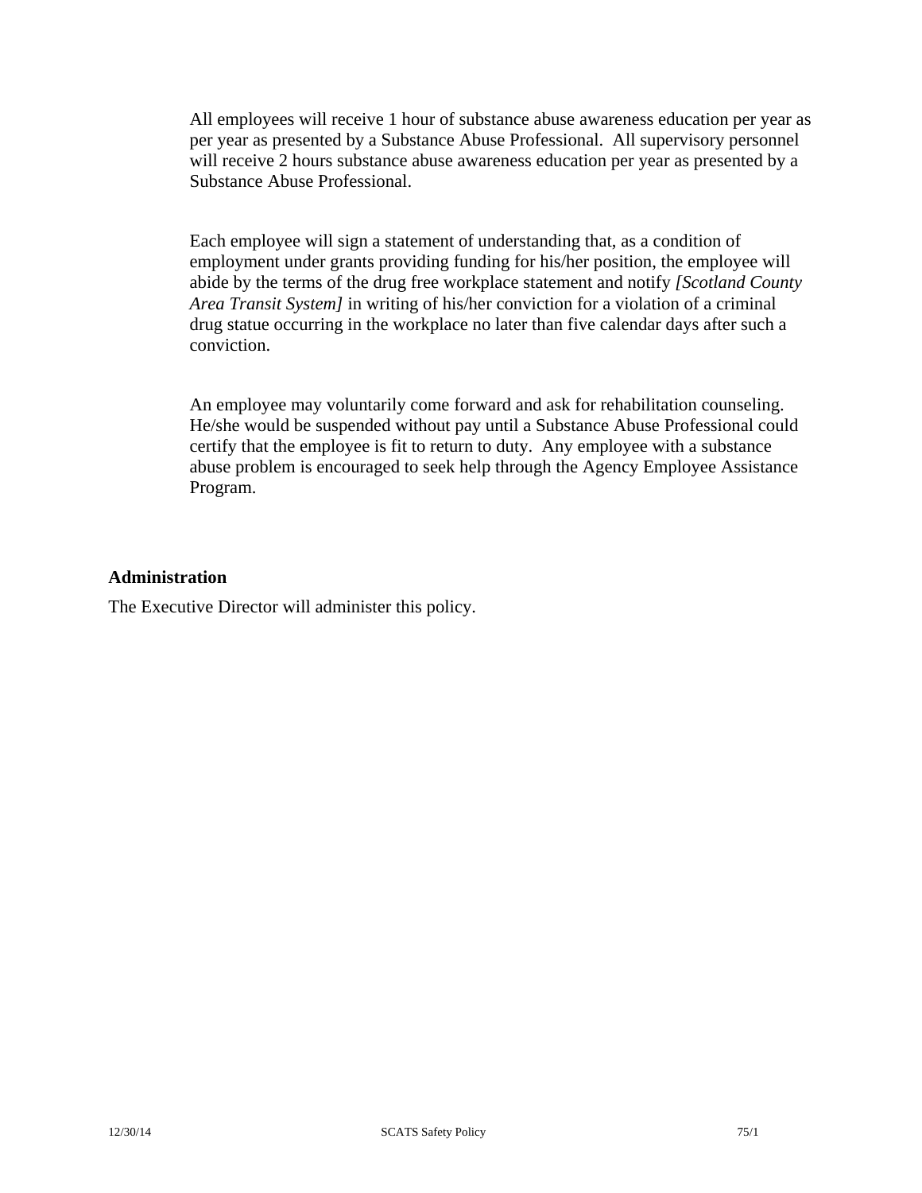All employees will receive 1 hour of substance abuse awareness education per year as per year as presented by a Substance Abuse Professional.  All supervisory personnel will receive 2 hours substance abuse awareness education per year as presented by a Substance Abuse Professional.

Each employee will sign a statement of understanding that, as a condition of employment under grants providing funding for his/her position, the employee will abide by the terms of the drug free workplace statement and notify *[Scotland County Area Transit System]* in writing of his/her conviction for a violation of a criminal drug statue occurring in the workplace no later than five calendar days after such a conviction.

An employee may voluntarily come forward and ask for rehabilitation counseling. He/she would be suspended without pay until a Substance Abuse Professional could certify that the employee is fit to return to duty.  Any employee with a substance abuse problem is encouraged to seek help through the Agency Employee Assistance Program.

**Administration**

The Executive Director will administer this policy.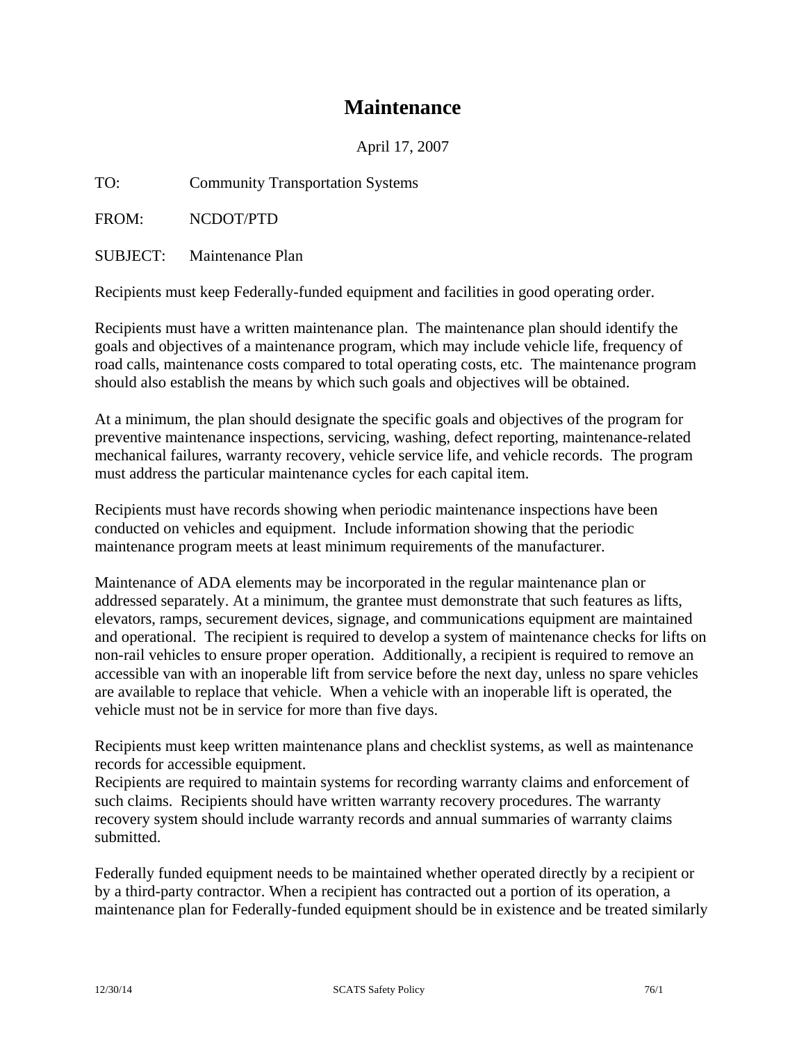# Maintenance

April 17, 2007

TO: Community Transportation Systems

FROM: NCDOT/PTD

SUBJECT: Maintenance Plan

Recipients must keep Federally-funded equipment and facilities in good operating order.

Recipients must have a written maintenance plan. The maintenance plan should identify the goals and objectives of a maintenance program, which may include vehicle life, frequency of road calls, maintenance costs compared to total operating costs, etc. The maintenance program should also establish the means by which such goals and objectives will be obtained.

At a minimum, the plan should designate the specific goals and objectives of the program for preventive maintenance inspections, servicing, washing, defect reporting, maintenance-related mechanical failures, warranty recovery, vehicle service life, and vehicle records. The program must address the particular maintenance cycles for each capital item.

Recipients must have records showing when periodic maintenance inspections have been conducted on vehicles and equipment. Include information showing that the periodic maintenance program meets at least minimum requirements of the manufacturer.

Maintenance of ADA elements may be incorporated in the regular maintenance plan or addressed separately. At a minimum, the grantee must demonstrate that such features as lifts, elevators, ramps, securement devices, signage, and communications equipment are maintained and operational. The recipient is required to develop a system of maintenance checks for lifts on non-rail vehicles to ensure proper operation. Additionally, a recipient is required to remove an accessible van with an inoperable lift from service before the next day, unless no spare vehicles are available to replace that vehicle. When a vehicle with an inoperable lift is operated, the vehicle must not be in service for more than five days.

Recipients must keep written maintenance plans and checklist systems, as well as maintenance records for accessible equipment.
Recipients are required to maintain systems for recording warranty claims and enforcement of such claims. Recipients should have written warranty recovery procedures. The warranty recovery system should include warranty records and annual summaries of warranty claims submitted.

Federally funded equipment needs to be maintained whether operated directly by a recipient or by a third-party contractor. When a recipient has contracted out a portion of its operation, a maintenance plan for Federally-funded equipment should be in existence and be treated similarly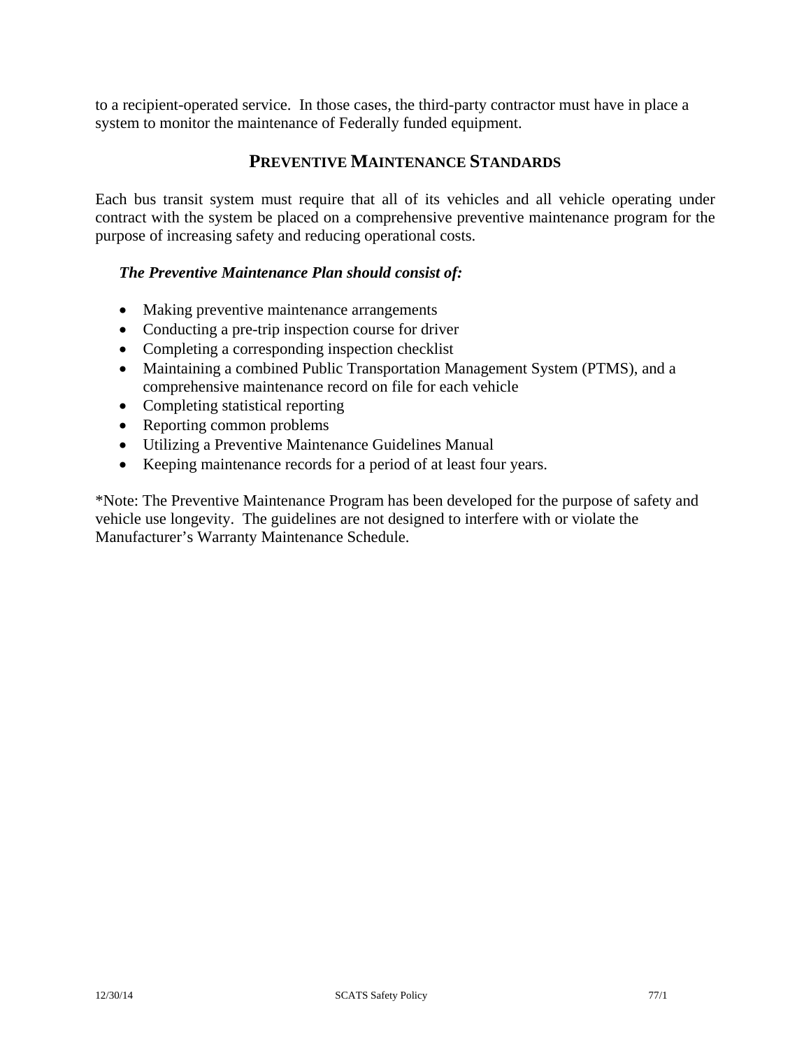to a recipient-operated service.  In those cases, the third-party contractor must have in place a system to monitor the maintenance of Federally funded equipment.

## PREVENTIVE MAINTENANCE STANDARDS

Each bus transit system must require that all of its vehicles and all vehicle operating under contract with the system be placed on a comprehensive preventive maintenance program for the purpose of increasing safety and reducing operational costs.

***The Preventive Maintenance Plan should consist of:***

- Making preventive maintenance arrangements
- Conducting a pre-trip inspection course for driver
- Completing a corresponding inspection checklist
- Maintaining a combined Public Transportation Management System (PTMS), and a comprehensive maintenance record on file for each vehicle
- Completing statistical reporting
- Reporting common problems
- Utilizing a Preventive Maintenance Guidelines Manual
- Keeping maintenance records for a period of at least four years.

*Note: The Preventive Maintenance Program has been developed for the purpose of safety and vehicle use longevity.  The guidelines are not designed to interfere with or violate the Manufacturer's Warranty Maintenance Schedule.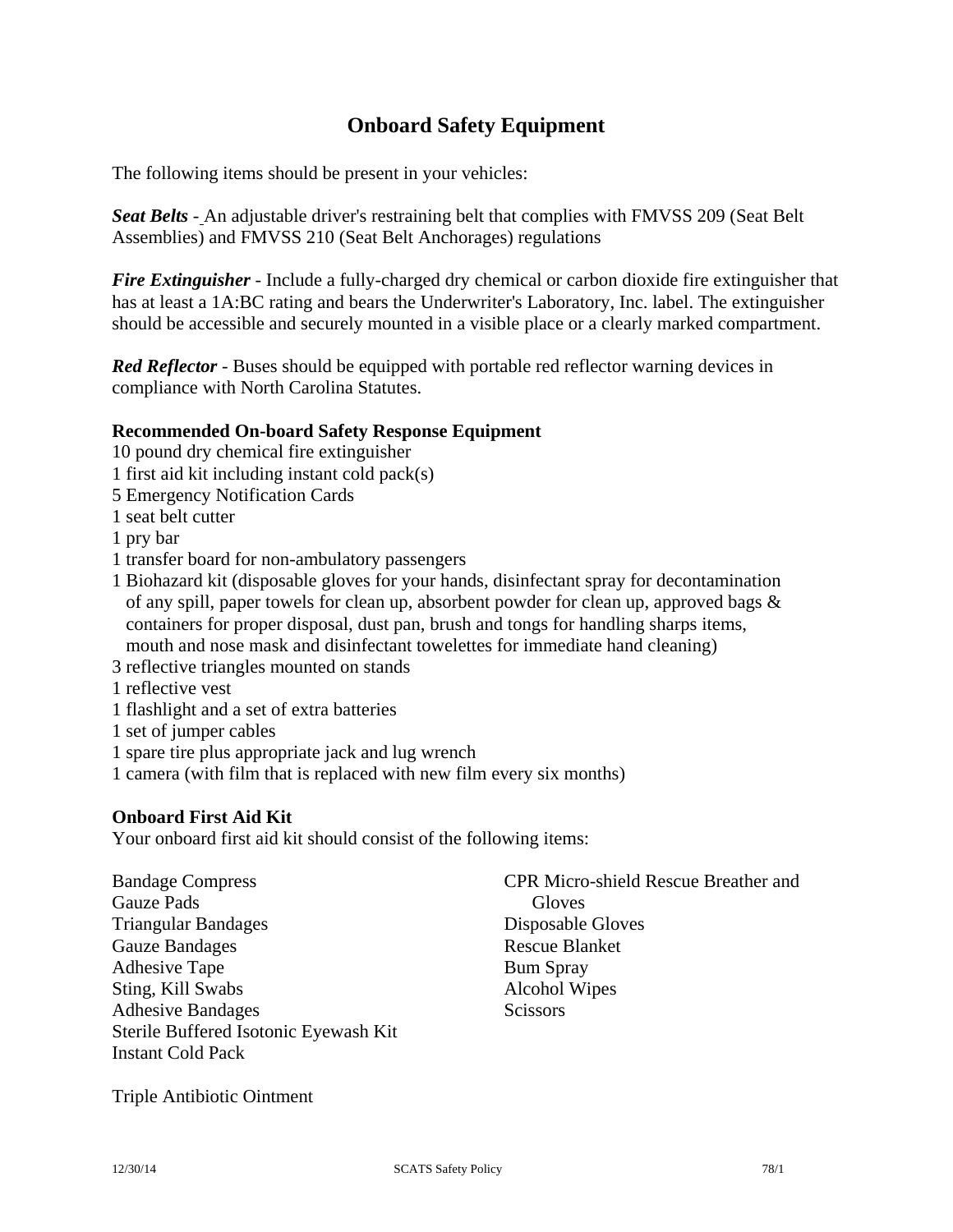# Onboard Safety Equipment

The following items should be present in your vehicles:

***Seat Belts*** - An adjustable driver's restraining belt that complies with FMVSS 209 (Seat Belt Assemblies) and FMVSS 210 (Seat Belt Anchorages) regulations

***Fire Extinguisher*** - Include a fully-charged dry chemical or carbon dioxide fire extinguisher that has at least a 1A:BC rating and bears the Underwriter's Laboratory, Inc. label. The extinguisher should be accessible and securely mounted in a visible place or a clearly marked compartment.

***Red Reflector*** - Buses should be equipped with portable red reflector warning devices in compliance with North Carolina Statutes.

**Recommended On-board Safety Response Equipment**

10 pound dry chemical fire extinguisher
1 first aid kit including instant cold pack(s)
5 Emergency Notification Cards
1 seat belt cutter
1 pry bar
1 transfer board for non-ambulatory passengers
1 Biohazard kit (disposable gloves for your hands, disinfectant spray for decontamination of any spill, paper towels for clean up, absorbent powder for clean up, approved bags & containers for proper disposal, dust pan, brush and tongs for handling sharps items, mouth and nose mask and disinfectant towelettes for immediate hand cleaning)
3 reflective triangles mounted on stands
1 reflective vest
1 flashlight and a set of extra batteries
1 set of jumper cables
1 spare tire plus appropriate jack and lug wrench
1 camera (with film that is replaced with new film every six months)

**Onboard First Aid Kit**

Your onboard first aid kit should consist of the following items:

Bandage Compress
Gauze Pads
Triangular Bandages
Gauze Bandages
Adhesive Tape
Sting, Kill Swabs
Adhesive Bandages
Sterile Buffered Isotonic Eyewash Kit
Instant Cold Pack
CPR Micro-shield Rescue Breather and Gloves
Disposable Gloves
Rescue Blanket
Bum Spray
Alcohol Wipes
Scissors

Triple Antibiotic Ointment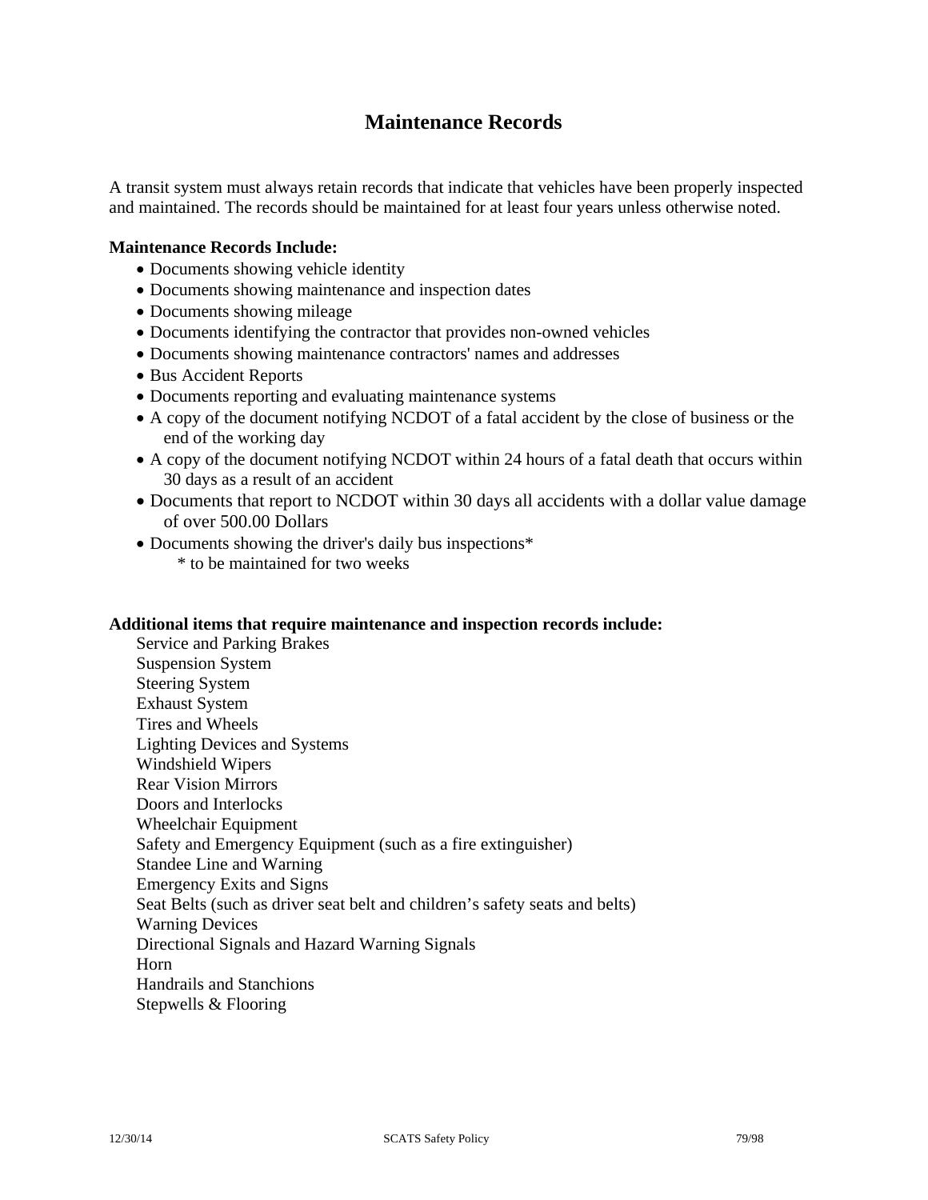# Maintenance Records

A transit system must always retain records that indicate that vehicles have been properly inspected and maintained. The records should be maintained for at least four years unless otherwise noted.

**Maintenance Records Include:**

- Documents showing vehicle identity
- Documents showing maintenance and inspection dates
- Documents showing mileage
- Documents identifying the contractor that provides non-owned vehicles
- Documents showing maintenance contractors' names and addresses
- Bus Accident Reports
- Documents reporting and evaluating maintenance systems
- A copy of the document notifying NCDOT of a fatal accident by the close of business or the end of the working day
- A copy of the document notifying NCDOT within 24 hours of a fatal death that occurs within 30 days as a result of an accident
- Documents that report to NCDOT within 30 days all accidents with a dollar value damage of over 500.00 Dollars
- Documents showing the driver's daily bus inspections*
  
  \* to be maintained for two weeks

**Additional items that require maintenance and inspection records include:**

Service and Parking Brakes
Suspension System
Steering System
Exhaust System
Tires and Wheels
Lighting Devices and Systems
Windshield Wipers
Rear Vision Mirrors
Doors and Interlocks
Wheelchair Equipment
Safety and Emergency Equipment (such as a fire extinguisher)
Standee Line and Warning
Emergency Exits and Signs
Seat Belts (such as driver seat belt and children's safety seats and belts)
Warning Devices
Directional Signals and Hazard Warning Signals
Horn
Handrails and Stanchions
Stepwells & Flooring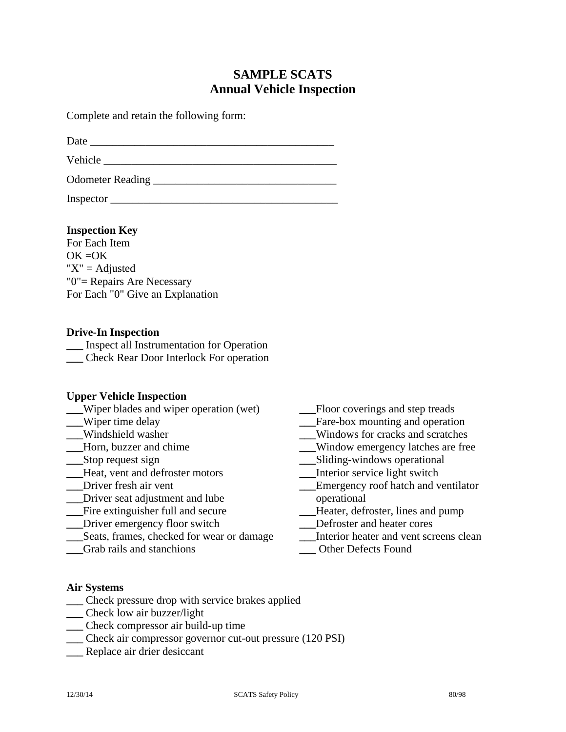# SAMPLE SCATS
## Annual Vehicle Inspection

Complete and retain the following form:

Date ____________________________________________

Vehicle __________________________________________

Odometer Reading _________________________________

Inspector _________________________________________

**Inspection Key**
For Each Item
OK =OK
"X" = Adjusted
"0"= Repairs Are Necessary
For Each "0" Give an Explanation

**Drive-In Inspection**

___ Inspect all Instrumentation for Operation
___ Check Rear Door Interlock For operation

**Upper Vehicle Inspection**

___Wiper blades and wiper operation (wet)
___Wiper time delay
___Windshield washer
___Horn, buzzer and chime
___Stop request sign
___Heat, vent and defroster motors
___Driver fresh air vent
___Driver seat adjustment and lube
___Fire extinguisher full and secure
___Driver emergency floor switch
___Seats, frames, checked for wear or damage
___Grab rails and stanchions
___Floor coverings and step treads
___Fare-box mounting and operation
___Windows for cracks and scratches
___Window emergency latches are free
___Sliding-windows operational
___Interior service light switch
___Emergency roof hatch and ventilator operational
___Heater, defroster, lines and pump
___Defroster and heater cores
___Interior heater and vent screens clean
___ Other Defects Found

**Air Systems**

___ Check pressure drop with service brakes applied
___ Check low air buzzer/light
___ Check compressor air build-up time
___ Check air compressor governor cut-out pressure (120 PSI)
___ Replace air drier desiccant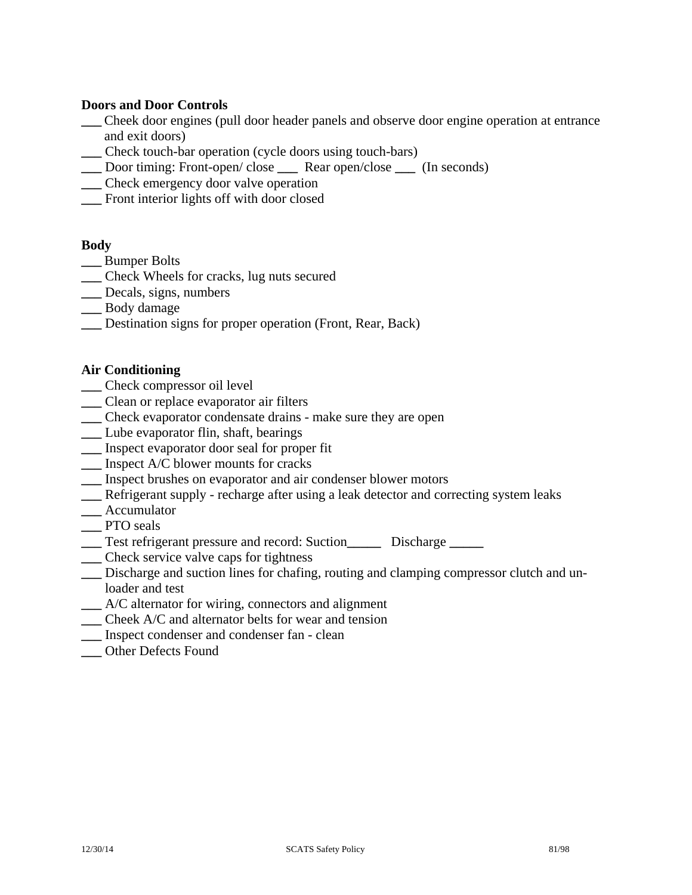**Doors and Door Controls**

___ Cheek door engines (pull door header panels and observe door engine operation at entrance and exit doors)
___ Check touch-bar operation (cycle doors using touch-bars)
___ Door timing: Front-open/ close ___ Rear open/close ___ (In seconds)
___ Check emergency door valve operation
___ Front interior lights off with door closed

**Body**

___ Bumper Bolts
___ Check Wheels for cracks, lug nuts secured
___ Decals, signs, numbers
___ Body damage
___ Destination signs for proper operation (Front, Rear, Back)

**Air Conditioning**

___ Check compressor oil level
___ Clean or replace evaporator air filters
___ Check evaporator condensate drains - make sure they are open
___ Lube evaporator flin, shaft, bearings
___ Inspect evaporator door seal for proper fit
___ Inspect A/C blower mounts for cracks
___ Inspect brushes on evaporator and air condenser blower motors
___ Refrigerant supply - recharge after using a leak detector and correcting system leaks
___ Accumulator
___ PTO seals
___ Test refrigerant pressure and record: Suction_____ Discharge _____
___ Check service valve caps for tightness
___ Discharge and suction lines for chafing, routing and clamping compressor clutch and un-loader and test
___ A/C alternator for wiring, connectors and alignment
___ Cheek A/C and alternator belts for wear and tension
___ Inspect condenser and condenser fan - clean
___ Other Defects Found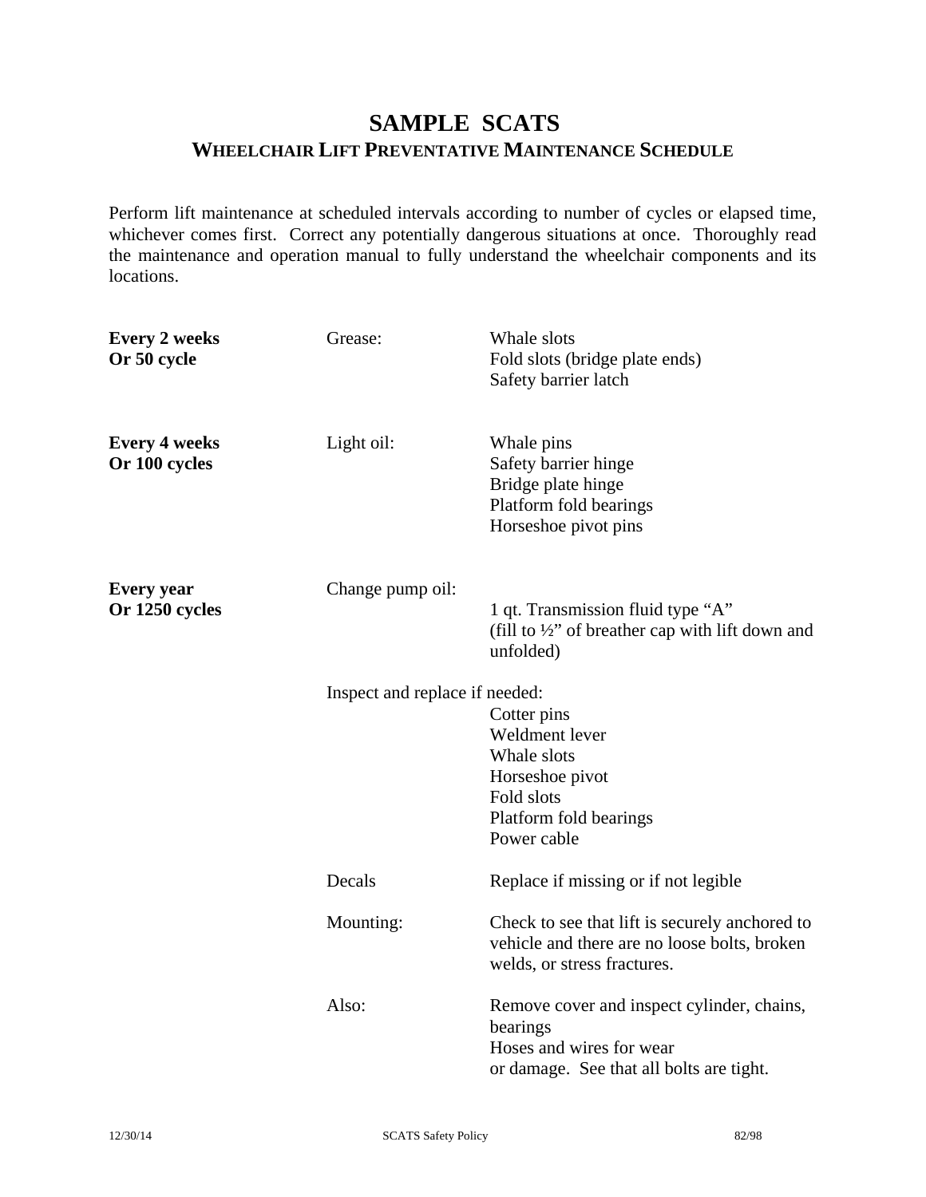# SAMPLE SCATS

## WHEELCHAIR LIFT PREVENTATIVE MAINTENANCE SCHEDULE

Perform lift maintenance at scheduled intervals according to number of cycles or elapsed time, whichever comes first. Correct any potentially dangerous situations at once. Thoroughly read the maintenance and operation manual to fully understand the wheelchair components and its locations.

| | | |
|---|---|---|
| **Every 2 weeks Or 50 cycle** | Grease: | Whale slots<br>Fold slots (bridge plate ends)<br>Safety barrier latch |
| **Every 4 weeks Or 100 cycles** | Light oil: | Whale pins<br>Safety barrier hinge<br>Bridge plate hinge<br>Platform fold bearings<br>Horseshoe pivot pins |
| **Every year Or 1250 cycles** | Change pump oil: | 1 qt. Transmission fluid type "A" (fill to ½" of breather cap with lift down and unfolded) |
| | Inspect and replace if needed: | Cotter pins<br>Weldment lever<br>Whale slots<br>Horseshoe pivot<br>Fold slots<br>Platform fold bearings<br>Power cable |
| | Decals | Replace if missing or if not legible |
| | Mounting: | Check to see that lift is securely anchored to vehicle and there are no loose bolts, broken welds, or stress fractures. |
| | Also: | Remove cover and inspect cylinder, chains, bearings<br>Hoses and wires for wear<br>or damage. See that all bolts are tight. |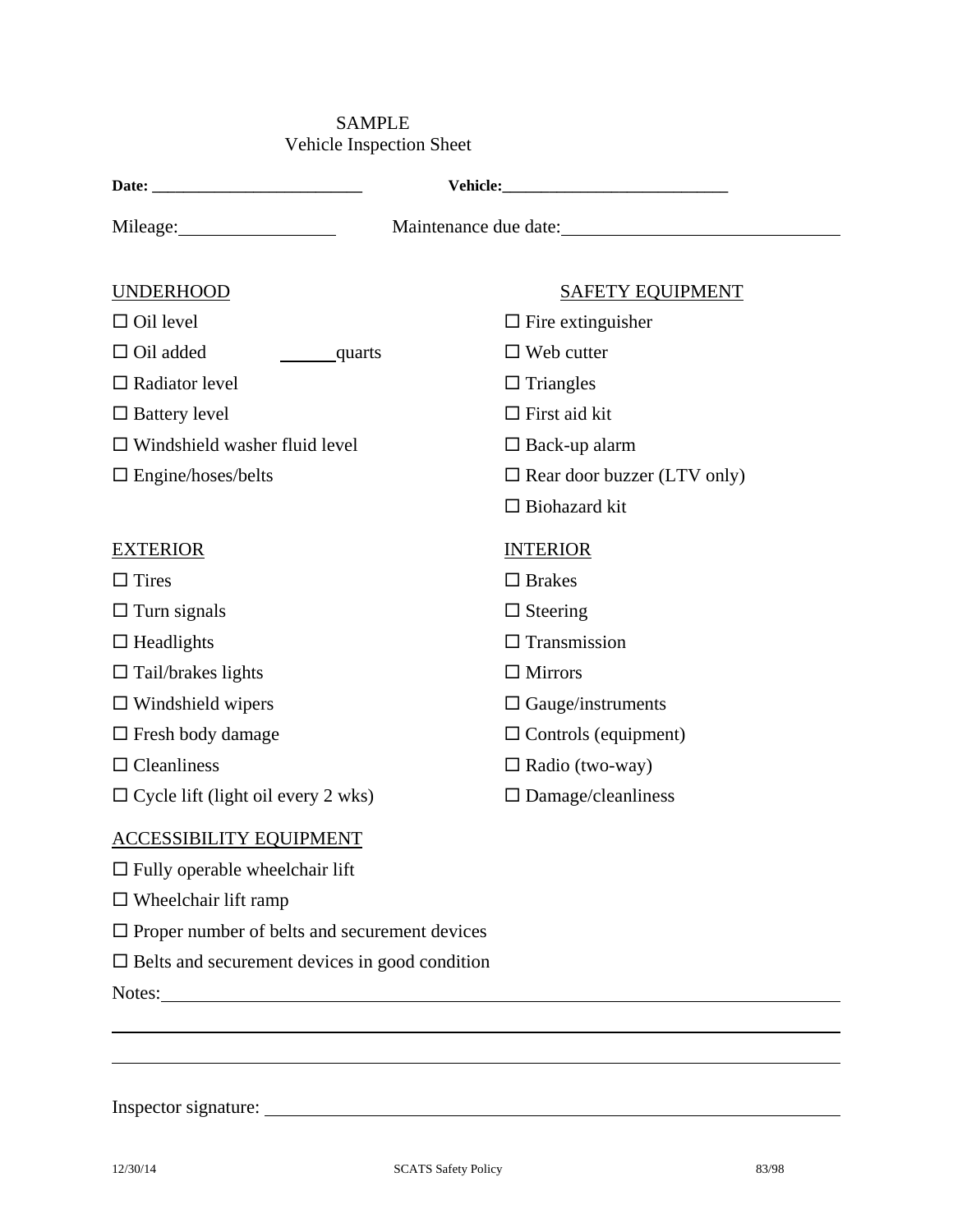SAMPLE
Vehicle Inspection Sheet

**Date: __________________________** **Vehicle:____________________________**

Mileage:_________________ Maintenance due date:______________________________

UNDERHOOD

- ☐ Oil level
- ☐ Oil added ______quarts
- ☐ Radiator level
- ☐ Battery level
- ☐ Windshield washer fluid level
- ☐ Engine/hoses/belts

SAFETY EQUIPMENT

- ☐ Fire extinguisher
- ☐ Web cutter
- ☐ Triangles
- ☐ First aid kit
- ☐ Back-up alarm
- ☐ Rear door buzzer (LTV only)
- ☐ Biohazard kit

EXTERIOR

- ☐ Tires
- ☐ Turn signals
- ☐ Headlights
- ☐ Tail/brakes lights
- ☐ Windshield wipers
- ☐ Fresh body damage
- ☐ Cleanliness
- ☐ Cycle lift (light oil every 2 wks)

INTERIOR

- ☐ Brakes
- ☐ Steering
- ☐ Transmission
- ☐ Mirrors
- ☐ Gauge/instruments
- ☐ Controls (equipment)
- ☐ Radio (two-way)
- ☐ Damage/cleanliness

ACCESSIBILITY EQUIPMENT

- ☐ Fully operable wheelchair lift
- ☐ Wheelchair lift ramp
- ☐ Proper number of belts and securement devices
- ☐ Belts and securement devices in good condition

Notes:______________________________________________________________________

____________________________________________________________________________

____________________________________________________________________________

Inspector signature: _________________________________________________________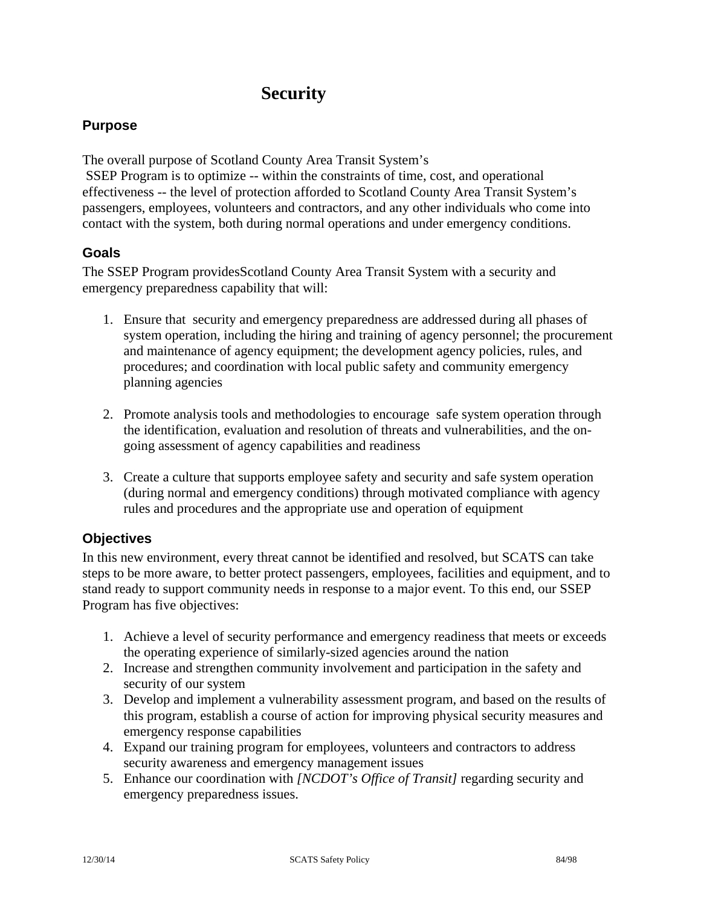# Security

## Purpose

The overall purpose of Scotland County Area Transit System's
SSEP Program is to optimize -- within the constraints of time, cost, and operational effectiveness -- the level of protection afforded to Scotland County Area Transit System's passengers, employees, volunteers and contractors, and any other individuals who come into contact with the system, both during normal operations and under emergency conditions.

## Goals

The SSEP Program providesScotland County Area Transit System with a security and emergency preparedness capability that will:

1. Ensure that security and emergency preparedness are addressed during all phases of system operation, including the hiring and training of agency personnel; the procurement and maintenance of agency equipment; the development agency policies, rules, and procedures; and coordination with local public safety and community emergency planning agencies

2. Promote analysis tools and methodologies to encourage safe system operation through the identification, evaluation and resolution of threats and vulnerabilities, and the on-going assessment of agency capabilities and readiness

3. Create a culture that supports employee safety and security and safe system operation (during normal and emergency conditions) through motivated compliance with agency rules and procedures and the appropriate use and operation of equipment

## Objectives

In this new environment, every threat cannot be identified and resolved, but SCATS can take steps to be more aware, to better protect passengers, employees, facilities and equipment, and to stand ready to support community needs in response to a major event. To this end, our SSEP Program has five objectives:

1. Achieve a level of security performance and emergency readiness that meets or exceeds the operating experience of similarly-sized agencies around the nation
2. Increase and strengthen community involvement and participation in the safety and security of our system
3. Develop and implement a vulnerability assessment program, and based on the results of this program, establish a course of action for improving physical security measures and emergency response capabilities
4. Expand our training program for employees, volunteers and contractors to address security awareness and emergency management issues
5. Enhance our coordination with *[NCDOT's Office of Transit]* regarding security and emergency preparedness issues.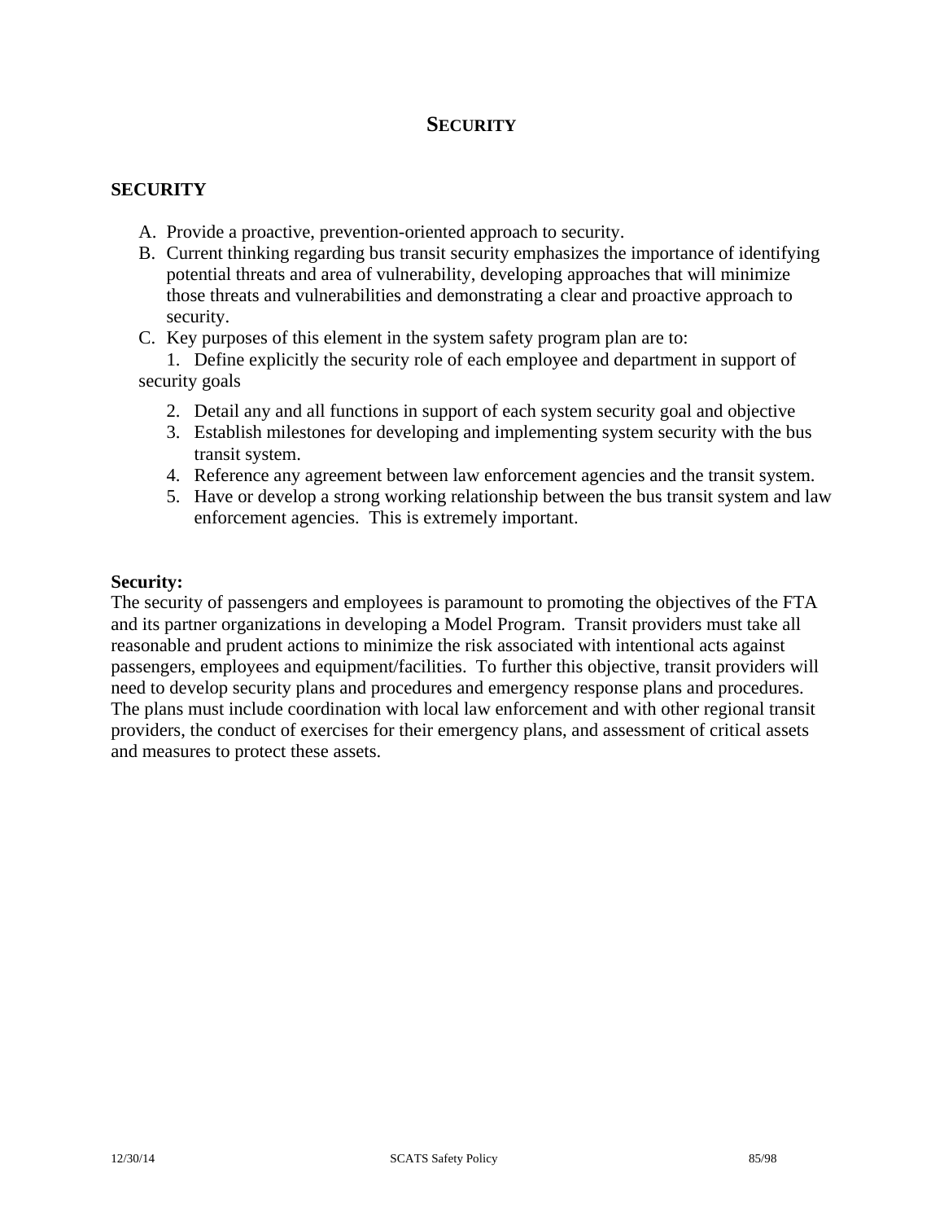# SECURITY

## SECURITY

A. Provide a proactive, prevention-oriented approach to security.
B. Current thinking regarding bus transit security emphasizes the importance of identifying potential threats and area of vulnerability, developing approaches that will minimize those threats and vulnerabilities and demonstrating a clear and proactive approach to security.
C. Key purposes of this element in the system safety program plan are to:
   1. Define explicitly the security role of each employee and department in support of security goals
   2. Detail any and all functions in support of each system security goal and objective
   3. Establish milestones for developing and implementing system security with the bus transit system.
   4. Reference any agreement between law enforcement agencies and the transit system.
   5. Have or develop a strong working relationship between the bus transit system and law enforcement agencies. This is extremely important.

**Security:**
The security of passengers and employees is paramount to promoting the objectives of the FTA and its partner organizations in developing a Model Program. Transit providers must take all reasonable and prudent actions to minimize the risk associated with intentional acts against passengers, employees and equipment/facilities. To further this objective, transit providers will need to develop security plans and procedures and emergency response plans and procedures. The plans must include coordination with local law enforcement and with other regional transit providers, the conduct of exercises for their emergency plans, and assessment of critical assets and measures to protect these assets.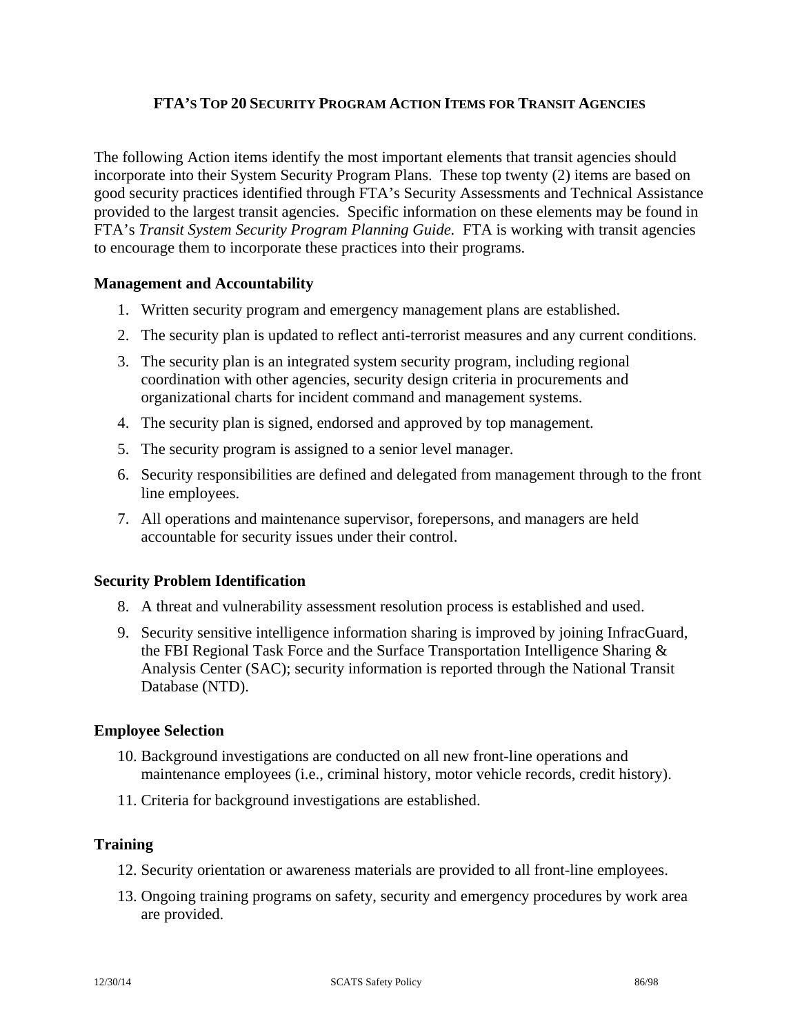## FTA's Top 20 Security Program Action Items for Transit Agencies

The following Action items identify the most important elements that transit agencies should incorporate into their System Security Program Plans. These top twenty (2) items are based on good security practices identified through FTA's Security Assessments and Technical Assistance provided to the largest transit agencies. Specific information on these elements may be found in FTA's *Transit System Security Program Planning Guide*. FTA is working with transit agencies to encourage them to incorporate these practices into their programs.

### Management and Accountability

1. Written security program and emergency management plans are established.
2. The security plan is updated to reflect anti-terrorist measures and any current conditions.
3. The security plan is an integrated system security program, including regional coordination with other agencies, security design criteria in procurements and organizational charts for incident command and management systems.
4. The security plan is signed, endorsed and approved by top management.
5. The security program is assigned to a senior level manager.
6. Security responsibilities are defined and delegated from management through to the front line employees.
7. All operations and maintenance supervisor, forepersons, and managers are held accountable for security issues under their control.

### Security Problem Identification

8. A threat and vulnerability assessment resolution process is established and used.
9. Security sensitive intelligence information sharing is improved by joining InfracGuard, the FBI Regional Task Force and the Surface Transportation Intelligence Sharing & Analysis Center (SAC); security information is reported through the National Transit Database (NTD).

### Employee Selection

10. Background investigations are conducted on all new front-line operations and maintenance employees (i.e., criminal history, motor vehicle records, credit history).
11. Criteria for background investigations are established.

### Training

12. Security orientation or awareness materials are provided to all front-line employees.
13. Ongoing training programs on safety, security and emergency procedures by work area are provided.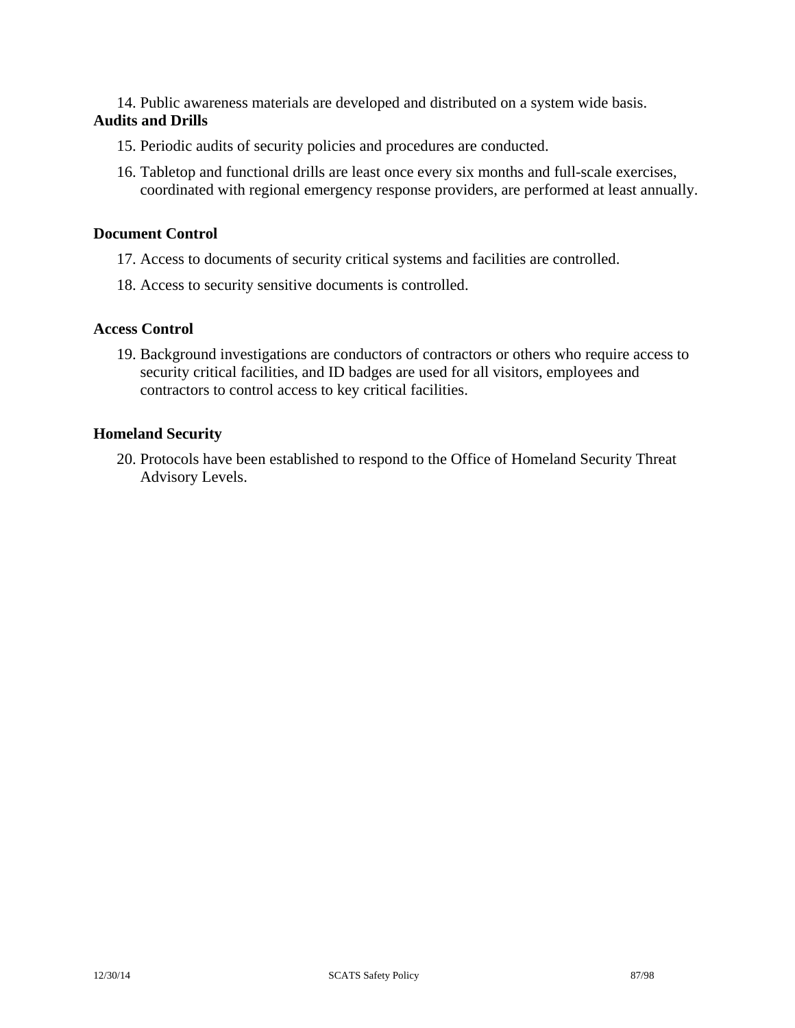14. Public awareness materials are developed and distributed on a system wide basis.

**Audits and Drills**

15. Periodic audits of security policies and procedures are conducted.
16. Tabletop and functional drills are least once every six months and full-scale exercises, coordinated with regional emergency response providers, are performed at least annually.

**Document Control**

17. Access to documents of security critical systems and facilities are controlled.
18. Access to security sensitive documents is controlled.

**Access Control**

19. Background investigations are conductors of contractors or others who require access to security critical facilities, and ID badges are used for all visitors, employees and contractors to control access to key critical facilities.

**Homeland Security**

20. Protocols have been established to respond to the Office of Homeland Security Threat Advisory Levels.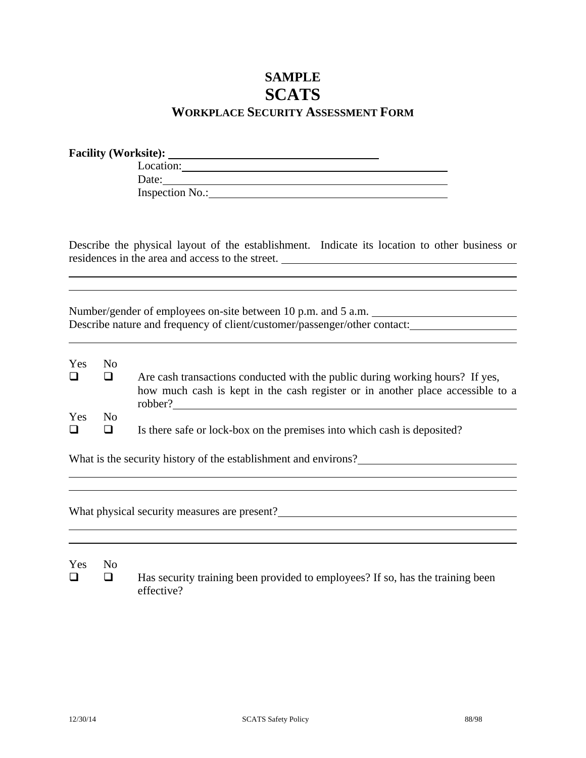# SAMPLE
# SCATS
## WORKPLACE SECURITY ASSESSMENT FORM

**Facility (Worksite):** ______________________________

Location: ______________________________

Date: ______________________________

Inspection No.: ______________________________

Describe the physical layout of the establishment. Indicate its location to other business or residences in the area and access to the street. ______________________________

______________________________

______________________________

Number/gender of employees on-site between 10 p.m. and 5 a.m. ______________________________

Describe nature and frequency of client/customer/passenger/other contact: ______________________________

______________________________

| Yes | No | |
|---|---|---|
| ☐ | ☐ | Are cash transactions conducted with the public during working hours? If yes, how much cash is kept in the cash register or in another place accessible to a robber? ______________________________ |

| Yes | No | |
|---|---|---|
| ☐ | ☐ | Is there safe or lock-box on the premises into which cash is deposited? |

What is the security history of the establishment and environs? ______________________________

______________________________

______________________________

What physical security measures are present? ______________________________

______________________________

______________________________

| Yes | No | |
|---|---|---|
| ☐ | ☐ | Has security training been provided to employees? If so, has the training been effective? |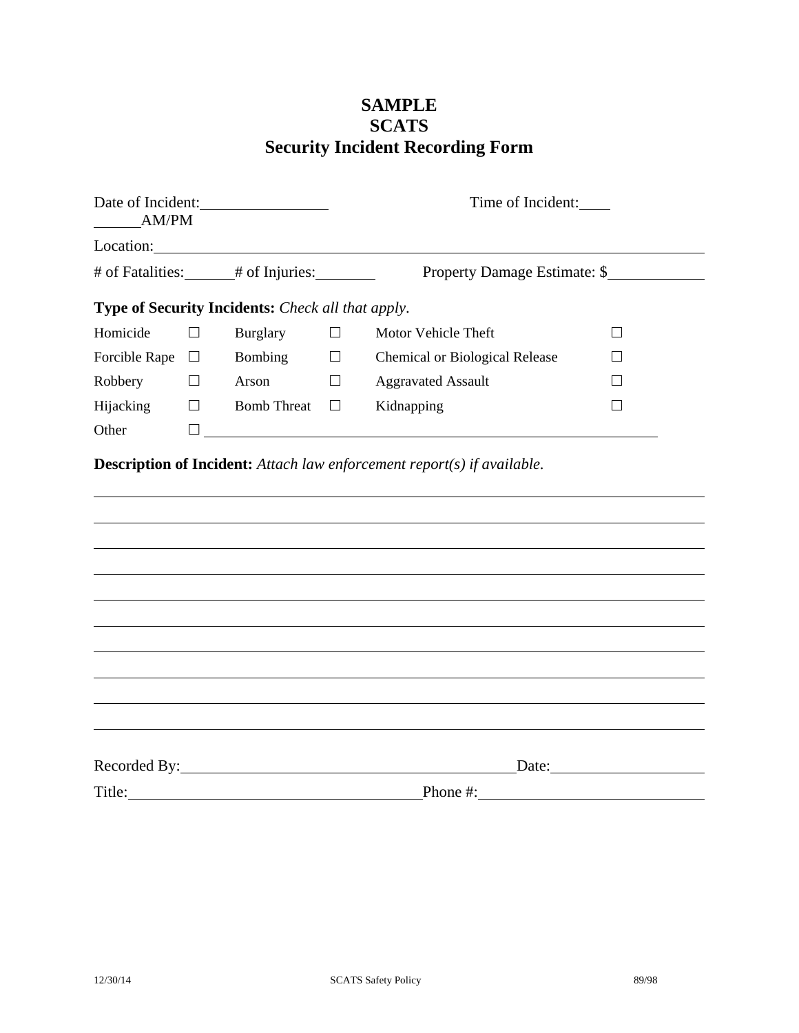# SAMPLE
# SCATS
# Security Incident Recording Form

Date of Incident:________________ Time of Incident:____ ______AM/PM

Location:________________________________________________________________

\# of Fatalities:______ # of Injuries:________ Property Damage Estimate: $____________

**Type of Security Incidents:** *Check all that apply.*

| | | | | | | |
|---|---|---|---|---|---|---|
| Homicide | ☐ | Burglary | ☐ | Motor Vehicle Theft | ☐ |
| Forcible Rape | ☐ | Bombing | ☐ | Chemical or Biological Release | ☐ |
| Robbery | ☐ | Arson | ☐ | Aggravated Assault | ☐ |
| Hijacking | ☐ | Bomb Threat | ☐ | Kidnapping | ☐ |

Other ☐ ____________________________________________________________

**Description of Incident:** *Attach law enforcement report(s) if available.*

________________________________________________________________________

________________________________________________________________________

________________________________________________________________________

________________________________________________________________________

________________________________________________________________________

________________________________________________________________________

________________________________________________________________________

________________________________________________________________________

________________________________________________________________________

________________________________________________________________________

Recorded By:__________________________________________ Date:___________________

Title:______________________________________ Phone #:____________________________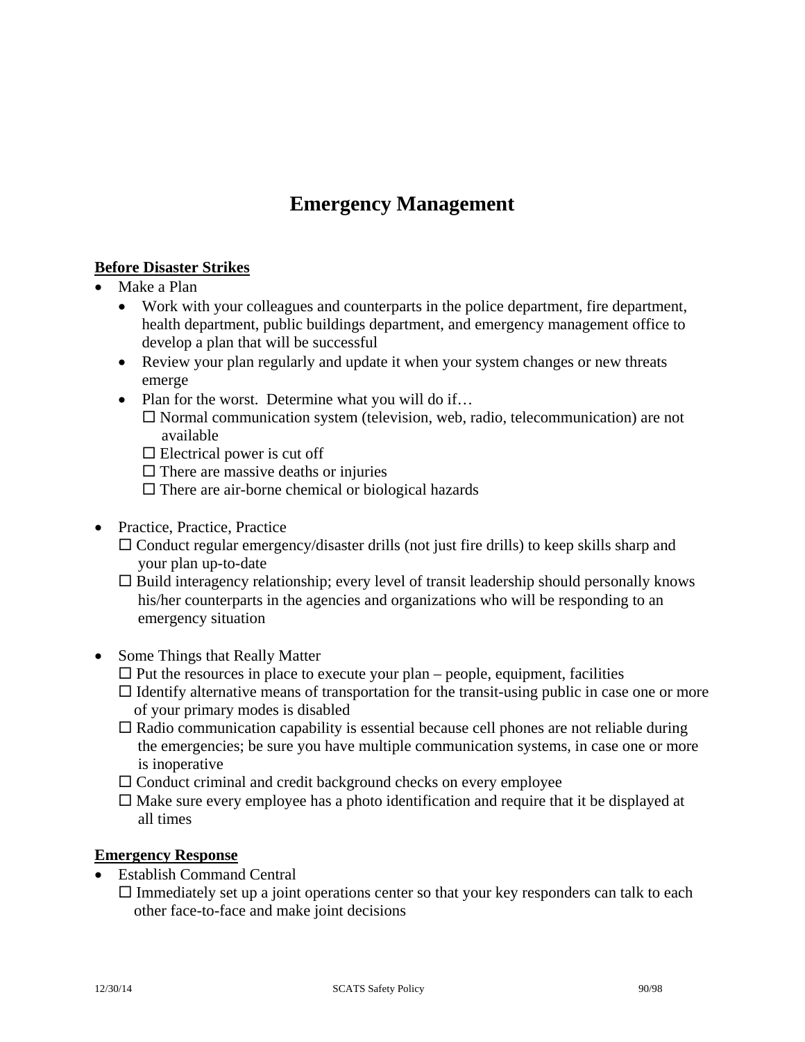# Emergency Management

**Before Disaster Strikes**

- Make a Plan
  - Work with your colleagues and counterparts in the police department, fire department, health department, public buildings department, and emergency management office to develop a plan that will be successful
  - Review your plan regularly and update it when your system changes or new threats emerge
  - Plan for the worst. Determine what you will do if…
    - ☐ Normal communication system (television, web, radio, telecommunication) are not available
    - ☐ Electrical power is cut off
    - ☐ There are massive deaths or injuries
    - ☐ There are air-borne chemical or biological hazards

- Practice, Practice, Practice
  - ☐ Conduct regular emergency/disaster drills (not just fire drills) to keep skills sharp and your plan up-to-date
  - ☐ Build interagency relationship; every level of transit leadership should personally knows his/her counterparts in the agencies and organizations who will be responding to an emergency situation

- Some Things that Really Matter
  - ☐ Put the resources in place to execute your plan – people, equipment, facilities
  - ☐ Identify alternative means of transportation for the transit-using public in case one or more of your primary modes is disabled
  - ☐ Radio communication capability is essential because cell phones are not reliable during the emergencies; be sure you have multiple communication systems, in case one or more is inoperative
  - ☐ Conduct criminal and credit background checks on every employee
  - ☐ Make sure every employee has a photo identification and require that it be displayed at all times

**Emergency Response**

- Establish Command Central
  - ☐ Immediately set up a joint operations center so that your key responders can talk to each other face-to-face and make joint decisions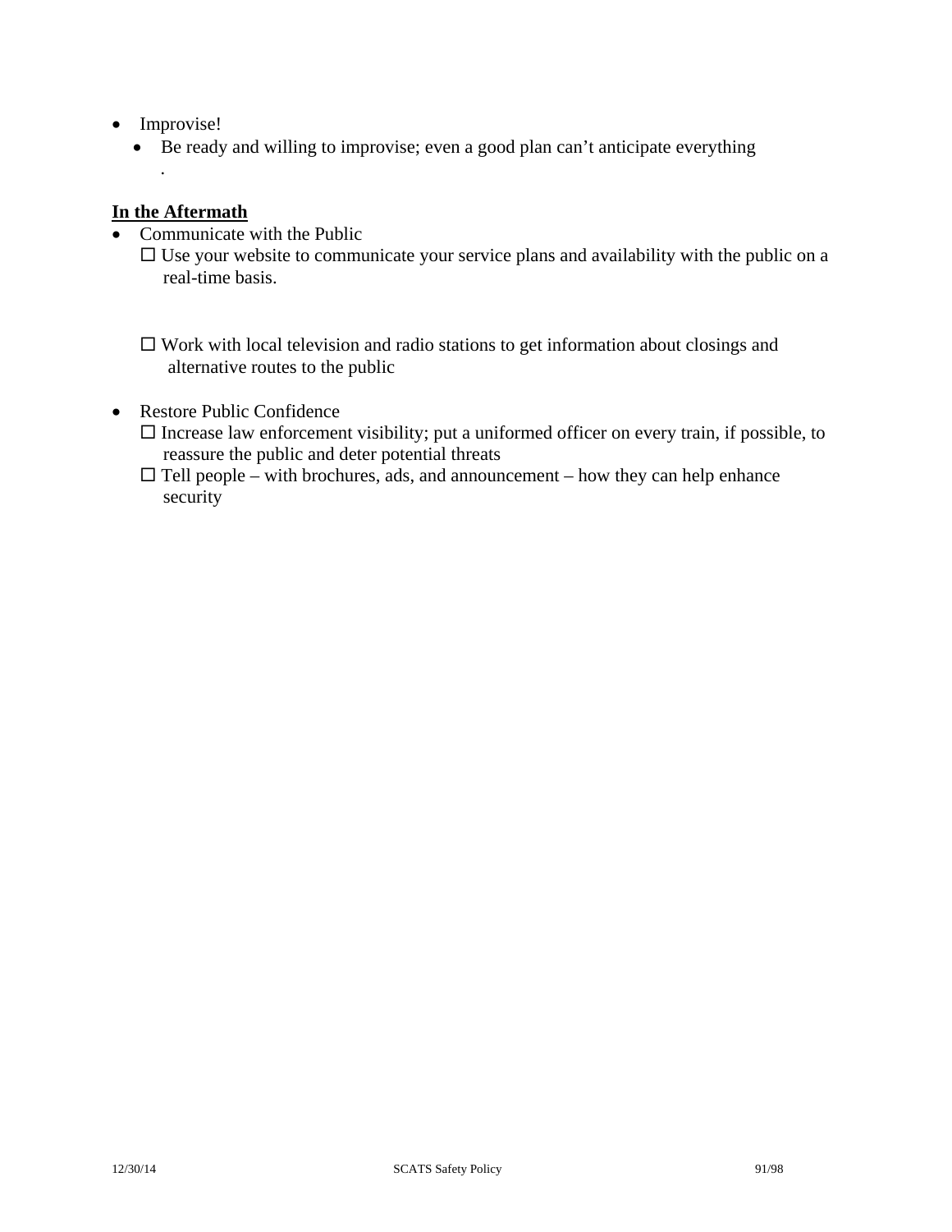- Improvise!
  - Be ready and willing to improvise; even a good plan can't anticipate everything
    .

**<u>In the Aftermath</u>**

- Communicate with the Public
  - ☐ Use your website to communicate your service plans and availability with the public on a real-time basis.
  - ☐ Work with local television and radio stations to get information about closings and alternative routes to the public
- Restore Public Confidence
  - ☐ Increase law enforcement visibility; put a uniformed officer on every train, if possible, to reassure the public and deter potential threats
  - ☐ Tell people – with brochures, ads, and announcement – how they can help enhance security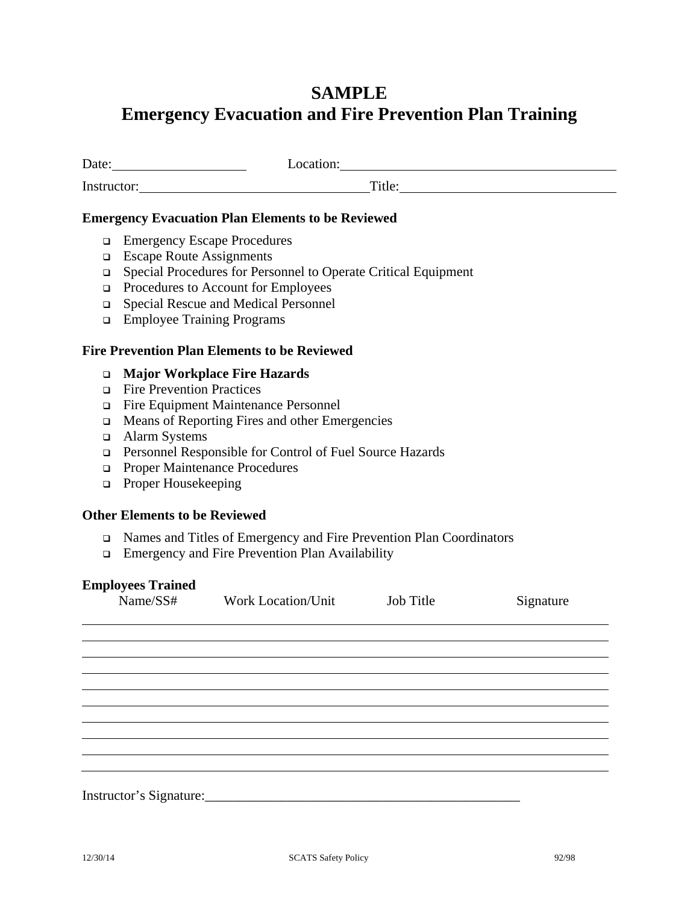# SAMPLE
# Emergency Evacuation and Fire Prevention Plan Training

Date:____________________ Location:________________________________________

Instructor:__________________________________ Title:________________________________

### Emergency Evacuation Plan Elements to be Reviewed

- ❑ Emergency Escape Procedures
- ❑ Escape Route Assignments
- ❑ Special Procedures for Personnel to Operate Critical Equipment
- ❑ Procedures to Account for Employees
- ❑ Special Rescue and Medical Personnel
- ❑ Employee Training Programs

### Fire Prevention Plan Elements to be Reviewed

- ❑ **Major Workplace Fire Hazards**
- ❑ Fire Prevention Practices
- ❑ Fire Equipment Maintenance Personnel
- ❑ Means of Reporting Fires and other Emergencies
- ❑ Alarm Systems
- ❑ Personnel Responsible for Control of Fuel Source Hazards
- ❑ Proper Maintenance Procedures
- ❑ Proper Housekeeping

### Other Elements to be Reviewed

- ❑ Names and Titles of Emergency and Fire Prevention Plan Coordinators
- ❑ Emergency and Fire Prevention Plan Availability

### Employees Trained

| Name/SS# | Work Location/Unit | Job Title | Signature |
|---|---|---|---|
| | | | |
| | | | |
| | | | |
| | | | |
| | | | |
| | | | |
| | | | |
| | | | |
| | | | |
| | | | |

Instructor's Signature:________________________________________________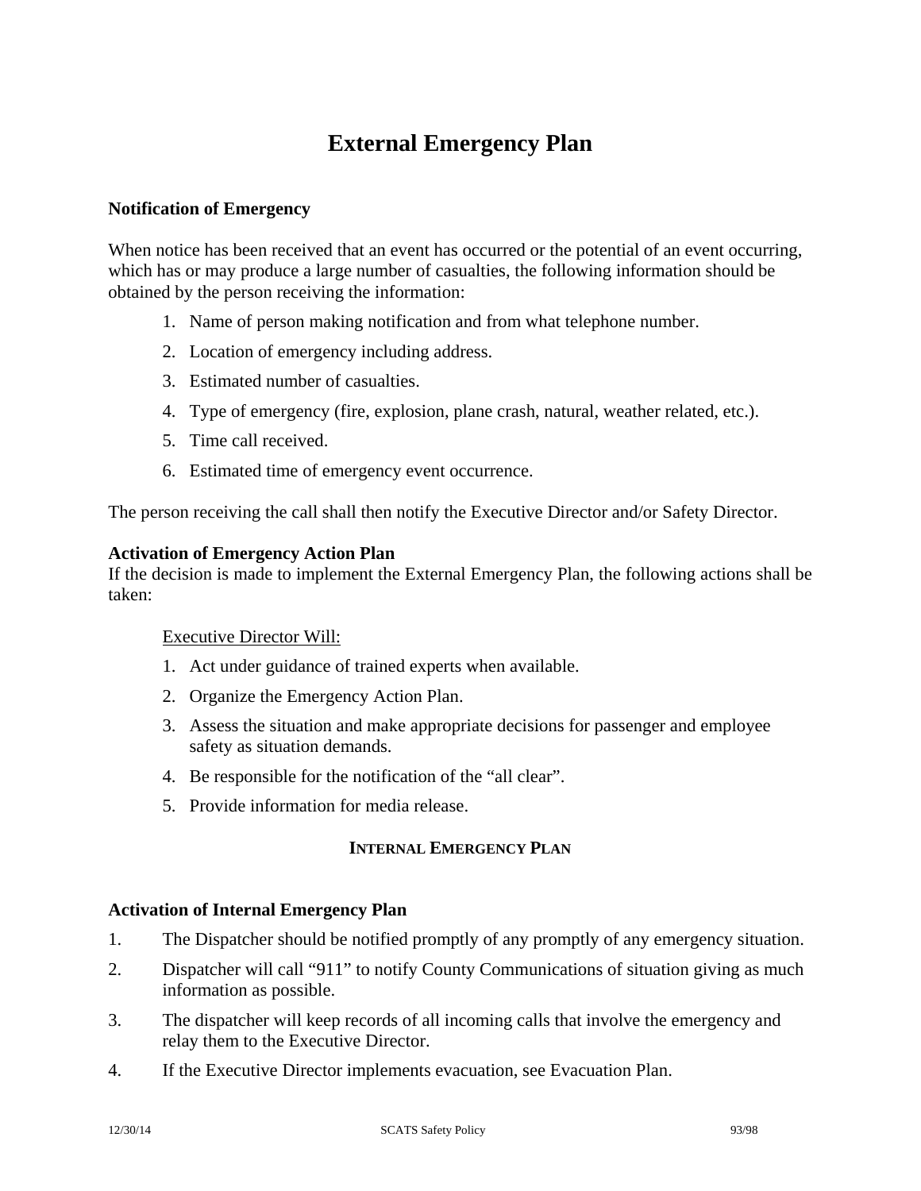# External Emergency Plan

**Notification of Emergency**

When notice has been received that an event has occurred or the potential of an event occurring, which has or may produce a large number of casualties, the following information should be obtained by the person receiving the information:

1. Name of person making notification and from what telephone number.
2. Location of emergency including address.
3. Estimated number of casualties.
4. Type of emergency (fire, explosion, plane crash, natural, weather related, etc.).
5. Time call received.
6. Estimated time of emergency event occurrence.

The person receiving the call shall then notify the Executive Director and/or Safety Director.

**Activation of Emergency Action Plan**

If the decision is made to implement the External Emergency Plan, the following actions shall be taken:

Executive Director Will:

1. Act under guidance of trained experts when available.
2. Organize the Emergency Action Plan.
3. Assess the situation and make appropriate decisions for passenger and employee safety as situation demands.
4. Be responsible for the notification of the "all clear".
5. Provide information for media release.

## INTERNAL EMERGENCY PLAN

**Activation of Internal Emergency Plan**

1. The Dispatcher should be notified promptly of any promptly of any emergency situation.
2. Dispatcher will call "911" to notify County Communications of situation giving as much information as possible.
3. The dispatcher will keep records of all incoming calls that involve the emergency and relay them to the Executive Director.
4. If the Executive Director implements evacuation, see Evacuation Plan.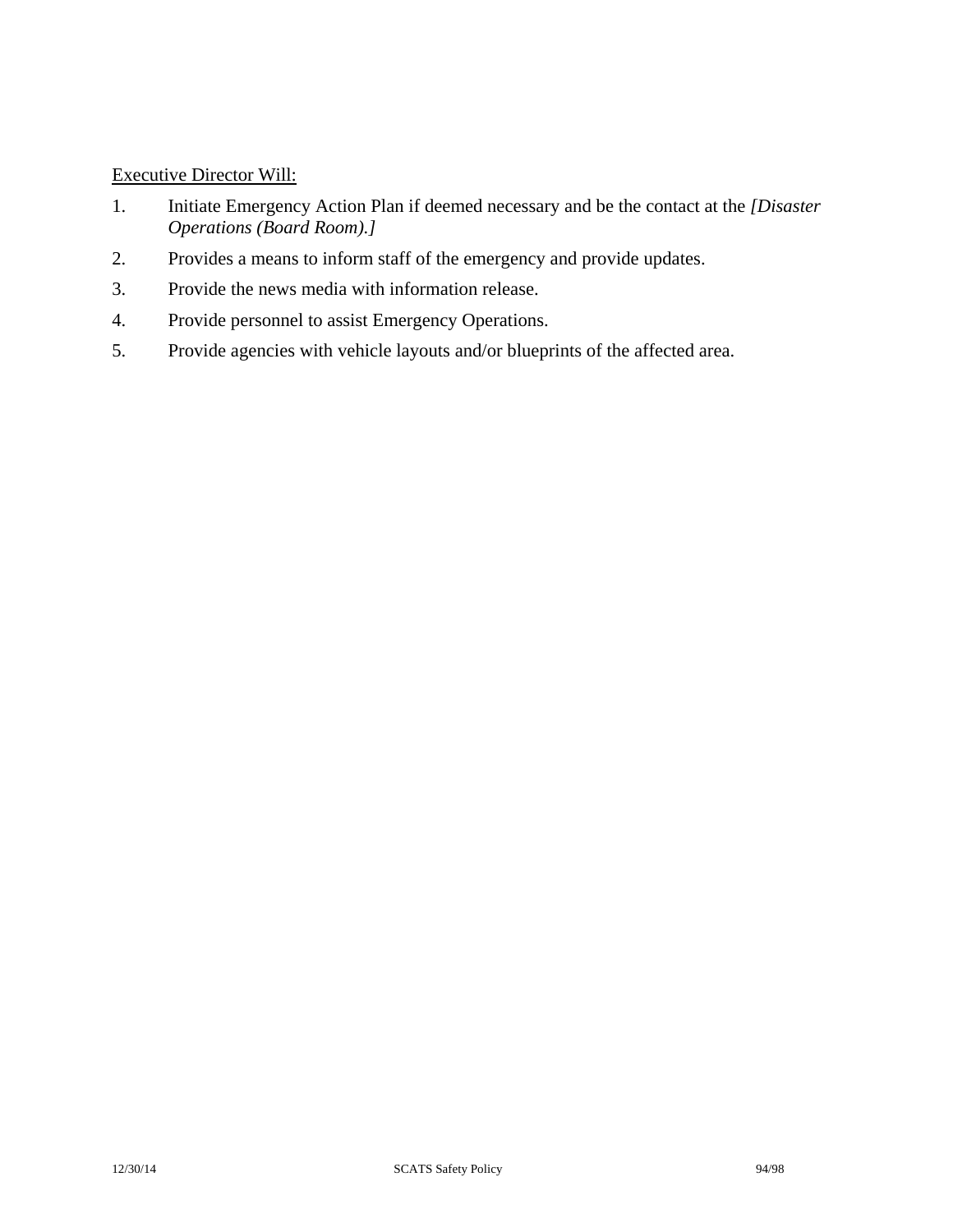<u>Executive Director Will:</u>

1. Initiate Emergency Action Plan if deemed necessary and be the contact at the *[Disaster Operations (Board Room).]*
2. Provides a means to inform staff of the emergency and provide updates.
3. Provide the news media with information release.
4. Provide personnel to assist Emergency Operations.
5. Provide agencies with vehicle layouts and/or blueprints of the affected area.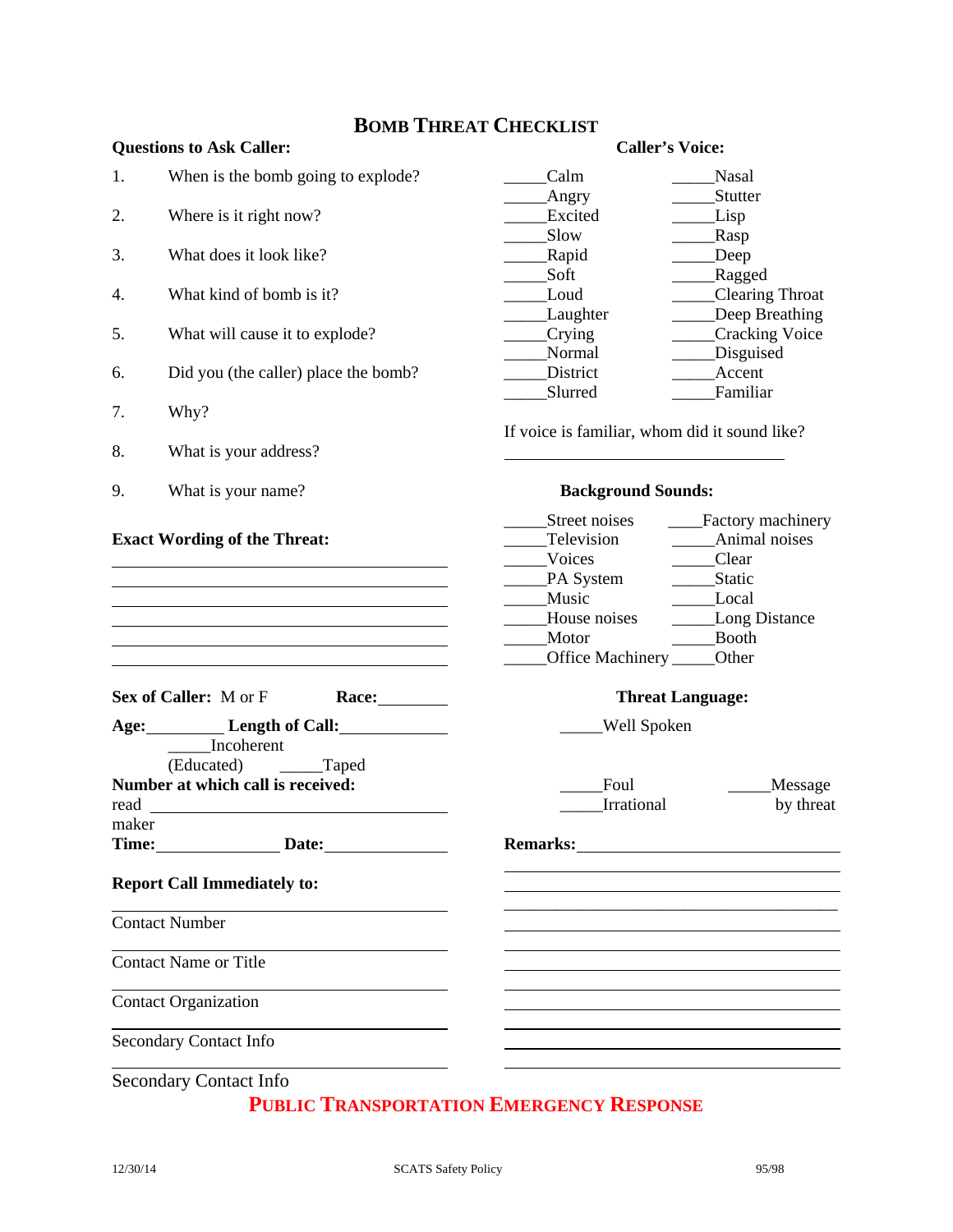# BOMB THREAT CHECKLIST

**Questions to Ask Caller:**

1. When is the bomb going to explode?
2. Where is it right now?
3. What does it look like?
4. What kind of bomb is it?
5. What will cause it to explode?
6. Did you (the caller) place the bomb?
7. Why?
8. What is your address?
9. What is your name?

**Exact Wording of the Threat:**

______________________________________

______________________________________

______________________________________

______________________________________

______________________________________

______________________________________

**Sex of Caller:** M or F **Race:**________

**Age:**_________ **Length of Call:**____________

**Number at which call is received:**

______________________________________

**Time:**______________ **Date:**______________

**Report Call Immediately to:**

______________________________________

Contact Number

______________________________________

Contact Name or Title

______________________________________

Contact Organization

______________________________________

Secondary Contact Info

______________________________________

Secondary Contact Info

**Caller's Voice:**

_____Calm
_____Angry
_____Excited
_____Slow
_____Rapid
_____Soft
_____Loud
_____Laughter
_____Crying
_____Normal
_____District
_____Slurred
_____Nasal
_____Stutter
_____Lisp
_____Rasp
_____Deep
_____Ragged
_____Clearing Throat
_____Deep Breathing
_____Cracking Voice
_____Disguised
_____Accent
_____Familiar

If voice is familiar, whom did it sound like?

______________________________________

**Background Sounds:**

_____Street noises
_____Television
_____Voices
_____PA System
_____Music
_____House noises
_____Motor
_____Office Machinery
____Factory machinery
_____Animal noises
_____Clear
_____Static
_____Local
_____Long Distance
_____Booth
_____Other

**Threat Language:**

_____Well Spoken (Educated)
_____Incoherent
_____Taped
_____Foul
_____Irrational
_____Message read by threat maker

**Remarks:**______________________________________

______________________________________

______________________________________

______________________________________

______________________________________

______________________________________

______________________________________

______________________________________

______________________________________

______________________________________

______________________________________

## PUBLIC TRANSPORTATION EMERGENCY RESPONSE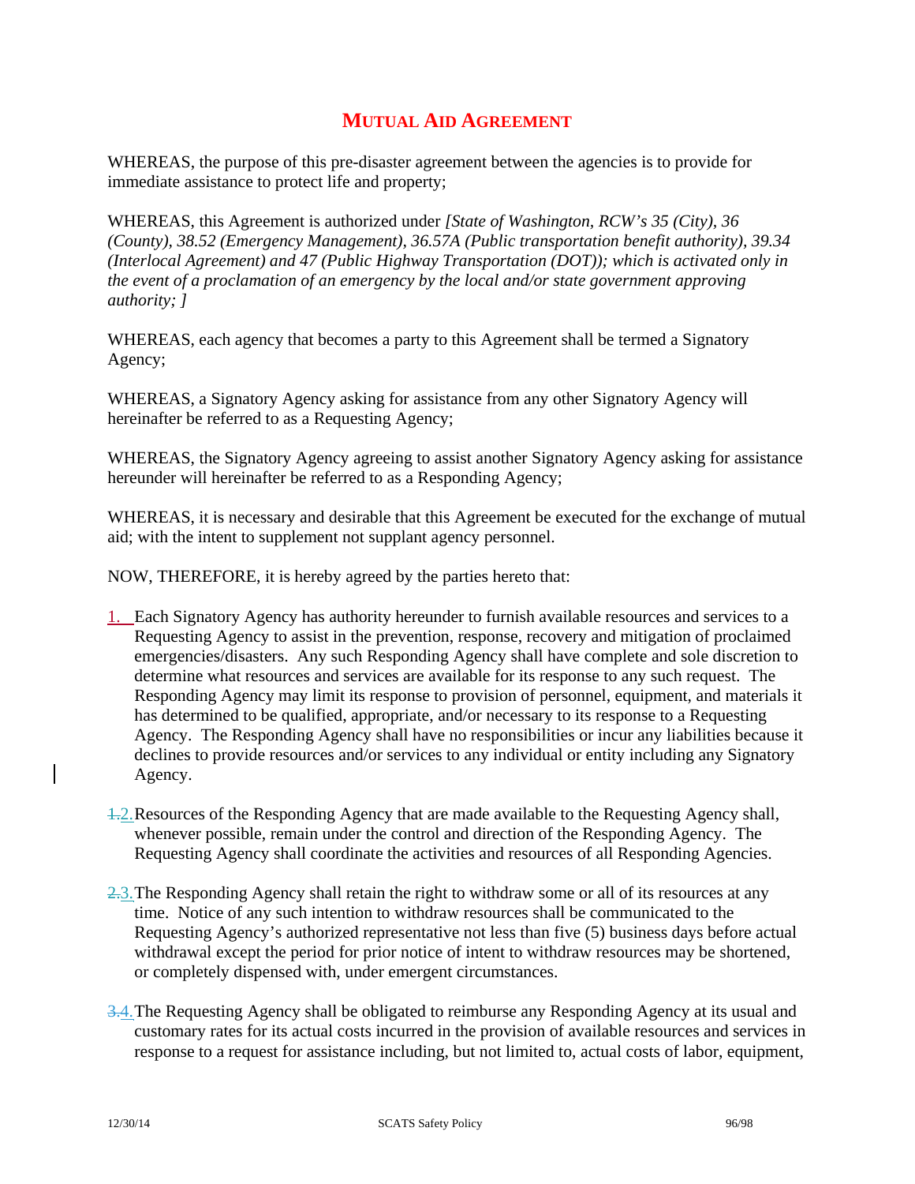# MUTUAL AID AGREEMENT

WHEREAS, the purpose of this pre-disaster agreement between the agencies is to provide for immediate assistance to protect life and property;

WHEREAS, this Agreement is authorized under *[State of Washington, RCW's 35 (City), 36 (County), 38.52 (Emergency Management), 36.57A (Public transportation benefit authority), 39.34 (Interlocal Agreement) and 47 (Public Highway Transportation (DOT)); which is activated only in the event of a proclamation of an emergency by the local and/or state government approving authority; ]*

WHEREAS, each agency that becomes a party to this Agreement shall be termed a Signatory Agency;

WHEREAS, a Signatory Agency asking for assistance from any other Signatory Agency will hereinafter be referred to as a Requesting Agency;

WHEREAS, the Signatory Agency agreeing to assist another Signatory Agency asking for assistance hereunder will hereinafter be referred to as a Responding Agency;

WHEREAS, it is necessary and desirable that this Agreement be executed for the exchange of mutual aid; with the intent to supplement not supplant agency personnel.

NOW, THEREFORE, it is hereby agreed by the parties hereto that:

1. Each Signatory Agency has authority hereunder to furnish available resources and services to a Requesting Agency to assist in the prevention, response, recovery and mitigation of proclaimed emergencies/disasters. Any such Responding Agency shall have complete and sole discretion to determine what resources and services are available for its response to any such request. The Responding Agency may limit its response to provision of personnel, equipment, and materials it has determined to be qualified, appropriate, and/or necessary to its response to a Requesting Agency. The Responding Agency shall have no responsibilities or incur any liabilities because it declines to provide resources and/or services to any individual or entity including any Signatory Agency.

2. Resources of the Responding Agency that are made available to the Requesting Agency shall, whenever possible, remain under the control and direction of the Responding Agency. The Requesting Agency shall coordinate the activities and resources of all Responding Agencies.

3. The Responding Agency shall retain the right to withdraw some or all of its resources at any time. Notice of any such intention to withdraw resources shall be communicated to the Requesting Agency's authorized representative not less than five (5) business days before actual withdrawal except the period for prior notice of intent to withdraw resources may be shortened, or completely dispensed with, under emergent circumstances.

4. The Requesting Agency shall be obligated to reimburse any Responding Agency at its usual and customary rates for its actual costs incurred in the provision of available resources and services in response to a request for assistance including, but not limited to, actual costs of labor, equipment,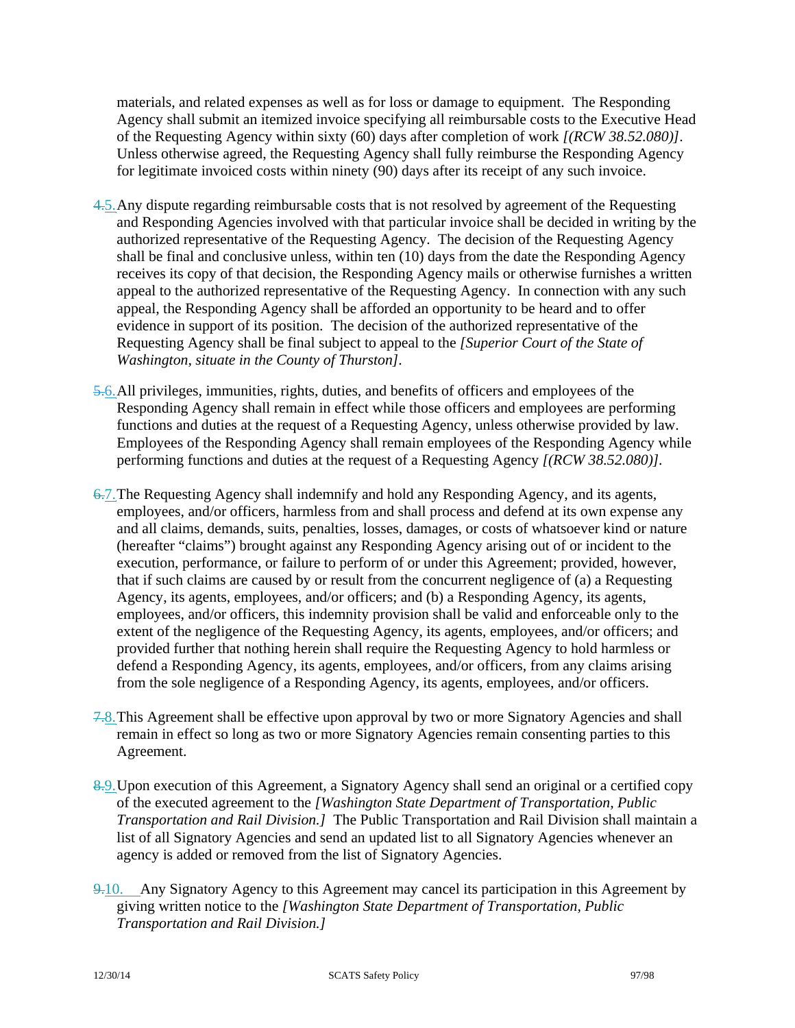materials, and related expenses as well as for loss or damage to equipment. The Responding Agency shall submit an itemized invoice specifying all reimbursable costs to the Executive Head of the Requesting Agency within sixty (60) days after completion of work *[(RCW 38.52.080)]*. Unless otherwise agreed, the Requesting Agency shall fully reimburse the Responding Agency for legitimate invoiced costs within ninety (90) days after its receipt of any such invoice.

~~4.~~5. Any dispute regarding reimbursable costs that is not resolved by agreement of the Requesting and Responding Agencies involved with that particular invoice shall be decided in writing by the authorized representative of the Requesting Agency. The decision of the Requesting Agency shall be final and conclusive unless, within ten (10) days from the date the Responding Agency receives its copy of that decision, the Responding Agency mails or otherwise furnishes a written appeal to the authorized representative of the Requesting Agency. In connection with any such appeal, the Responding Agency shall be afforded an opportunity to be heard and to offer evidence in support of its position. The decision of the authorized representative of the Requesting Agency shall be final subject to appeal to the *[Superior Court of the State of Washington, situate in the County of Thurston]*.

~~5.~~6. All privileges, immunities, rights, duties, and benefits of officers and employees of the Responding Agency shall remain in effect while those officers and employees are performing functions and duties at the request of a Requesting Agency, unless otherwise provided by law. Employees of the Responding Agency shall remain employees of the Responding Agency while performing functions and duties at the request of a Requesting Agency *[(RCW 38.52.080)]*.

~~6.~~7. The Requesting Agency shall indemnify and hold any Responding Agency, and its agents, employees, and/or officers, harmless from and shall process and defend at its own expense any and all claims, demands, suits, penalties, losses, damages, or costs of whatsoever kind or nature (hereafter "claims") brought against any Responding Agency arising out of or incident to the execution, performance, or failure to perform of or under this Agreement; provided, however, that if such claims are caused by or result from the concurrent negligence of (a) a Requesting Agency, its agents, employees, and/or officers; and (b) a Responding Agency, its agents, employees, and/or officers, this indemnity provision shall be valid and enforceable only to the extent of the negligence of the Requesting Agency, its agents, employees, and/or officers; and provided further that nothing herein shall require the Requesting Agency to hold harmless or defend a Responding Agency, its agents, employees, and/or officers, from any claims arising from the sole negligence of a Responding Agency, its agents, employees, and/or officers.

~~7.~~8. This Agreement shall be effective upon approval by two or more Signatory Agencies and shall remain in effect so long as two or more Signatory Agencies remain consenting parties to this Agreement.

~~8.~~9. Upon execution of this Agreement, a Signatory Agency shall send an original or a certified copy of the executed agreement to the *[Washington State Department of Transportation, Public Transportation and Rail Division.]* The Public Transportation and Rail Division shall maintain a list of all Signatory Agencies and send an updated list to all Signatory Agencies whenever an agency is added or removed from the list of Signatory Agencies.

~~9.~~10. Any Signatory Agency to this Agreement may cancel its participation in this Agreement by giving written notice to the *[Washington State Department of Transportation, Public Transportation and Rail Division.]*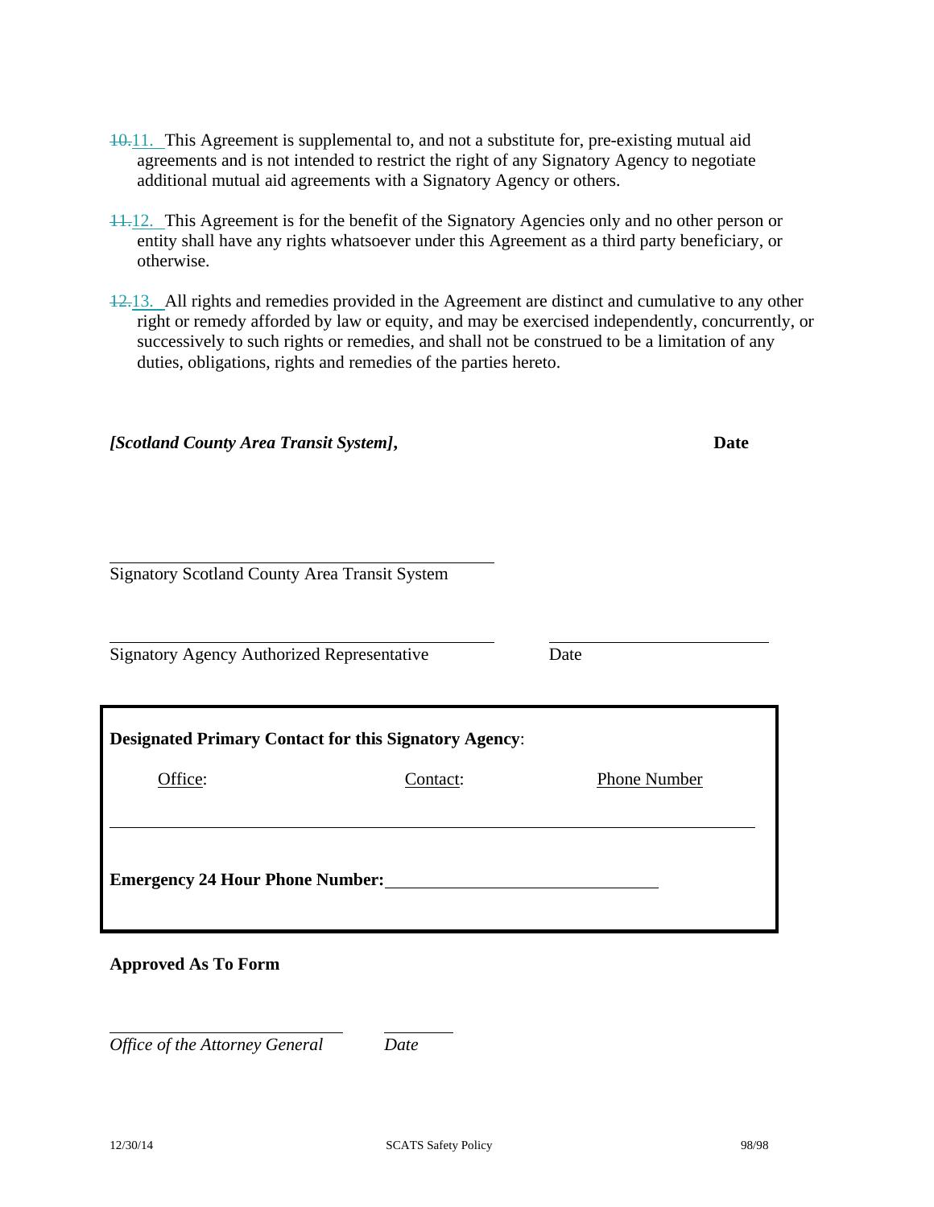~~10.~~11. This Agreement is supplemental to, and not a substitute for, pre-existing mutual aid agreements and is not intended to restrict the right of any Signatory Agency to negotiate additional mutual aid agreements with a Signatory Agency or others.

~~11.~~12. This Agreement is for the benefit of the Signatory Agencies only and no other person or entity shall have any rights whatsoever under this Agreement as a third party beneficiary, or otherwise.

~~12.~~13. All rights and remedies provided in the Agreement are distinct and cumulative to any other right or remedy afforded by law or equity, and may be exercised independently, concurrently, or successively to such rights or remedies, and shall not be construed to be a limitation of any duties, obligations, rights and remedies of the parties hereto.

***[Scotland County Area Transit System],*** **Date**

\_\_\_\_\_\_\_\_\_\_\_\_\_\_\_\_\_\_\_\_\_\_\_\_\_\_\_\_\_\_\_\_\_\_\_\_\_\_\_\_

Signatory Scotland County Area Transit System

\_\_\_\_\_\_\_\_\_\_\_\_\_\_\_\_\_\_\_\_\_\_\_\_\_\_\_\_\_\_\_\_\_\_\_\_\_\_\_\_ \_\_\_\_\_\_\_\_\_\_\_\_\_\_\_\_\_\_\_\_\_\_\_

Signatory Agency Authorized Representative Date

**Designated Primary Contact for this Signatory Agency**:

| Office: | Contact: | Phone Number |
|---|---|---|
| | | |

**Emergency 24 Hour Phone Number:** \_\_\_\_\_\_\_\_\_\_\_\_\_\_\_\_\_\_\_\_\_\_\_\_\_\_\_\_

**Approved As To Form**

\_\_\_\_\_\_\_\_\_\_\_\_\_\_\_\_\_\_\_\_\_\_\_\_\_ \_\_\_\_\_\_\_

*Office of the Attorney General* *Date*